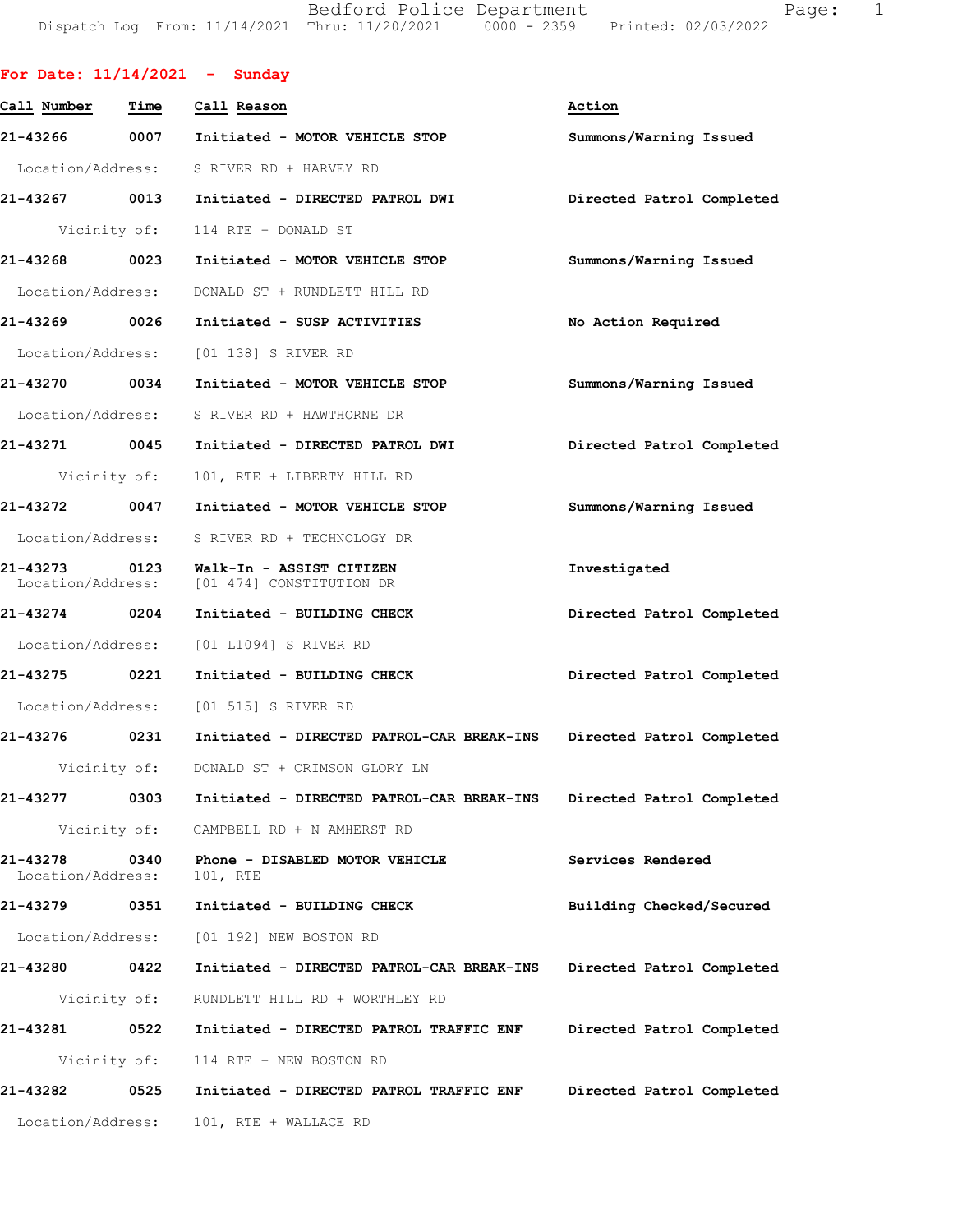Bedford Police Department
Dispatch Log From: 11/14/2021 Thru: 11/20/2021 0000 - 2359 Printed: 02/03/2022

## For Date: 11/14/2021 - Sunday

| Call Number | Time | Call Reason | Action |
|---|---|---|---|
| 21-43266 | 0007 | Initiated - MOTOR VEHICLE STOP | Summons/Warning Issued |
| | | Location/Address: S RIVER RD + HARVEY RD | |
| 21-43267 | 0013 | Initiated - DIRECTED PATROL DWI | Directed Patrol Completed |
| | | Vicinity of: 114 RTE + DONALD ST | |
| 21-43268 | 0023 | Initiated - MOTOR VEHICLE STOP | Summons/Warning Issued |
| | | Location/Address: DONALD ST + RUNDLETT HILL RD | |
| 21-43269 | 0026 | Initiated - SUSP ACTIVITIES | No Action Required |
| | | Location/Address: [01 138] S RIVER RD | |
| 21-43270 | 0034 | Initiated - MOTOR VEHICLE STOP | Summons/Warning Issued |
| | | Location/Address: S RIVER RD + HAWTHORNE DR | |
| 21-43271 | 0045 | Initiated - DIRECTED PATROL DWI | Directed Patrol Completed |
| | | Vicinity of: 101, RTE + LIBERTY HILL RD | |
| 21-43272 | 0047 | Initiated - MOTOR VEHICLE STOP | Summons/Warning Issued |
| | | Location/Address: S RIVER RD + TECHNOLOGY DR | |
| 21-43273 | 0123 | Walk-In - ASSIST CITIZEN | Investigated |
| | | Location/Address: [01 474] CONSTITUTION DR | |
| 21-43274 | 0204 | Initiated - BUILDING CHECK | Directed Patrol Completed |
| | | Location/Address: [01 L1094] S RIVER RD | |
| 21-43275 | 0221 | Initiated - BUILDING CHECK | Directed Patrol Completed |
| | | Location/Address: [01 515] S RIVER RD | |
| 21-43276 | 0231 | Initiated - DIRECTED PATROL-CAR BREAK-INS | Directed Patrol Completed |
| | | Vicinity of: DONALD ST + CRIMSON GLORY LN | |
| 21-43277 | 0303 | Initiated - DIRECTED PATROL-CAR BREAK-INS | Directed Patrol Completed |
| | | Vicinity of: CAMPBELL RD + N AMHERST RD | |
| 21-43278 | 0340 | Phone - DISABLED MOTOR VEHICLE | Services Rendered |
| | | Location/Address: 101, RTE | |
| 21-43279 | 0351 | Initiated - BUILDING CHECK | Building Checked/Secured |
| | | Location/Address: [01 192] NEW BOSTON RD | |
| 21-43280 | 0422 | Initiated - DIRECTED PATROL-CAR BREAK-INS | Directed Patrol Completed |
| | | Vicinity of: RUNDLETT HILL RD + WORTHLEY RD | |
| 21-43281 | 0522 | Initiated - DIRECTED PATROL TRAFFIC ENF | Directed Patrol Completed |
| | | Vicinity of: 114 RTE + NEW BOSTON RD | |
| 21-43282 | 0525 | Initiated - DIRECTED PATROL TRAFFIC ENF | Directed Patrol Completed |
| | | Location/Address: 101, RTE + WALLACE RD | |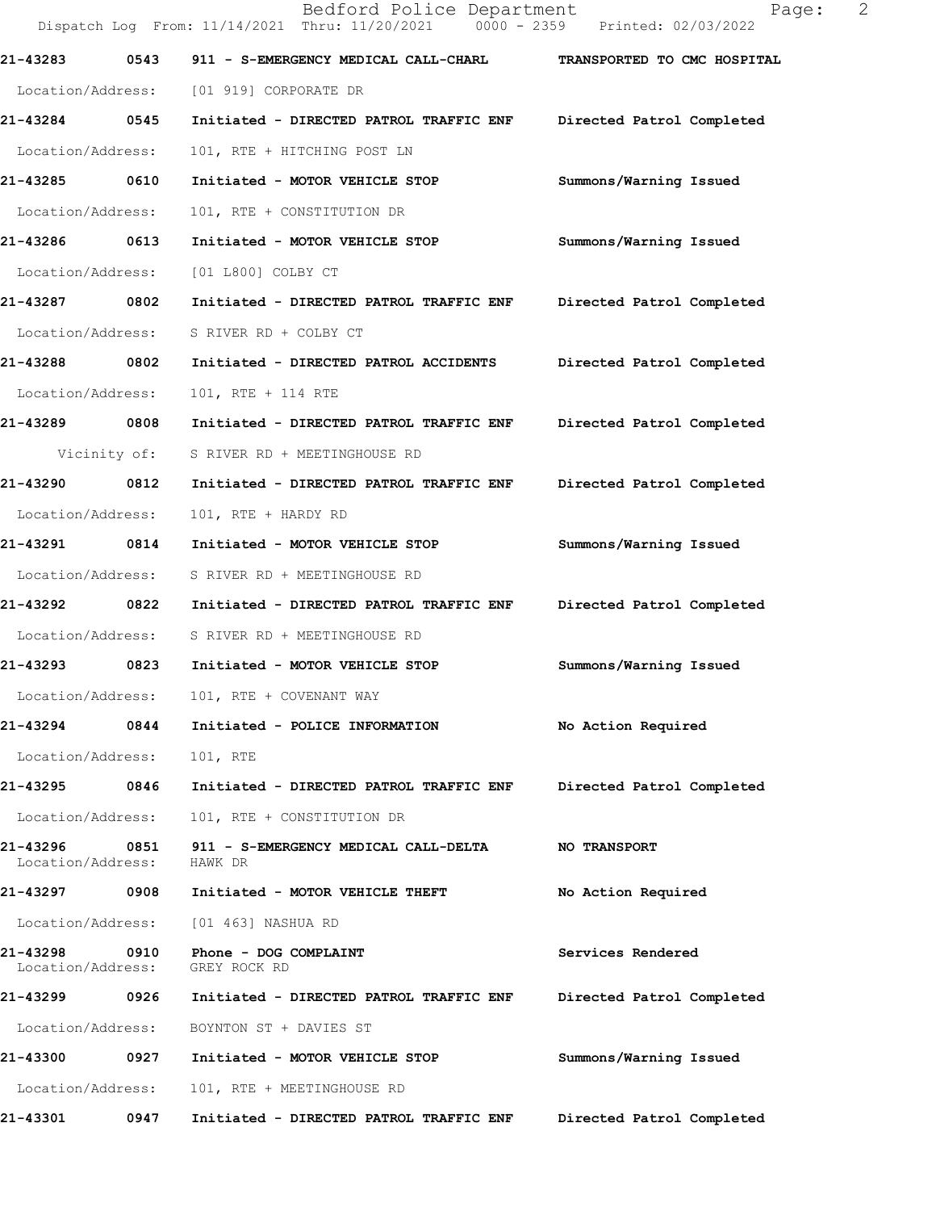21-43283 0543 911 - S-EMERGENCY MEDICAL CALL-CHARL TRANSPORTED TO CMC HOSPITAL
Location/Address: [01 919] CORPORATE DR

21-43284 0545 Initiated - DIRECTED PATROL TRAFFIC ENF Directed Patrol Completed
Location/Address: 101, RTE + HITCHING POST LN

21-43285 0610 Initiated - MOTOR VEHICLE STOP Summons/Warning Issued
Location/Address: 101, RTE + CONSTITUTION DR

21-43286 0613 Initiated - MOTOR VEHICLE STOP Summons/Warning Issued
Location/Address: [01 L800] COLBY CT

21-43287 0802 Initiated - DIRECTED PATROL TRAFFIC ENF Directed Patrol Completed
Location/Address: S RIVER RD + COLBY CT

21-43288 0802 Initiated - DIRECTED PATROL ACCIDENTS Directed Patrol Completed
Location/Address: 101, RTE + 114 RTE

21-43289 0808 Initiated - DIRECTED PATROL TRAFFIC ENF Directed Patrol Completed
Vicinity of: S RIVER RD + MEETINGHOUSE RD

21-43290 0812 Initiated - DIRECTED PATROL TRAFFIC ENF Directed Patrol Completed
Location/Address: 101, RTE + HARDY RD

21-43291 0814 Initiated - MOTOR VEHICLE STOP Summons/Warning Issued
Location/Address: S RIVER RD + MEETINGHOUSE RD

21-43292 0822 Initiated - DIRECTED PATROL TRAFFIC ENF Directed Patrol Completed
Location/Address: S RIVER RD + MEETINGHOUSE RD

21-43293 0823 Initiated - MOTOR VEHICLE STOP Summons/Warning Issued
Location/Address: 101, RTE + COVENANT WAY

21-43294 0844 Initiated - POLICE INFORMATION No Action Required
Location/Address: 101, RTE

21-43295 0846 Initiated - DIRECTED PATROL TRAFFIC ENF Directed Patrol Completed
Location/Address: 101, RTE + CONSTITUTION DR

21-43296 0851 911 - S-EMERGENCY MEDICAL CALL-DELTA NO TRANSPORT
Location/Address: HAWK DR

21-43297 0908 Initiated - MOTOR VEHICLE THEFT No Action Required
Location/Address: [01 463] NASHUA RD

21-43298 0910 Phone - DOG COMPLAINT Services Rendered
Location/Address: GREY ROCK RD

21-43299 0926 Initiated - DIRECTED PATROL TRAFFIC ENF Directed Patrol Completed
Location/Address: BOYNTON ST + DAVIES ST

21-43300 0927 Initiated - MOTOR VEHICLE STOP Summons/Warning Issued
Location/Address: 101, RTE + MEETINGHOUSE RD

21-43301 0947 Initiated - DIRECTED PATROL TRAFFIC ENF Directed Patrol Completed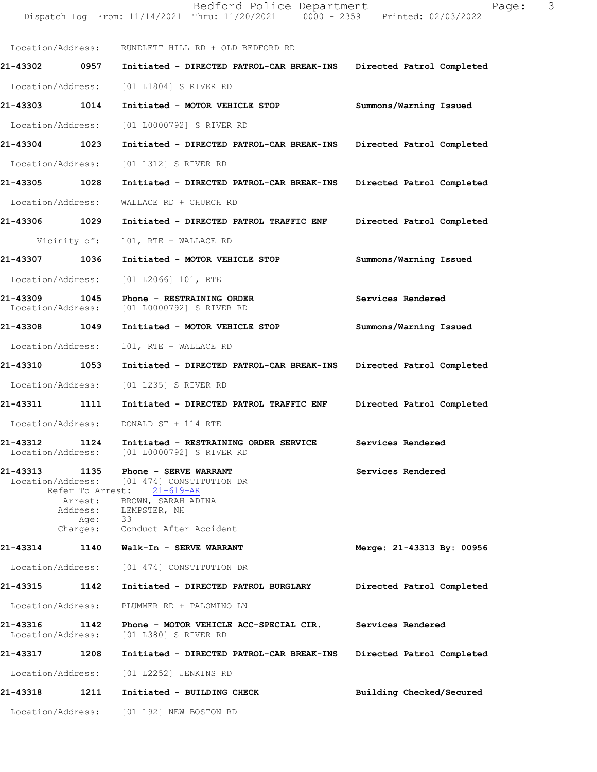Location/Address: RUNDLETT HILL RD + OLD BEDFORD RD

**21-43302 0957 Initiated - DIRECTED PATROL-CAR BREAK-INS Directed Patrol Completed**

Location/Address: [01 L1804] S RIVER RD

**21-43303 1014 Initiated - MOTOR VEHICLE STOP Summons/Warning Issued**

Location/Address: [01 L0000792] S RIVER RD

**21-43304 1023 Initiated - DIRECTED PATROL-CAR BREAK-INS Directed Patrol Completed**

Location/Address: [01 1312] S RIVER RD

**21-43305 1028 Initiated - DIRECTED PATROL-CAR BREAK-INS Directed Patrol Completed**

Location/Address: WALLACE RD + CHURCH RD

**21-43306 1029 Initiated - DIRECTED PATROL TRAFFIC ENF Directed Patrol Completed**

Vicinity of: 101, RTE + WALLACE RD

**21-43307 1036 Initiated - MOTOR VEHICLE STOP Summons/Warning Issued**

Location/Address: [01 L2066] 101, RTE

**21-43309 1045 Phone - RESTRAINING ORDER Services Rendered**
Location/Address: [01 L0000792] S RIVER RD

**21-43308 1049 Initiated - MOTOR VEHICLE STOP Summons/Warning Issued**

Location/Address: 101, RTE + WALLACE RD

**21-43310 1053 Initiated - DIRECTED PATROL-CAR BREAK-INS Directed Patrol Completed**

Location/Address: [01 1235] S RIVER RD

**21-43311 1111 Initiated - DIRECTED PATROL TRAFFIC ENF Directed Patrol Completed**

Location/Address: DONALD ST + 114 RTE

**21-43312 1124 Initiated - RESTRAINING ORDER SERVICE Services Rendered**
Location/Address: [01 L0000792] S RIVER RD

**21-43313 1135 Phone - SERVE WARRANT Services Rendered**
Location/Address: [01 474] CONSTITUTION DR
Refer To Arrest: 21-619-AR
Arrest: BROWN, SARAH ADINA
Address: LEMPSTER, NH
Age: 33
Charges: Conduct After Accident

**21-43314 1140 Walk-In - SERVE WARRANT Merge: 21-43313 By: 00956**

Location/Address: [01 474] CONSTITUTION DR

**21-43315 1142 Initiated - DIRECTED PATROL BURGLARY Directed Patrol Completed**

Location/Address: PLUMMER RD + PALOMINO LN

**21-43316 1142 Phone - MOTOR VEHICLE ACC-SPECIAL CIR. Services Rendered**
Location/Address: [01 L380] S RIVER RD

**21-43317 1208 Initiated - DIRECTED PATROL-CAR BREAK-INS Directed Patrol Completed**

Location/Address: [01 L2252] JENKINS RD

**21-43318 1211 Initiated - BUILDING CHECK Building Checked/Secured**

Location/Address: [01 192] NEW BOSTON RD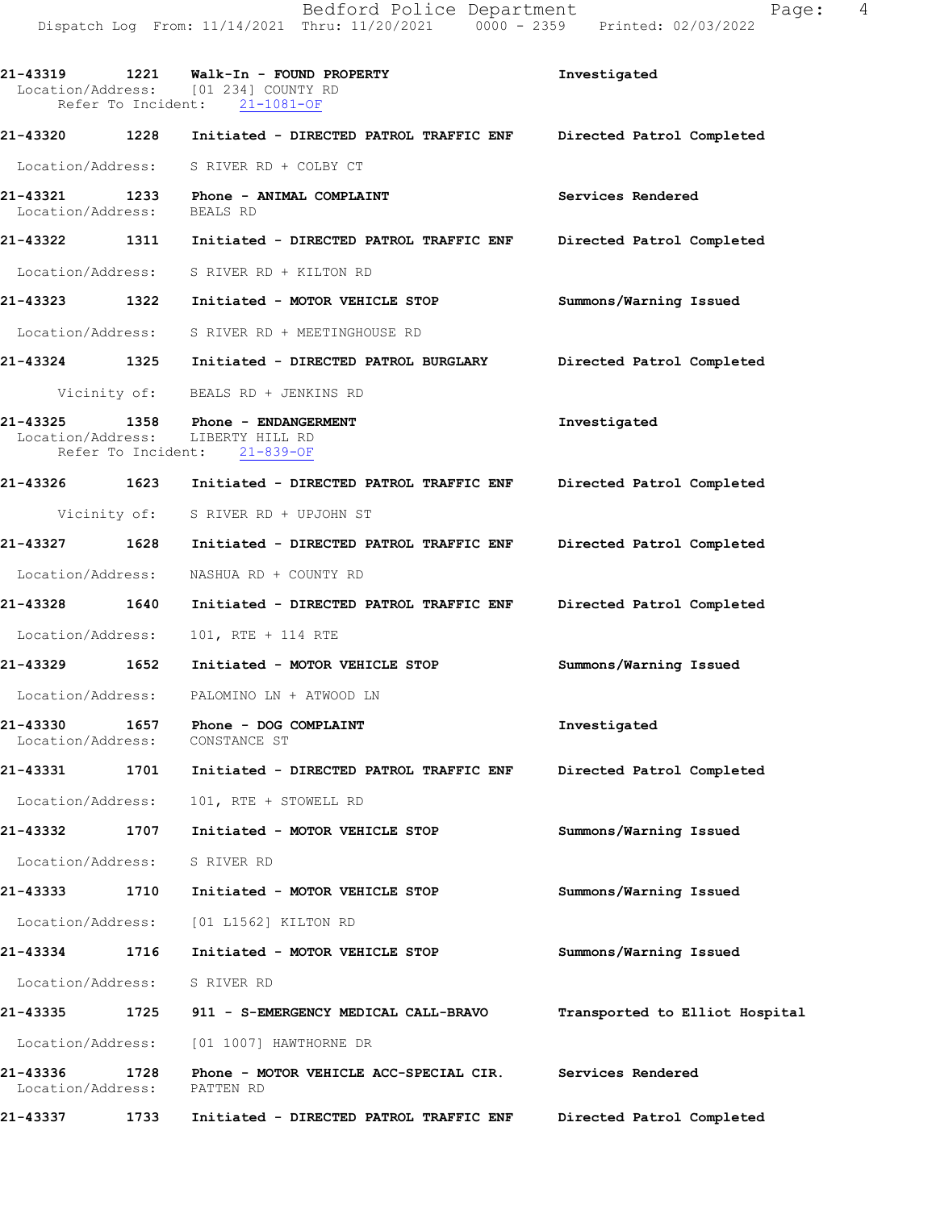21-43319 1221 Walk-In - FOUND PROPERTY Investigated
Location/Address: [01 234] COUNTY RD
Refer To Incident: 21-1081-OF

21-43320 1228 Initiated - DIRECTED PATROL TRAFFIC ENF Directed Patrol Completed
Location/Address: S RIVER RD + COLBY CT

21-43321 1233 Phone - ANIMAL COMPLAINT Services Rendered
Location/Address: BEALS RD

21-43322 1311 Initiated - DIRECTED PATROL TRAFFIC ENF Directed Patrol Completed
Location/Address: S RIVER RD + KILTON RD

21-43323 1322 Initiated - MOTOR VEHICLE STOP Summons/Warning Issued
Location/Address: S RIVER RD + MEETINGHOUSE RD

21-43324 1325 Initiated - DIRECTED PATROL BURGLARY Directed Patrol Completed
Vicinity of: BEALS RD + JENKINS RD

21-43325 1358 Phone - ENDANGERMENT Investigated
Location/Address: LIBERTY HILL RD
Refer To Incident: 21-839-OF

21-43326 1623 Initiated - DIRECTED PATROL TRAFFIC ENF Directed Patrol Completed
Vicinity of: S RIVER RD + UPJOHN ST

21-43327 1628 Initiated - DIRECTED PATROL TRAFFIC ENF Directed Patrol Completed
Location/Address: NASHUA RD + COUNTY RD

21-43328 1640 Initiated - DIRECTED PATROL TRAFFIC ENF Directed Patrol Completed
Location/Address: 101, RTE + 114 RTE

21-43329 1652 Initiated - MOTOR VEHICLE STOP Summons/Warning Issued
Location/Address: PALOMINO LN + ATWOOD LN

21-43330 1657 Phone - DOG COMPLAINT Investigated
Location/Address: CONSTANCE ST

21-43331 1701 Initiated - DIRECTED PATROL TRAFFIC ENF Directed Patrol Completed
Location/Address: 101, RTE + STOWELL RD

21-43332 1707 Initiated - MOTOR VEHICLE STOP Summons/Warning Issued
Location/Address: S RIVER RD

21-43333 1710 Initiated - MOTOR VEHICLE STOP Summons/Warning Issued
Location/Address: [01 L1562] KILTON RD

21-43334 1716 Initiated - MOTOR VEHICLE STOP Summons/Warning Issued
Location/Address: S RIVER RD

21-43335 1725 911 - S-EMERGENCY MEDICAL CALL-BRAVO Transported to Elliot Hospital
Location/Address: [01 1007] HAWTHORNE DR

21-43336 1728 Phone - MOTOR VEHICLE ACC-SPECIAL CIR. Services Rendered
Location/Address: PATTEN RD

21-43337 1733 Initiated - DIRECTED PATROL TRAFFIC ENF Directed Patrol Completed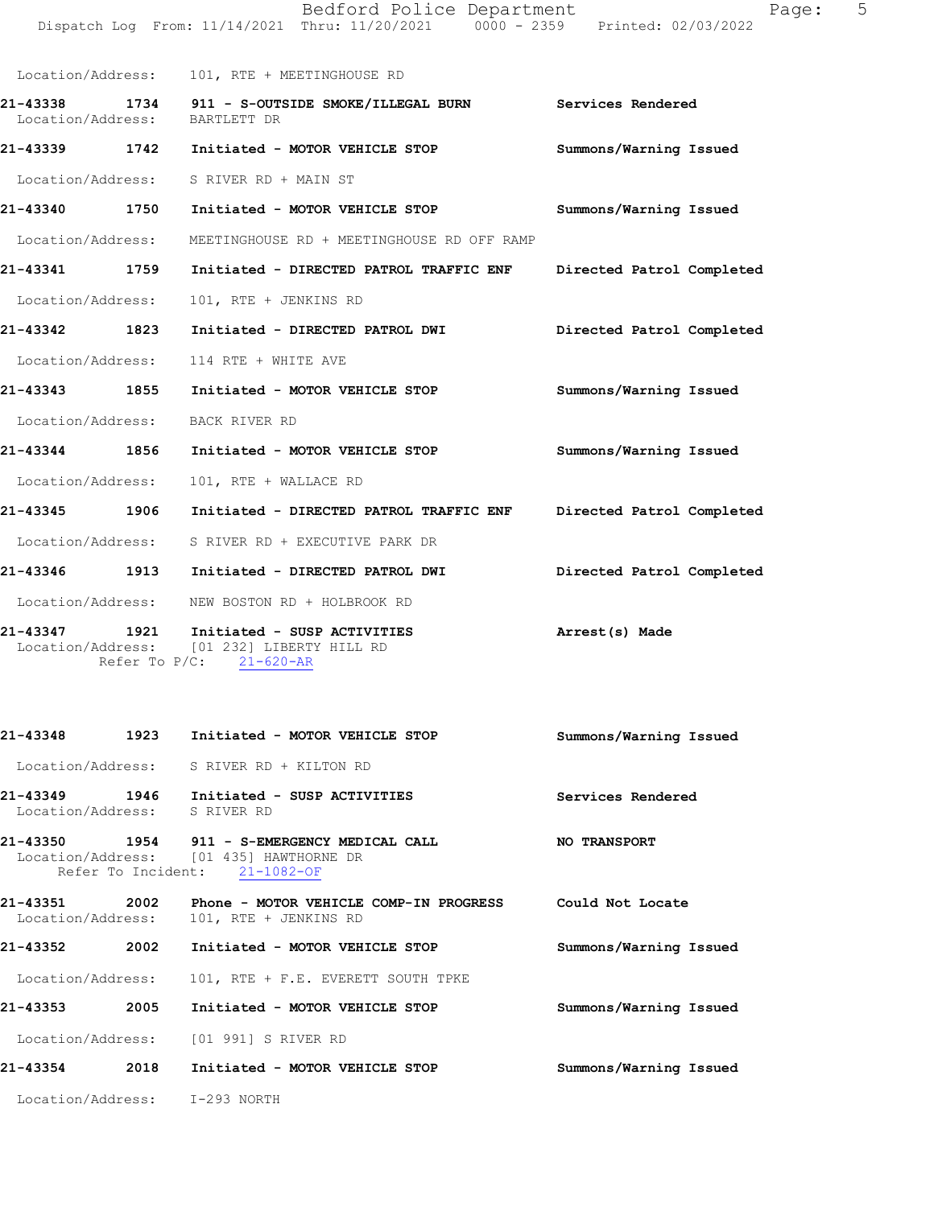Location/Address: 101, RTE + MEETINGHOUSE RD

**21-43338 1734 911 - S-OUTSIDE SMOKE/ILLEGAL BURN** Services Rendered
Location/Address: BARTLETT DR

**21-43339 1742 Initiated - MOTOR VEHICLE STOP** Summons/Warning Issued
Location/Address: S RIVER RD + MAIN ST

**21-43340 1750 Initiated - MOTOR VEHICLE STOP** Summons/Warning Issued
Location/Address: MEETINGHOUSE RD + MEETINGHOUSE RD OFF RAMP

**21-43341 1759 Initiated - DIRECTED PATROL TRAFFIC ENF** Directed Patrol Completed
Location/Address: 101, RTE + JENKINS RD

**21-43342 1823 Initiated - DIRECTED PATROL DWI** Directed Patrol Completed
Location/Address: 114 RTE + WHITE AVE

**21-43343 1855 Initiated - MOTOR VEHICLE STOP** Summons/Warning Issued
Location/Address: BACK RIVER RD

**21-43344 1856 Initiated - MOTOR VEHICLE STOP** Summons/Warning Issued
Location/Address: 101, RTE + WALLACE RD

**21-43345 1906 Initiated - DIRECTED PATROL TRAFFIC ENF** Directed Patrol Completed
Location/Address: S RIVER RD + EXECUTIVE PARK DR

**21-43346 1913 Initiated - DIRECTED PATROL DWI** Directed Patrol Completed
Location/Address: NEW BOSTON RD + HOLBROOK RD

**21-43347 1921 Initiated - SUSP ACTIVITIES** Arrest(s) Made
Location/Address: [01 232] LIBERTY HILL RD
Refer To P/C: 21-620-AR

**21-43348 1923 Initiated - MOTOR VEHICLE STOP** Summons/Warning Issued
Location/Address: S RIVER RD + KILTON RD

**21-43349 1946 Initiated - SUSP ACTIVITIES** Services Rendered
Location/Address: S RIVER RD

**21-43350 1954 911 - S-EMERGENCY MEDICAL CALL** NO TRANSPORT
Location/Address: [01 435] HAWTHORNE DR
Refer To Incident: 21-1082-OF

**21-43351 2002 Phone - MOTOR VEHICLE COMP-IN PROGRESS** Could Not Locate
Location/Address: 101, RTE + JENKINS RD

**21-43352 2002 Initiated - MOTOR VEHICLE STOP** Summons/Warning Issued
Location/Address: 101, RTE + F.E. EVERETT SOUTH TPKE

**21-43353 2005 Initiated - MOTOR VEHICLE STOP** Summons/Warning Issued
Location/Address: [01 991] S RIVER RD

**21-43354 2018 Initiated - MOTOR VEHICLE STOP** Summons/Warning Issued
Location/Address: I-293 NORTH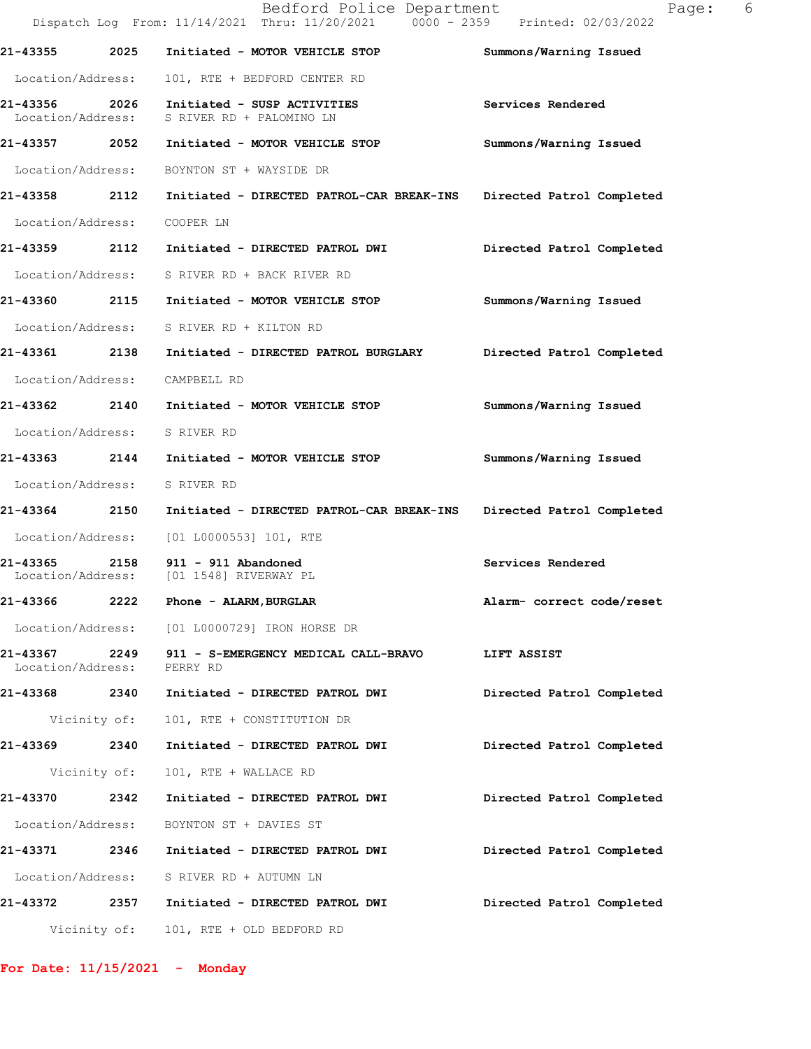21-43355 2025 Initiated - MOTOR VEHICLE STOP Summons/Warning Issued

Location/Address: 101, RTE + BEDFORD CENTER RD

21-43356 2026 Initiated - SUSP ACTIVITIES Services Rendered
Location/Address: S RIVER RD + PALOMINO LN

21-43357 2052 Initiated - MOTOR VEHICLE STOP Summons/Warning Issued

Location/Address: BOYNTON ST + WAYSIDE DR

21-43358 2112 Initiated - DIRECTED PATROL-CAR BREAK-INS Directed Patrol Completed

Location/Address: COOPER LN

21-43359 2112 Initiated - DIRECTED PATROL DWI Directed Patrol Completed

Location/Address: S RIVER RD + BACK RIVER RD

21-43360 2115 Initiated - MOTOR VEHICLE STOP Summons/Warning Issued

Location/Address: S RIVER RD + KILTON RD

21-43361 2138 Initiated - DIRECTED PATROL BURGLARY Directed Patrol Completed

Location/Address: CAMPBELL RD

21-43362 2140 Initiated - MOTOR VEHICLE STOP Summons/Warning Issued

Location/Address: S RIVER RD

21-43363 2144 Initiated - MOTOR VEHICLE STOP Summons/Warning Issued

Location/Address: S RIVER RD

21-43364 2150 Initiated - DIRECTED PATROL-CAR BREAK-INS Directed Patrol Completed

Location/Address: [01 L0000553] 101, RTE

21-43365 2158 911 - 911 Abandoned Services Rendered
Location/Address: [01 1548] RIVERWAY PL

21-43366 2222 Phone - ALARM,BURGLAR Alarm- correct code/reset

Location/Address: [01 L0000729] IRON HORSE DR

21-43367 2249 911 - S-EMERGENCY MEDICAL CALL-BRAVO LIFT ASSIST
Location/Address: PERRY RD

21-43368 2340 Initiated - DIRECTED PATROL DWI Directed Patrol Completed

Vicinity of: 101, RTE + CONSTITUTION DR

21-43369 2340 Initiated - DIRECTED PATROL DWI Directed Patrol Completed

Vicinity of: 101, RTE + WALLACE RD

21-43370 2342 Initiated - DIRECTED PATROL DWI Directed Patrol Completed

Location/Address: BOYNTON ST + DAVIES ST

21-43371 2346 Initiated - DIRECTED PATROL DWI Directed Patrol Completed

Location/Address: S RIVER RD + AUTUMN LN

21-43372 2357 Initiated - DIRECTED PATROL DWI Directed Patrol Completed

Vicinity of: 101, RTE + OLD BEDFORD RD

**For Date: 11/15/2021 - Monday**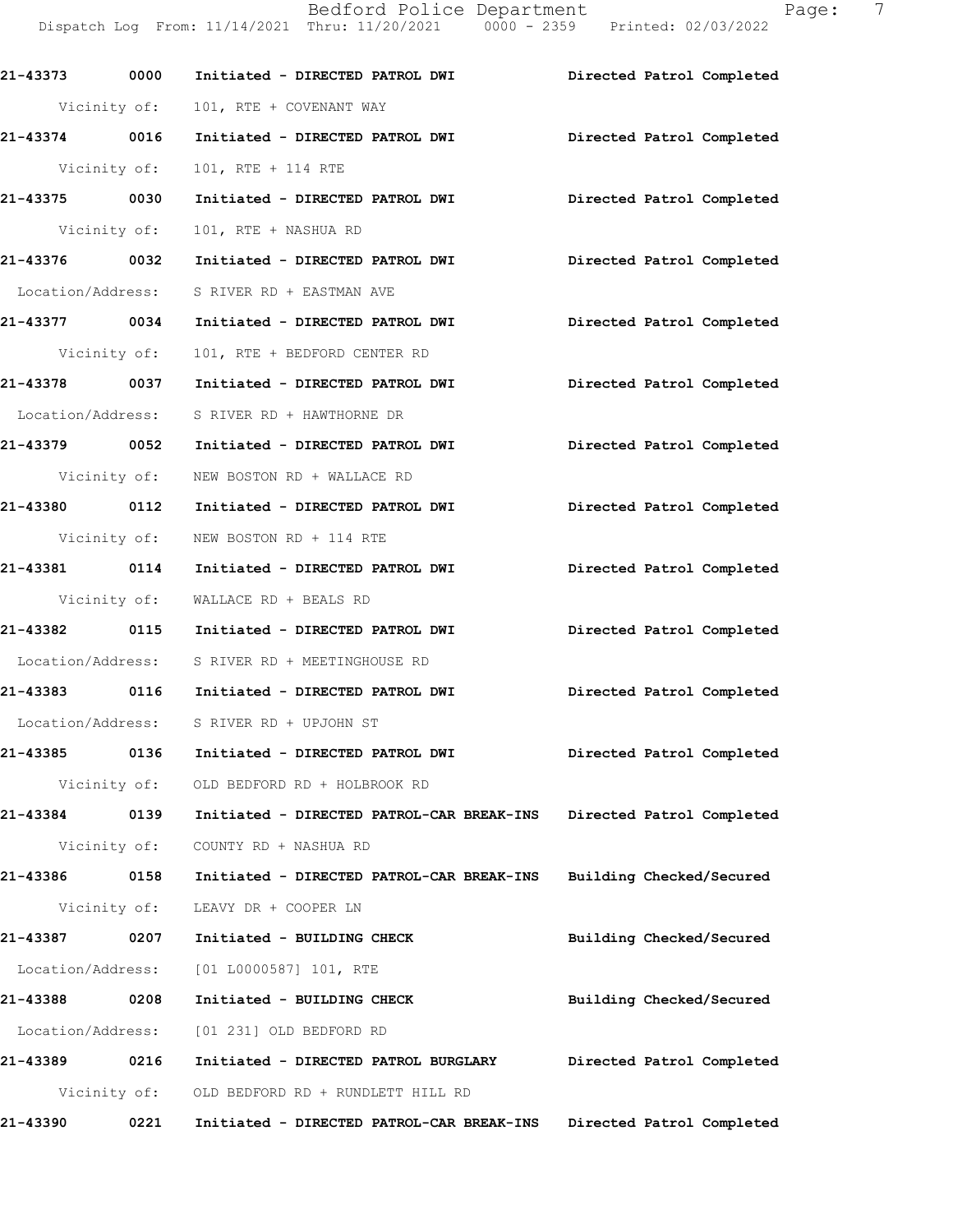**21-43373 0000 Initiated - DIRECTED PATROL DWI Directed Patrol Completed**

Vicinity of: 101, RTE + COVENANT WAY

**21-43374 0016 Initiated - DIRECTED PATROL DWI Directed Patrol Completed**

Vicinity of: 101, RTE + 114 RTE

**21-43375 0030 Initiated - DIRECTED PATROL DWI Directed Patrol Completed**

Vicinity of: 101, RTE + NASHUA RD

**21-43376 0032 Initiated - DIRECTED PATROL DWI Directed Patrol Completed**

Location/Address: S RIVER RD + EASTMAN AVE

**21-43377 0034 Initiated - DIRECTED PATROL DWI Directed Patrol Completed**

Vicinity of: 101, RTE + BEDFORD CENTER RD

**21-43378 0037 Initiated - DIRECTED PATROL DWI Directed Patrol Completed**

Location/Address: S RIVER RD + HAWTHORNE DR

**21-43379 0052 Initiated - DIRECTED PATROL DWI Directed Patrol Completed**

Vicinity of: NEW BOSTON RD + WALLACE RD

**21-43380 0112 Initiated - DIRECTED PATROL DWI Directed Patrol Completed**

Vicinity of: NEW BOSTON RD + 114 RTE

**21-43381 0114 Initiated - DIRECTED PATROL DWI Directed Patrol Completed**

Vicinity of: WALLACE RD + BEALS RD

**21-43382 0115 Initiated - DIRECTED PATROL DWI Directed Patrol Completed**

Location/Address: S RIVER RD + MEETINGHOUSE RD

**21-43383 0116 Initiated - DIRECTED PATROL DWI Directed Patrol Completed**

Location/Address: S RIVER RD + UPJOHN ST

**21-43385 0136 Initiated - DIRECTED PATROL DWI Directed Patrol Completed**

Vicinity of: OLD BEDFORD RD + HOLBROOK RD

**21-43384 0139 Initiated - DIRECTED PATROL-CAR BREAK-INS Directed Patrol Completed**

Vicinity of: COUNTY RD + NASHUA RD

**21-43386 0158 Initiated - DIRECTED PATROL-CAR BREAK-INS Building Checked/Secured**

Vicinity of: LEAVY DR + COOPER LN

**21-43387 0207 Initiated - BUILDING CHECK Building Checked/Secured**

Location/Address: [01 L0000587] 101, RTE

**21-43388 0208 Initiated - BUILDING CHECK Building Checked/Secured**

Location/Address: [01 231] OLD BEDFORD RD

**21-43389 0216 Initiated - DIRECTED PATROL BURGLARY Directed Patrol Completed**

Vicinity of: OLD BEDFORD RD + RUNDLETT HILL RD

**21-43390 0221 Initiated - DIRECTED PATROL-CAR BREAK-INS Directed Patrol Completed**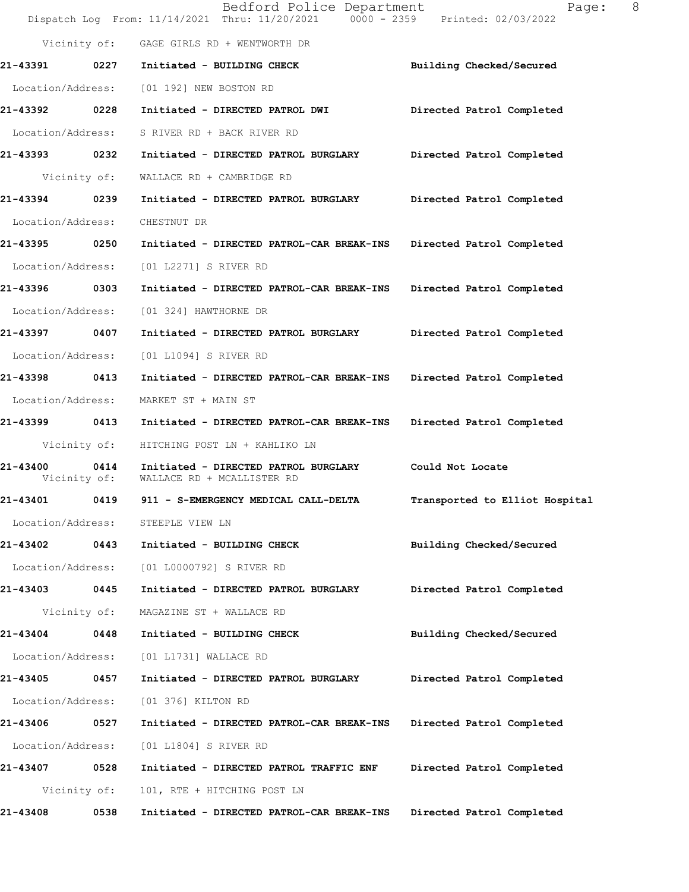Vicinity of: GAGE GIRLS RD + WENTWORTH DR

**21-43391 0227 Initiated - BUILDING CHECK** **Building Checked/Secured**

Location/Address: [01 192] NEW BOSTON RD

**21-43392 0228 Initiated - DIRECTED PATROL DWI** **Directed Patrol Completed**

Location/Address: S RIVER RD + BACK RIVER RD

**21-43393 0232 Initiated - DIRECTED PATROL BURGLARY** **Directed Patrol Completed**

Vicinity of: WALLACE RD + CAMBRIDGE RD

**21-43394 0239 Initiated - DIRECTED PATROL BURGLARY** **Directed Patrol Completed**

Location/Address: CHESTNUT DR

**21-43395 0250 Initiated - DIRECTED PATROL-CAR BREAK-INS** **Directed Patrol Completed**

Location/Address: [01 L2271] S RIVER RD

**21-43396 0303 Initiated - DIRECTED PATROL-CAR BREAK-INS** **Directed Patrol Completed**

Location/Address: [01 324] HAWTHORNE DR

**21-43397 0407 Initiated - DIRECTED PATROL BURGLARY** **Directed Patrol Completed**

Location/Address: [01 L1094] S RIVER RD

**21-43398 0413 Initiated - DIRECTED PATROL-CAR BREAK-INS** **Directed Patrol Completed**

Location/Address: MARKET ST + MAIN ST

**21-43399 0413 Initiated - DIRECTED PATROL-CAR BREAK-INS** **Directed Patrol Completed**

Vicinity of: HITCHING POST LN + KAHLIKO LN

**21-43400 0414 Initiated - DIRECTED PATROL BURGLARY** **Could Not Locate**

Vicinity of: WALLACE RD + MCALLISTER RD

**21-43401 0419 911 - S-EMERGENCY MEDICAL CALL-DELTA** **Transported to Elliot Hospital**

Location/Address: STEEPLE VIEW LN

**21-43402 0443 Initiated - BUILDING CHECK** **Building Checked/Secured**

Location/Address: [01 L0000792] S RIVER RD

**21-43403 0445 Initiated - DIRECTED PATROL BURGLARY** **Directed Patrol Completed**

Vicinity of: MAGAZINE ST + WALLACE RD

**21-43404 0448 Initiated - BUILDING CHECK** **Building Checked/Secured**

Location/Address: [01 L1731] WALLACE RD

**21-43405 0457 Initiated - DIRECTED PATROL BURGLARY** **Directed Patrol Completed**

Location/Address: [01 376] KILTON RD

**21-43406 0527 Initiated - DIRECTED PATROL-CAR BREAK-INS** **Directed Patrol Completed**

Location/Address: [01 L1804] S RIVER RD

**21-43407 0528 Initiated - DIRECTED PATROL TRAFFIC ENF** **Directed Patrol Completed**

Vicinity of: 101, RTE + HITCHING POST LN

**21-43408 0538 Initiated - DIRECTED PATROL-CAR BREAK-INS** **Directed Patrol Completed**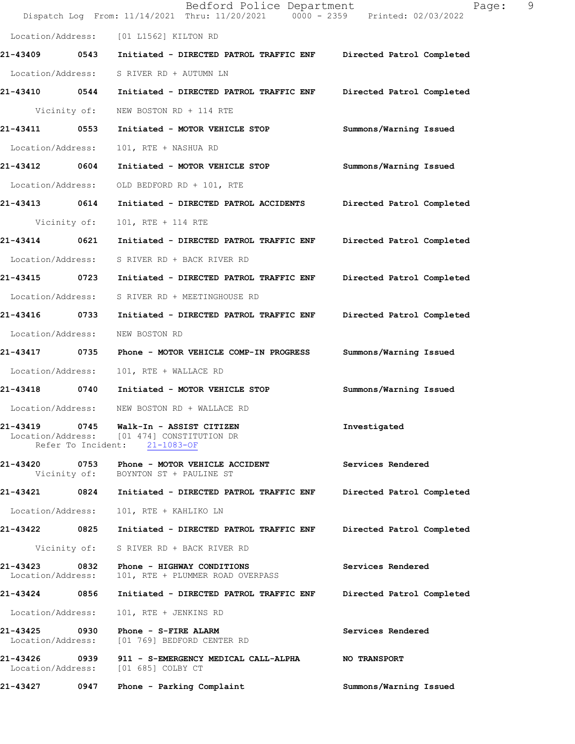Location/Address: [01 L1562] KILTON RD

| Call Number | Time | Call Reason | Action |
|---|---|---|---|
| **21-43409** | **0543** | **Initiated - DIRECTED PATROL TRAFFIC ENF** | **Directed Patrol Completed** |
| Location/Address: | | S RIVER RD + AUTUMN LN | |
| **21-43410** | **0544** | **Initiated - DIRECTED PATROL TRAFFIC ENF** | **Directed Patrol Completed** |
| Vicinity of: | | NEW BOSTON RD + 114 RTE | |
| **21-43411** | **0553** | **Initiated - MOTOR VEHICLE STOP** | **Summons/Warning Issued** |
| Location/Address: | | 101, RTE + NASHUA RD | |
| **21-43412** | **0604** | **Initiated - MOTOR VEHICLE STOP** | **Summons/Warning Issued** |
| Location/Address: | | OLD BEDFORD RD + 101, RTE | |
| **21-43413** | **0614** | **Initiated - DIRECTED PATROL ACCIDENTS** | **Directed Patrol Completed** |
| Vicinity of: | | 101, RTE + 114 RTE | |
| **21-43414** | **0621** | **Initiated - DIRECTED PATROL TRAFFIC ENF** | **Directed Patrol Completed** |
| Location/Address: | | S RIVER RD + BACK RIVER RD | |
| **21-43415** | **0723** | **Initiated - DIRECTED PATROL TRAFFIC ENF** | **Directed Patrol Completed** |
| Location/Address: | | S RIVER RD + MEETINGHOUSE RD | |
| **21-43416** | **0733** | **Initiated - DIRECTED PATROL TRAFFIC ENF** | **Directed Patrol Completed** |
| Location/Address: | | NEW BOSTON RD | |
| **21-43417** | **0735** | **Phone - MOTOR VEHICLE COMP-IN PROGRESS** | **Summons/Warning Issued** |
| Location/Address: | | 101, RTE + WALLACE RD | |
| **21-43418** | **0740** | **Initiated - MOTOR VEHICLE STOP** | **Summons/Warning Issued** |
| Location/Address: | | NEW BOSTON RD + WALLACE RD | |
| **21-43419** | **0745** | **Walk-In - ASSIST CITIZEN** | **Investigated** |
| Location/Address: | | [01 474] CONSTITUTION DR | |
| Refer To Incident: | | 21-1083-OF | |
| **21-43420** | **0753** | **Phone - MOTOR VEHICLE ACCIDENT** | **Services Rendered** |
| Vicinity of: | | BOYNTON ST + PAULINE ST | |
| **21-43421** | **0824** | **Initiated - DIRECTED PATROL TRAFFIC ENF** | **Directed Patrol Completed** |
| Location/Address: | | 101, RTE + KAHLIKO LN | |
| **21-43422** | **0825** | **Initiated - DIRECTED PATROL TRAFFIC ENF** | **Directed Patrol Completed** |
| Vicinity of: | | S RIVER RD + BACK RIVER RD | |
| **21-43423** | **0832** | **Phone - HIGHWAY CONDITIONS** | **Services Rendered** |
| Location/Address: | | 101, RTE + PLUMMER ROAD OVERPASS | |
| **21-43424** | **0856** | **Initiated - DIRECTED PATROL TRAFFIC ENF** | **Directed Patrol Completed** |
| Location/Address: | | 101, RTE + JENKINS RD | |
| **21-43425** | **0930** | **Phone - S-FIRE ALARM** | **Services Rendered** |
| Location/Address: | | [01 769] BEDFORD CENTER RD | |
| **21-43426** | **0939** | **911 - S-EMERGENCY MEDICAL CALL-ALPHA** | **NO TRANSPORT** |
| Location/Address: | | [01 685] COLBY CT | |
| **21-43427** | **0947** | **Phone - Parking Complaint** | **Summons/Warning Issued** |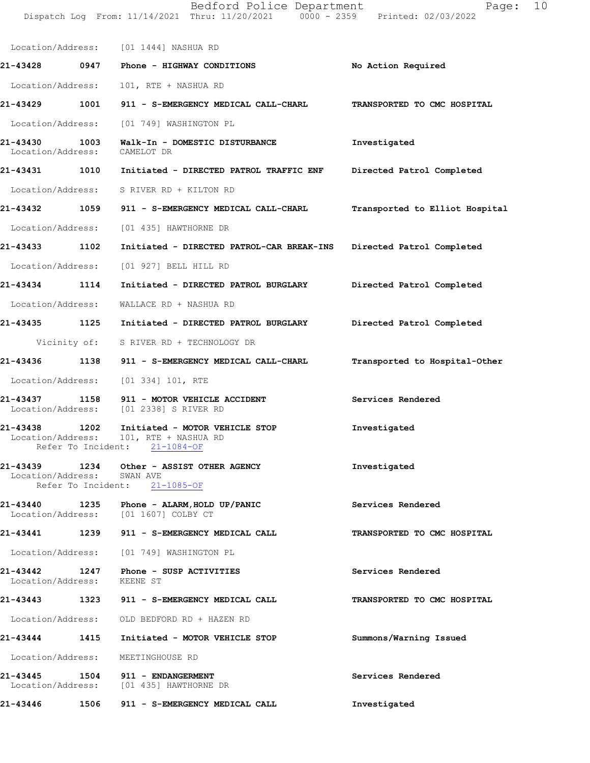Location/Address: [01 1444] NASHUA RD

**21-43428 0947 Phone - HIGHWAY CONDITIONS** — **No Action Required**
Location/Address: 101, RTE + NASHUA RD

**21-43429 1001 911 - S-EMERGENCY MEDICAL CALL-CHARL** — **TRANSPORTED TO CMC HOSPITAL**
Location/Address: [01 749] WASHINGTON PL

**21-43430 1003 Walk-In - DOMESTIC DISTURBANCE** — **Investigated**
Location/Address: CAMELOT DR

**21-43431 1010 Initiated - DIRECTED PATROL TRAFFIC ENF** — **Directed Patrol Completed**
Location/Address: S RIVER RD + KILTON RD

**21-43432 1059 911 - S-EMERGENCY MEDICAL CALL-CHARL** — **Transported to Elliot Hospital**
Location/Address: [01 435] HAWTHORNE DR

**21-43433 1102 Initiated - DIRECTED PATROL-CAR BREAK-INS** — **Directed Patrol Completed**
Location/Address: [01 927] BELL HILL RD

**21-43434 1114 Initiated - DIRECTED PATROL BURGLARY** — **Directed Patrol Completed**
Location/Address: WALLACE RD + NASHUA RD

**21-43435 1125 Initiated - DIRECTED PATROL BURGLARY** — **Directed Patrol Completed**
Vicinity of: S RIVER RD + TECHNOLOGY DR

**21-43436 1138 911 - S-EMERGENCY MEDICAL CALL-CHARL** — **Transported to Hospital-Other**
Location/Address: [01 334] 101, RTE

**21-43437 1158 911 - MOTOR VEHICLE ACCIDENT** — **Services Rendered**
Location/Address: [01 2338] S RIVER RD

**21-43438 1202 Initiated - MOTOR VEHICLE STOP** — **Investigated**
Location/Address: 101, RTE + NASHUA RD
Refer To Incident: 21-1084-OF

**21-43439 1234 Other - ASSIST OTHER AGENCY** — **Investigated**
Location/Address: SWAN AVE
Refer To Incident: 21-1085-OF

**21-43440 1235 Phone - ALARM,HOLD UP/PANIC** — **Services Rendered**
Location/Address: [01 1607] COLBY CT

**21-43441 1239 911 - S-EMERGENCY MEDICAL CALL** — **TRANSPORTED TO CMC HOSPITAL**
Location/Address: [01 749] WASHINGTON PL

**21-43442 1247 Phone - SUSP ACTIVITIES** — **Services Rendered**
Location/Address: KEENE ST

**21-43443 1323 911 - S-EMERGENCY MEDICAL CALL** — **TRANSPORTED TO CMC HOSPITAL**
Location/Address: OLD BEDFORD RD + HAZEN RD

**21-43444 1415 Initiated - MOTOR VEHICLE STOP** — **Summons/Warning Issued**
Location/Address: MEETINGHOUSE RD

**21-43445 1504 911 - ENDANGERMENT** — **Services Rendered**
Location/Address: [01 435] HAWTHORNE DR

**21-43446 1506 911 - S-EMERGENCY MEDICAL CALL** — **Investigated**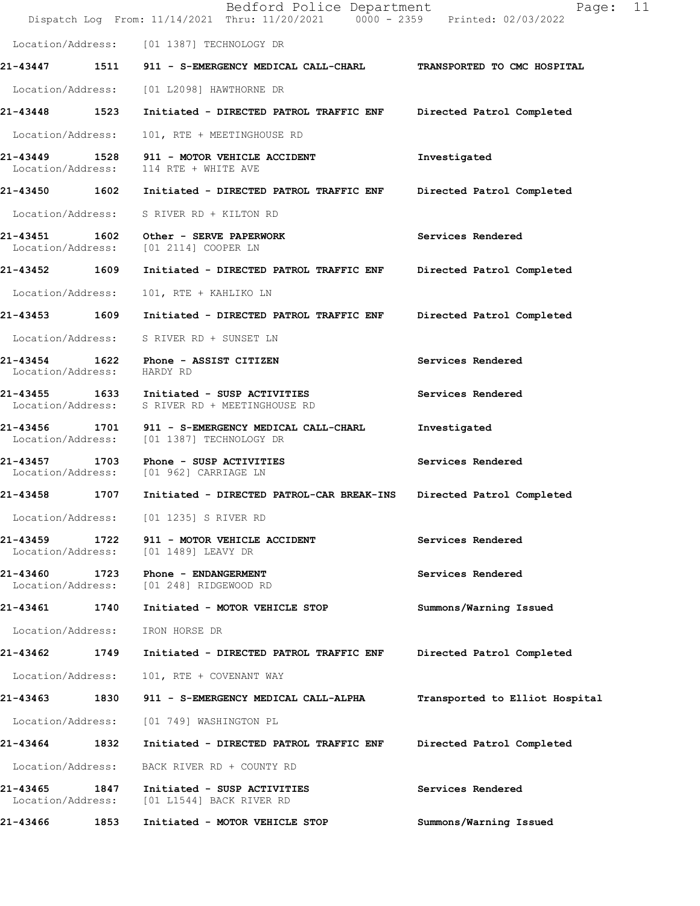Location/Address: [01 1387] TECHNOLOGY DR

**21-43447 1511 911 - S-EMERGENCY MEDICAL CALL-CHARL TRANSPORTED TO CMC HOSPITAL**

Location/Address: [01 L2098] HAWTHORNE DR

**21-43448 1523 Initiated - DIRECTED PATROL TRAFFIC ENF Directed Patrol Completed**

Location/Address: 101, RTE + MEETINGHOUSE RD

**21-43449 1528 911 - MOTOR VEHICLE ACCIDENT Investigated**
Location/Address: 114 RTE + WHITE AVE

**21-43450 1602 Initiated - DIRECTED PATROL TRAFFIC ENF Directed Patrol Completed**

Location/Address: S RIVER RD + KILTON RD

**21-43451 1602 Other - SERVE PAPERWORK Services Rendered**
Location/Address: [01 2114] COOPER LN

**21-43452 1609 Initiated - DIRECTED PATROL TRAFFIC ENF Directed Patrol Completed**

Location/Address: 101, RTE + KAHLIKO LN

**21-43453 1609 Initiated - DIRECTED PATROL TRAFFIC ENF Directed Patrol Completed**

Location/Address: S RIVER RD + SUNSET LN

**21-43454 1622 Phone - ASSIST CITIZEN Services Rendered**
Location/Address: HARDY RD

**21-43455 1633 Initiated - SUSP ACTIVITIES Services Rendered**
Location/Address: S RIVER RD + MEETINGHOUSE RD

**21-43456 1701 911 - S-EMERGENCY MEDICAL CALL-CHARL Investigated**
Location/Address: [01 1387] TECHNOLOGY DR

**21-43457 1703 Phone - SUSP ACTIVITIES Services Rendered**
Location/Address: [01 962] CARRIAGE LN

**21-43458 1707 Initiated - DIRECTED PATROL-CAR BREAK-INS Directed Patrol Completed**

Location/Address: [01 1235] S RIVER RD

**21-43459 1722 911 - MOTOR VEHICLE ACCIDENT Services Rendered**
Location/Address: [01 1489] LEAVY DR

**21-43460 1723 Phone - ENDANGERMENT Services Rendered**
Location/Address: [01 248] RIDGEWOOD RD

**21-43461 1740 Initiated - MOTOR VEHICLE STOP Summons/Warning Issued**

Location/Address: IRON HORSE DR

**21-43462 1749 Initiated - DIRECTED PATROL TRAFFIC ENF Directed Patrol Completed**

Location/Address: 101, RTE + COVENANT WAY

**21-43463 1830 911 - S-EMERGENCY MEDICAL CALL-ALPHA Transported to Elliot Hospital**

Location/Address: [01 749] WASHINGTON PL

**21-43464 1832 Initiated - DIRECTED PATROL TRAFFIC ENF Directed Patrol Completed**

Location/Address: BACK RIVER RD + COUNTY RD

**21-43465 1847 Initiated - SUSP ACTIVITIES Services Rendered**
Location/Address: [01 L1544] BACK RIVER RD

**21-43466 1853 Initiated - MOTOR VEHICLE STOP Summons/Warning Issued**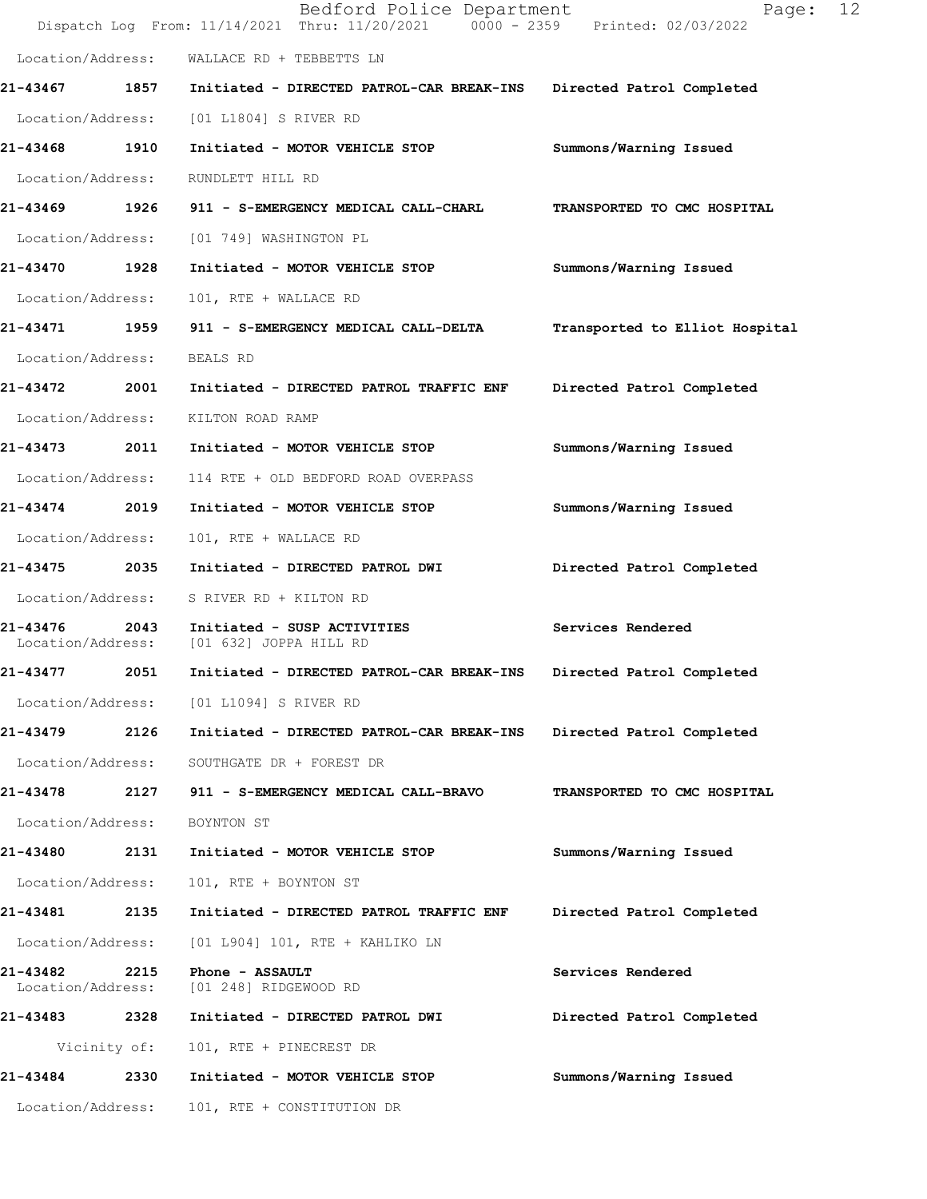Location/Address: WALLACE RD + TEBBETTS LN

**21-43467 1857 Initiated - DIRECTED PATROL-CAR BREAK-INS Directed Patrol Completed**

Location/Address: [01 L1804] S RIVER RD

**21-43468 1910 Initiated - MOTOR VEHICLE STOP Summons/Warning Issued**

Location/Address: RUNDLETT HILL RD

**21-43469 1926 911 - S-EMERGENCY MEDICAL CALL-CHARL TRANSPORTED TO CMC HOSPITAL**

Location/Address: [01 749] WASHINGTON PL

**21-43470 1928 Initiated - MOTOR VEHICLE STOP Summons/Warning Issued**

Location/Address: 101, RTE + WALLACE RD

**21-43471 1959 911 - S-EMERGENCY MEDICAL CALL-DELTA Transported to Elliot Hospital**

Location/Address: BEALS RD

**21-43472 2001 Initiated - DIRECTED PATROL TRAFFIC ENF Directed Patrol Completed**

Location/Address: KILTON ROAD RAMP

**21-43473 2011 Initiated - MOTOR VEHICLE STOP Summons/Warning Issued**

Location/Address: 114 RTE + OLD BEDFORD ROAD OVERPASS

**21-43474 2019 Initiated - MOTOR VEHICLE STOP Summons/Warning Issued**

Location/Address: 101, RTE + WALLACE RD

**21-43475 2035 Initiated - DIRECTED PATROL DWI Directed Patrol Completed**

Location/Address: S RIVER RD + KILTON RD

**21-43476 2043 Initiated - SUSP ACTIVITIES Services Rendered**
Location/Address: [01 632] JOPPA HILL RD

**21-43477 2051 Initiated - DIRECTED PATROL-CAR BREAK-INS Directed Patrol Completed**

Location/Address: [01 L1094] S RIVER RD

**21-43479 2126 Initiated - DIRECTED PATROL-CAR BREAK-INS Directed Patrol Completed**

Location/Address: SOUTHGATE DR + FOREST DR

**21-43478 2127 911 - S-EMERGENCY MEDICAL CALL-BRAVO TRANSPORTED TO CMC HOSPITAL**

Location/Address: BOYNTON ST

**21-43480 2131 Initiated - MOTOR VEHICLE STOP Summons/Warning Issued**

Location/Address: 101, RTE + BOYNTON ST

**21-43481 2135 Initiated - DIRECTED PATROL TRAFFIC ENF Directed Patrol Completed**

Location/Address: [01 L904] 101, RTE + KAHLIKO LN

**21-43482 2215 Phone - ASSAULT Services Rendered**
Location/Address: [01 248] RIDGEWOOD RD

**21-43483 2328 Initiated - DIRECTED PATROL DWI Directed Patrol Completed**

Vicinity of: 101, RTE + PINECREST DR

**21-43484 2330 Initiated - MOTOR VEHICLE STOP Summons/Warning Issued**

Location/Address: 101, RTE + CONSTITUTION DR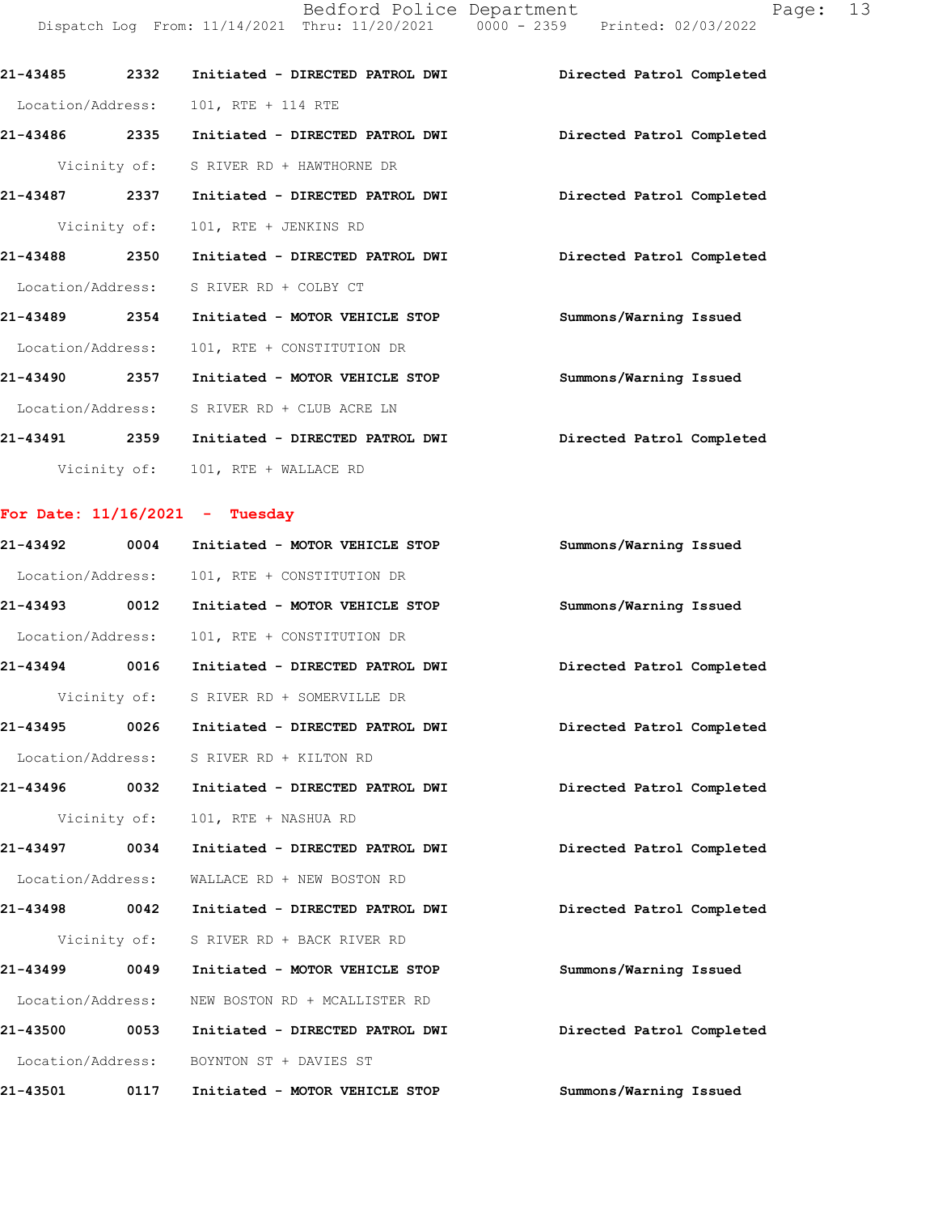21-43485 2332 Initiated - DIRECTED PATROL DWI Directed Patrol Completed
Location/Address: 101, RTE + 114 RTE

21-43486 2335 Initiated - DIRECTED PATROL DWI Directed Patrol Completed
Vicinity of: S RIVER RD + HAWTHORNE DR

21-43487 2337 Initiated - DIRECTED PATROL DWI Directed Patrol Completed
Vicinity of: 101, RTE + JENKINS RD

21-43488 2350 Initiated - DIRECTED PATROL DWI Directed Patrol Completed
Location/Address: S RIVER RD + COLBY CT

21-43489 2354 Initiated - MOTOR VEHICLE STOP Summons/Warning Issued
Location/Address: 101, RTE + CONSTITUTION DR

21-43490 2357 Initiated - MOTOR VEHICLE STOP Summons/Warning Issued
Location/Address: S RIVER RD + CLUB ACRE LN

21-43491 2359 Initiated - DIRECTED PATROL DWI Directed Patrol Completed
Vicinity of: 101, RTE + WALLACE RD

**For Date: 11/16/2021 - Tuesday**

21-43492 0004 Initiated - MOTOR VEHICLE STOP Summons/Warning Issued
Location/Address: 101, RTE + CONSTITUTION DR

21-43493 0012 Initiated - MOTOR VEHICLE STOP Summons/Warning Issued
Location/Address: 101, RTE + CONSTITUTION DR

21-43494 0016 Initiated - DIRECTED PATROL DWI Directed Patrol Completed
Vicinity of: S RIVER RD + SOMERVILLE DR

21-43495 0026 Initiated - DIRECTED PATROL DWI Directed Patrol Completed
Location/Address: S RIVER RD + KILTON RD

21-43496 0032 Initiated - DIRECTED PATROL DWI Directed Patrol Completed
Vicinity of: 101, RTE + NASHUA RD

21-43497 0034 Initiated - DIRECTED PATROL DWI Directed Patrol Completed
Location/Address: WALLACE RD + NEW BOSTON RD

21-43498 0042 Initiated - DIRECTED PATROL DWI Directed Patrol Completed
Vicinity of: S RIVER RD + BACK RIVER RD

21-43499 0049 Initiated - MOTOR VEHICLE STOP Summons/Warning Issued
Location/Address: NEW BOSTON RD + MCALLISTER RD

21-43500 0053 Initiated - DIRECTED PATROL DWI Directed Patrol Completed
Location/Address: BOYNTON ST + DAVIES ST

21-43501 0117 Initiated - MOTOR VEHICLE STOP Summons/Warning Issued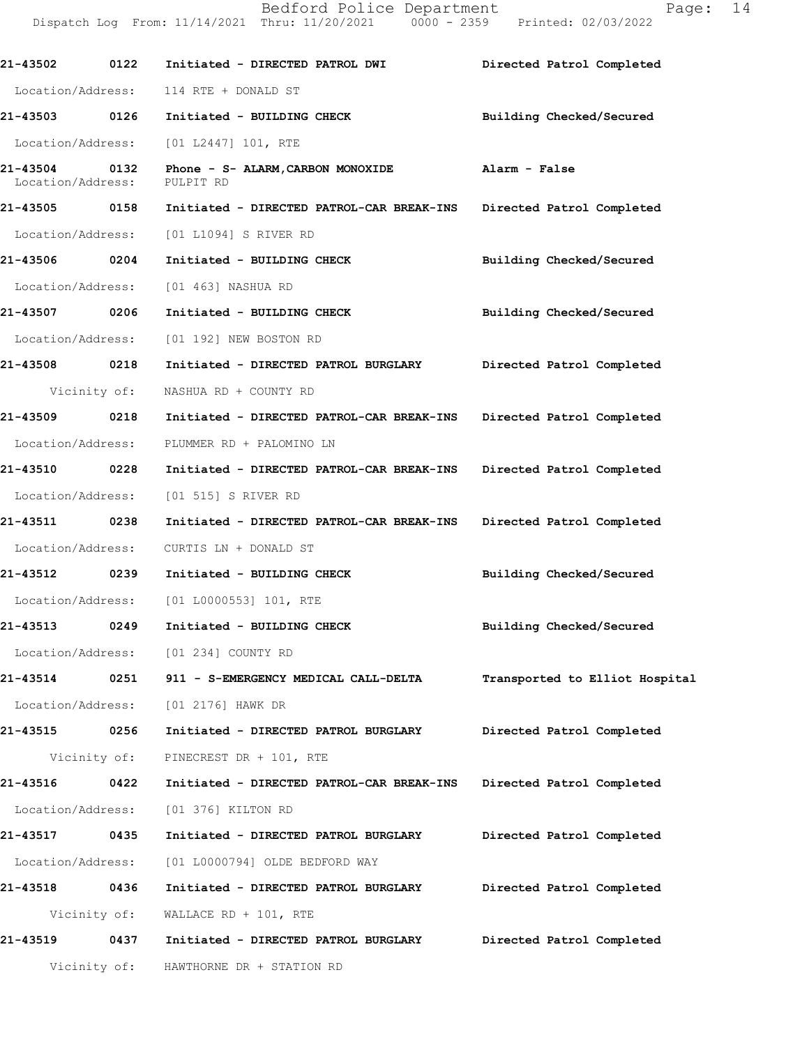**21-43502 0122 Initiated - DIRECTED PATROL DWI** **Directed Patrol Completed**

Location/Address: 114 RTE + DONALD ST

**21-43503 0126 Initiated - BUILDING CHECK** **Building Checked/Secured**

Location/Address: [01 L2447] 101, RTE

**21-43504 0132 Phone - S- ALARM,CARBON MONOXIDE** **Alarm - False**

Location/Address: PULPIT RD

**21-43505 0158 Initiated - DIRECTED PATROL-CAR BREAK-INS** **Directed Patrol Completed**

Location/Address: [01 L1094] S RIVER RD

**21-43506 0204 Initiated - BUILDING CHECK** **Building Checked/Secured**

Location/Address: [01 463] NASHUA RD

**21-43507 0206 Initiated - BUILDING CHECK** **Building Checked/Secured**

Location/Address: [01 192] NEW BOSTON RD

**21-43508 0218 Initiated - DIRECTED PATROL BURGLARY** **Directed Patrol Completed**

Vicinity of: NASHUA RD + COUNTY RD

**21-43509 0218 Initiated - DIRECTED PATROL-CAR BREAK-INS** **Directed Patrol Completed**

Location/Address: PLUMMER RD + PALOMINO LN

**21-43510 0228 Initiated - DIRECTED PATROL-CAR BREAK-INS** **Directed Patrol Completed**

Location/Address: [01 515] S RIVER RD

**21-43511 0238 Initiated - DIRECTED PATROL-CAR BREAK-INS** **Directed Patrol Completed**

Location/Address: CURTIS LN + DONALD ST

**21-43512 0239 Initiated - BUILDING CHECK** **Building Checked/Secured**

Location/Address: [01 L0000553] 101, RTE

**21-43513 0249 Initiated - BUILDING CHECK** **Building Checked/Secured**

Location/Address: [01 234] COUNTY RD

**21-43514 0251 911 - S-EMERGENCY MEDICAL CALL-DELTA** **Transported to Elliot Hospital**

Location/Address: [01 2176] HAWK DR

**21-43515 0256 Initiated - DIRECTED PATROL BURGLARY** **Directed Patrol Completed**

Vicinity of: PINECREST DR + 101, RTE

**21-43516 0422 Initiated - DIRECTED PATROL-CAR BREAK-INS** **Directed Patrol Completed**

Location/Address: [01 376] KILTON RD

**21-43517 0435 Initiated - DIRECTED PATROL BURGLARY** **Directed Patrol Completed**

Location/Address: [01 L0000794] OLDE BEDFORD WAY

**21-43518 0436 Initiated - DIRECTED PATROL BURGLARY** **Directed Patrol Completed**

Vicinity of: WALLACE RD + 101, RTE

**21-43519 0437 Initiated - DIRECTED PATROL BURGLARY** **Directed Patrol Completed**

Vicinity of: HAWTHORNE DR + STATION RD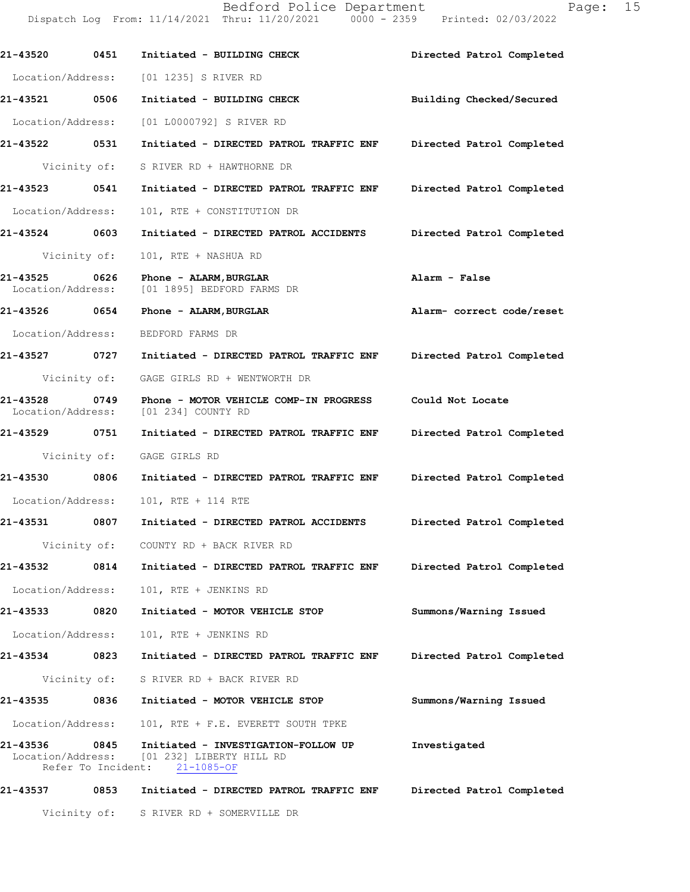| Call # | Time | Call Type | Disposition |
|---|---|---|---|
| **21-43520** | **0451** | **Initiated - BUILDING CHECK** | **Directed Patrol Completed** |
| Location/Address: | | [01 1235] S RIVER RD | |
| **21-43521** | **0506** | **Initiated - BUILDING CHECK** | **Building Checked/Secured** |
| Location/Address: | | [01 L0000792] S RIVER RD | |
| **21-43522** | **0531** | **Initiated - DIRECTED PATROL TRAFFIC ENF** | **Directed Patrol Completed** |
| Vicinity of: | | S RIVER RD + HAWTHORNE DR | |
| **21-43523** | **0541** | **Initiated - DIRECTED PATROL TRAFFIC ENF** | **Directed Patrol Completed** |
| Location/Address: | | 101, RTE + CONSTITUTION DR | |
| **21-43524** | **0603** | **Initiated - DIRECTED PATROL ACCIDENTS** | **Directed Patrol Completed** |
| Vicinity of: | | 101, RTE + NASHUA RD | |
| **21-43525** | **0626** | **Phone - ALARM,BURGLAR** | **Alarm - False** |
| Location/Address: | | [01 1895] BEDFORD FARMS DR | |
| **21-43526** | **0654** | **Phone - ALARM,BURGLAR** | **Alarm- correct code/reset** |
| Location/Address: | | BEDFORD FARMS DR | |
| **21-43527** | **0727** | **Initiated - DIRECTED PATROL TRAFFIC ENF** | **Directed Patrol Completed** |
| Vicinity of: | | GAGE GIRLS RD + WENTWORTH DR | |
| **21-43528** | **0749** | **Phone - MOTOR VEHICLE COMP-IN PROGRESS** | **Could Not Locate** |
| Location/Address: | | [01 234] COUNTY RD | |
| **21-43529** | **0751** | **Initiated - DIRECTED PATROL TRAFFIC ENF** | **Directed Patrol Completed** |
| Vicinity of: | | GAGE GIRLS RD | |
| **21-43530** | **0806** | **Initiated - DIRECTED PATROL TRAFFIC ENF** | **Directed Patrol Completed** |
| Location/Address: | | 101, RTE + 114 RTE | |
| **21-43531** | **0807** | **Initiated - DIRECTED PATROL ACCIDENTS** | **Directed Patrol Completed** |
| Vicinity of: | | COUNTY RD + BACK RIVER RD | |
| **21-43532** | **0814** | **Initiated - DIRECTED PATROL TRAFFIC ENF** | **Directed Patrol Completed** |
| Location/Address: | | 101, RTE + JENKINS RD | |
| **21-43533** | **0820** | **Initiated - MOTOR VEHICLE STOP** | **Summons/Warning Issued** |
| Location/Address: | | 101, RTE + JENKINS RD | |
| **21-43534** | **0823** | **Initiated - DIRECTED PATROL TRAFFIC ENF** | **Directed Patrol Completed** |
| Vicinity of: | | S RIVER RD + BACK RIVER RD | |
| **21-43535** | **0836** | **Initiated - MOTOR VEHICLE STOP** | **Summons/Warning Issued** |
| Location/Address: | | 101, RTE + F.E. EVERETT SOUTH TPKE | |
| **21-43536** | **0845** | **Initiated - INVESTIGATION-FOLLOW UP** | **Investigated** |
| Location/Address: | | [01 232] LIBERTY HILL RD | |
| Refer To Incident: | | 21-1085-OF | |
| **21-43537** | **0853** | **Initiated - DIRECTED PATROL TRAFFIC ENF** | **Directed Patrol Completed** |
| Vicinity of: | | S RIVER RD + SOMERVILLE DR | |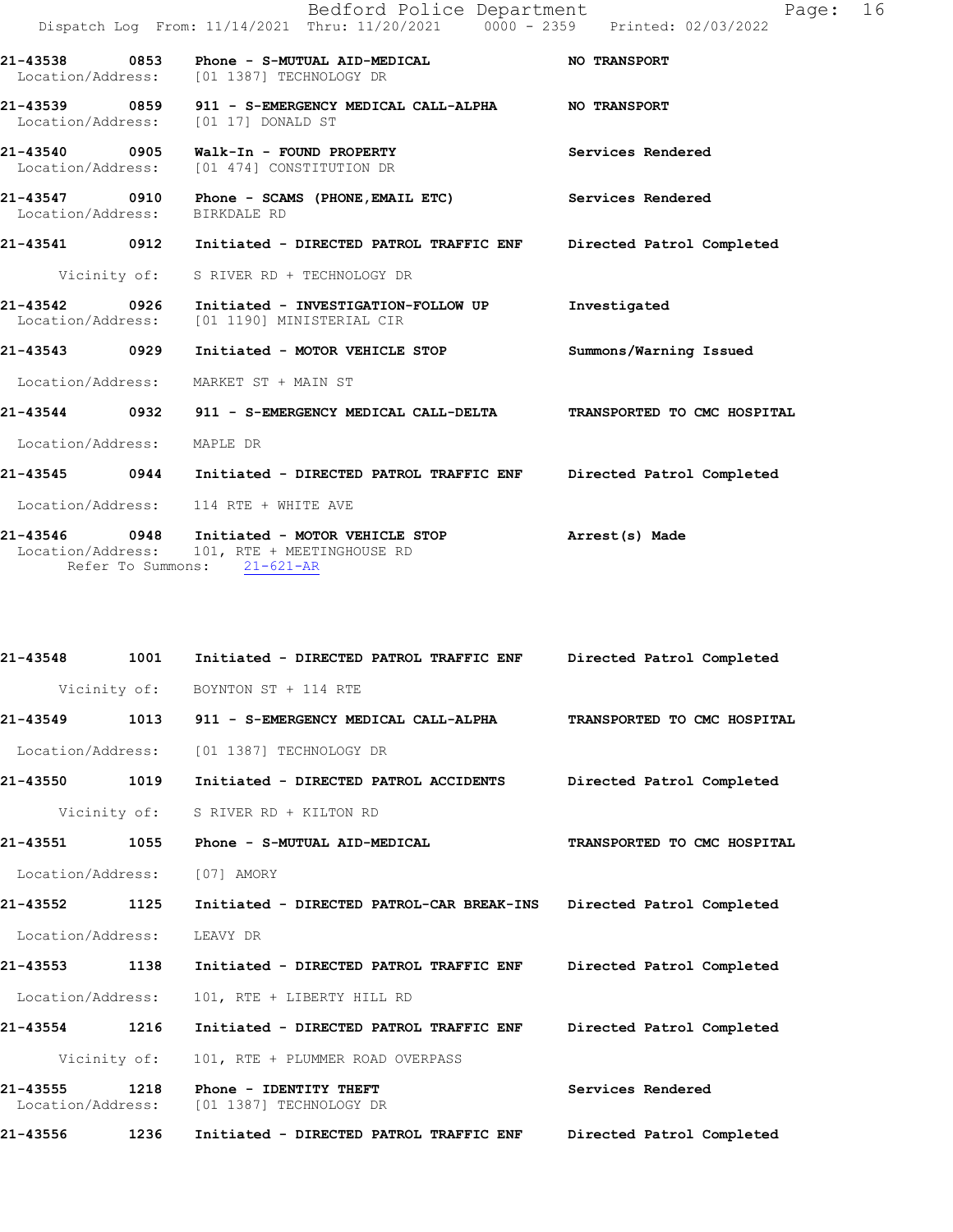21-43538 0853 Phone - S-MUTUAL AID-MEDICAL NO TRANSPORT
Location/Address: [01 1387] TECHNOLOGY DR

21-43539 0859 911 - S-EMERGENCY MEDICAL CALL-ALPHA NO TRANSPORT
Location/Address: [01 17] DONALD ST

21-43540 0905 Walk-In - FOUND PROPERTY Services Rendered
Location/Address: [01 474] CONSTITUTION DR

21-43547 0910 Phone - SCAMS (PHONE,EMAIL ETC) Services Rendered
Location/Address: BIRKDALE RD

21-43541 0912 Initiated - DIRECTED PATROL TRAFFIC ENF Directed Patrol Completed
Vicinity of: S RIVER RD + TECHNOLOGY DR

21-43542 0926 Initiated - INVESTIGATION-FOLLOW UP Investigated
Location/Address: [01 1190] MINISTERIAL CIR

21-43543 0929 Initiated - MOTOR VEHICLE STOP Summons/Warning Issued
Location/Address: MARKET ST + MAIN ST

21-43544 0932 911 - S-EMERGENCY MEDICAL CALL-DELTA TRANSPORTED TO CMC HOSPITAL
Location/Address: MAPLE DR

21-43545 0944 Initiated - DIRECTED PATROL TRAFFIC ENF Directed Patrol Completed
Location/Address: 114 RTE + WHITE AVE

21-43546 0948 Initiated - MOTOR VEHICLE STOP Arrest(s) Made
Location/Address: 101, RTE + MEETINGHOUSE RD
Refer To Summons: 21-621-AR

21-43548 1001 Initiated - DIRECTED PATROL TRAFFIC ENF Directed Patrol Completed
Vicinity of: BOYNTON ST + 114 RTE

21-43549 1013 911 - S-EMERGENCY MEDICAL CALL-ALPHA TRANSPORTED TO CMC HOSPITAL
Location/Address: [01 1387] TECHNOLOGY DR

21-43550 1019 Initiated - DIRECTED PATROL ACCIDENTS Directed Patrol Completed
Vicinity of: S RIVER RD + KILTON RD

21-43551 1055 Phone - S-MUTUAL AID-MEDICAL TRANSPORTED TO CMC HOSPITAL
Location/Address: [07] AMORY

21-43552 1125 Initiated - DIRECTED PATROL-CAR BREAK-INS Directed Patrol Completed
Location/Address: LEAVY DR

21-43553 1138 Initiated - DIRECTED PATROL TRAFFIC ENF Directed Patrol Completed
Location/Address: 101, RTE + LIBERTY HILL RD

21-43554 1216 Initiated - DIRECTED PATROL TRAFFIC ENF Directed Patrol Completed
Vicinity of: 101, RTE + PLUMMER ROAD OVERPASS

21-43555 1218 Phone - IDENTITY THEFT Services Rendered
Location/Address: [01 1387] TECHNOLOGY DR

21-43556 1236 Initiated - DIRECTED PATROL TRAFFIC ENF Directed Patrol Completed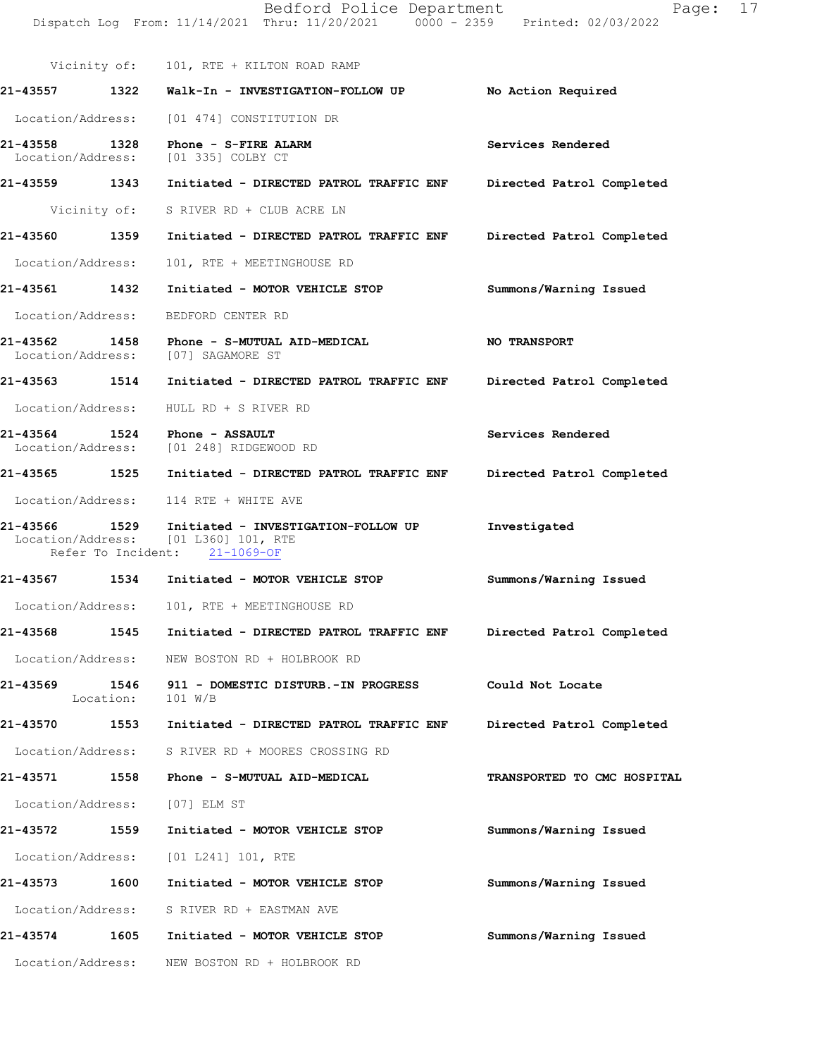Vicinity of: 101, RTE + KILTON ROAD RAMP

**21-43557** **1322** **Walk-In - INVESTIGATION-FOLLOW UP** **No Action Required**

Location/Address: [01 474] CONSTITUTION DR

**21-43558** **1328** **Phone - S-FIRE ALARM** **Services Rendered**
Location/Address: [01 335] COLBY CT

**21-43559** **1343** **Initiated - DIRECTED PATROL TRAFFIC ENF** **Directed Patrol Completed**

Vicinity of: S RIVER RD + CLUB ACRE LN

**21-43560** **1359** **Initiated - DIRECTED PATROL TRAFFIC ENF** **Directed Patrol Completed**

Location/Address: 101, RTE + MEETINGHOUSE RD

**21-43561** **1432** **Initiated - MOTOR VEHICLE STOP** **Summons/Warning Issued**

Location/Address: BEDFORD CENTER RD

**21-43562** **1458** **Phone - S-MUTUAL AID-MEDICAL** **NO TRANSPORT**
Location/Address: [07] SAGAMORE ST

**21-43563** **1514** **Initiated - DIRECTED PATROL TRAFFIC ENF** **Directed Patrol Completed**

Location/Address: HULL RD + S RIVER RD

**21-43564** **1524** **Phone - ASSAULT** **Services Rendered**
Location/Address: [01 248] RIDGEWOOD RD

**21-43565** **1525** **Initiated - DIRECTED PATROL TRAFFIC ENF** **Directed Patrol Completed**

Location/Address: 114 RTE + WHITE AVE

**21-43566** **1529** **Initiated - INVESTIGATION-FOLLOW UP** **Investigated**
Location/Address: [01 L360] 101, RTE
Refer To Incident: 21-1069-OF

**21-43567** **1534** **Initiated - MOTOR VEHICLE STOP** **Summons/Warning Issued**

Location/Address: 101, RTE + MEETINGHOUSE RD

**21-43568** **1545** **Initiated - DIRECTED PATROL TRAFFIC ENF** **Directed Patrol Completed**

Location/Address: NEW BOSTON RD + HOLBROOK RD

**21-43569** **1546** **911 - DOMESTIC DISTURB.-IN PROGRESS** **Could Not Locate**
Location: 101 W/B

**21-43570** **1553** **Initiated - DIRECTED PATROL TRAFFIC ENF** **Directed Patrol Completed**

Location/Address: S RIVER RD + MOORES CROSSING RD

**21-43571** **1558** **Phone - S-MUTUAL AID-MEDICAL** **TRANSPORTED TO CMC HOSPITAL**

Location/Address: [07] ELM ST

**21-43572** **1559** **Initiated - MOTOR VEHICLE STOP** **Summons/Warning Issued**

Location/Address: [01 L241] 101, RTE

**21-43573** **1600** **Initiated - MOTOR VEHICLE STOP** **Summons/Warning Issued**

Location/Address: S RIVER RD + EASTMAN AVE

**21-43574** **1605** **Initiated - MOTOR VEHICLE STOP** **Summons/Warning Issued**

Location/Address: NEW BOSTON RD + HOLBROOK RD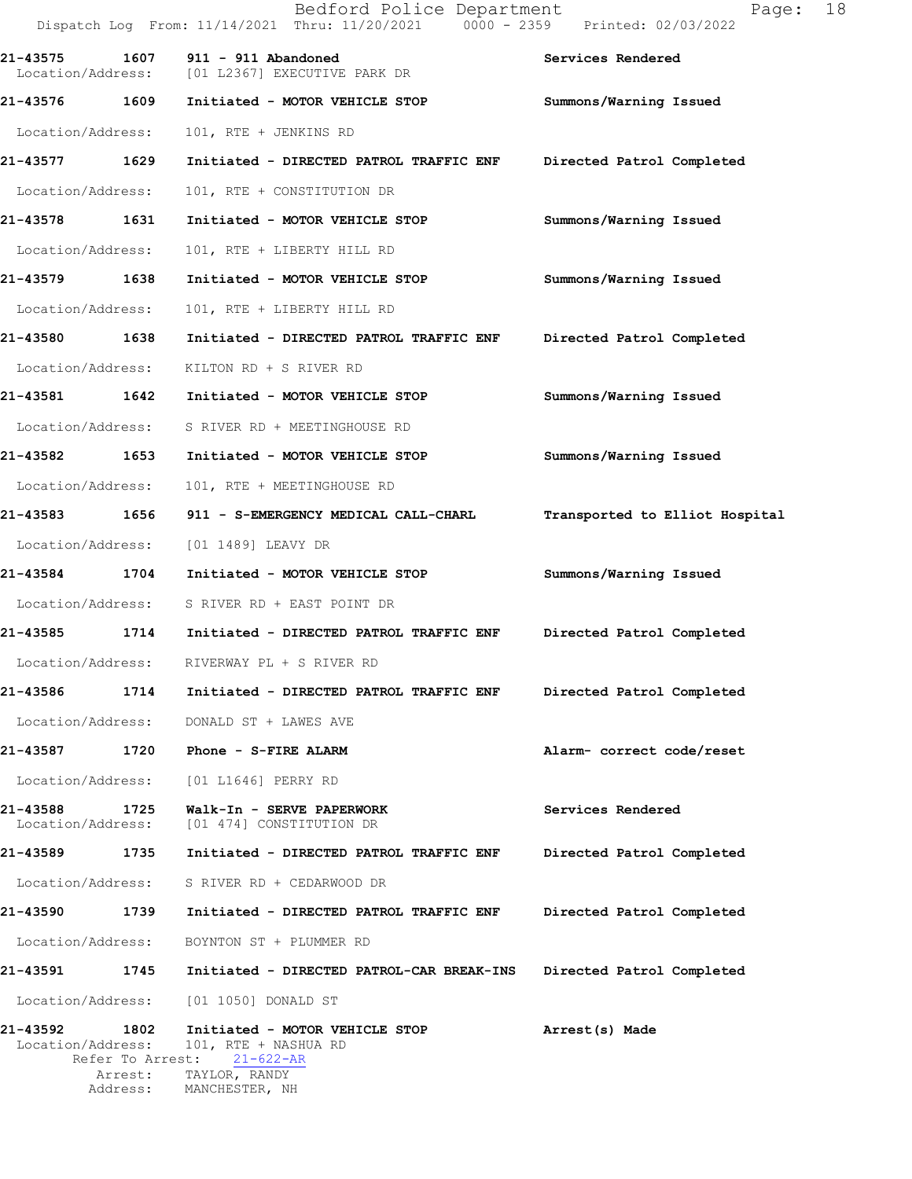21-43575 1607 911 - 911 Abandoned Services Rendered
Location/Address: [01 L2367] EXECUTIVE PARK DR

21-43576 1609 Initiated - MOTOR VEHICLE STOP Summons/Warning Issued
Location/Address: 101, RTE + JENKINS RD

21-43577 1629 Initiated - DIRECTED PATROL TRAFFIC ENF Directed Patrol Completed
Location/Address: 101, RTE + CONSTITUTION DR

21-43578 1631 Initiated - MOTOR VEHICLE STOP Summons/Warning Issued
Location/Address: 101, RTE + LIBERTY HILL RD

21-43579 1638 Initiated - MOTOR VEHICLE STOP Summons/Warning Issued
Location/Address: 101, RTE + LIBERTY HILL RD

21-43580 1638 Initiated - DIRECTED PATROL TRAFFIC ENF Directed Patrol Completed
Location/Address: KILTON RD + S RIVER RD

21-43581 1642 Initiated - MOTOR VEHICLE STOP Summons/Warning Issued
Location/Address: S RIVER RD + MEETINGHOUSE RD

21-43582 1653 Initiated - MOTOR VEHICLE STOP Summons/Warning Issued
Location/Address: 101, RTE + MEETINGHOUSE RD

21-43583 1656 911 - S-EMERGENCY MEDICAL CALL-CHARL Transported to Elliot Hospital
Location/Address: [01 1489] LEAVY DR

21-43584 1704 Initiated - MOTOR VEHICLE STOP Summons/Warning Issued
Location/Address: S RIVER RD + EAST POINT DR

21-43585 1714 Initiated - DIRECTED PATROL TRAFFIC ENF Directed Patrol Completed
Location/Address: RIVERWAY PL + S RIVER RD

21-43586 1714 Initiated - DIRECTED PATROL TRAFFIC ENF Directed Patrol Completed
Location/Address: DONALD ST + LAWES AVE

21-43587 1720 Phone - S-FIRE ALARM Alarm- correct code/reset
Location/Address: [01 L1646] PERRY RD

21-43588 1725 Walk-In - SERVE PAPERWORK Services Rendered
Location/Address: [01 474] CONSTITUTION DR

21-43589 1735 Initiated - DIRECTED PATROL TRAFFIC ENF Directed Patrol Completed
Location/Address: S RIVER RD + CEDARWOOD DR

21-43590 1739 Initiated - DIRECTED PATROL TRAFFIC ENF Directed Patrol Completed
Location/Address: BOYNTON ST + PLUMMER RD

21-43591 1745 Initiated - DIRECTED PATROL-CAR BREAK-INS Directed Patrol Completed
Location/Address: [01 1050] DONALD ST

21-43592 1802 Initiated - MOTOR VEHICLE STOP Arrest(s) Made
Location/Address: 101, RTE + NASHUA RD
Refer To Arrest: 21-622-AR
Arrest: TAYLOR, RANDY
Address: MANCHESTER, NH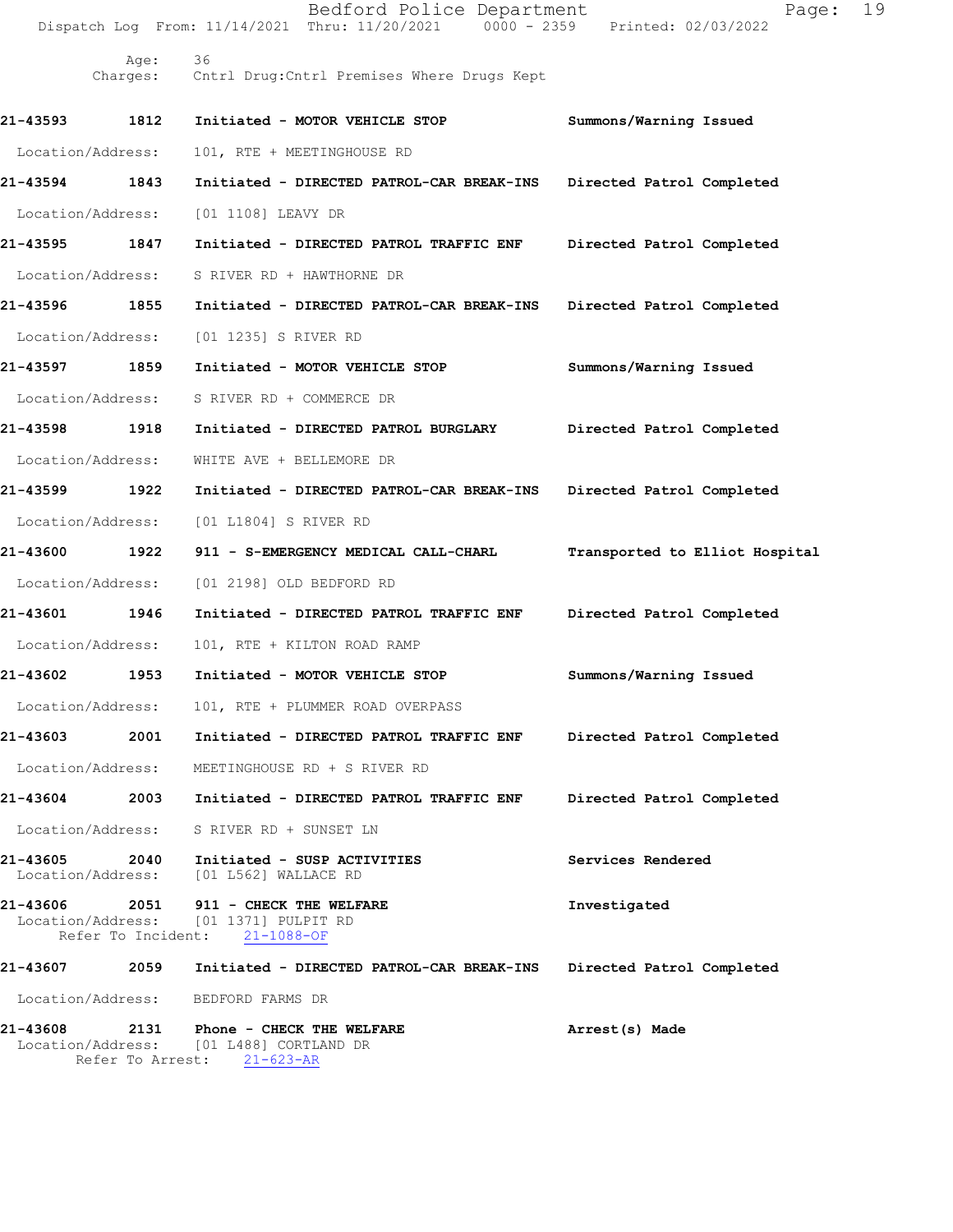Age: 36
Charges: Cntrl Drug:Cntrl Premises Where Drugs Kept

**21-43593 1812 Initiated - MOTOR VEHICLE STOP** Summons/Warning Issued
Location/Address: 101, RTE + MEETINGHOUSE RD

**21-43594 1843 Initiated - DIRECTED PATROL-CAR BREAK-INS** Directed Patrol Completed
Location/Address: [01 1108] LEAVY DR

**21-43595 1847 Initiated - DIRECTED PATROL TRAFFIC ENF** Directed Patrol Completed
Location/Address: S RIVER RD + HAWTHORNE DR

**21-43596 1855 Initiated - DIRECTED PATROL-CAR BREAK-INS** Directed Patrol Completed
Location/Address: [01 1235] S RIVER RD

**21-43597 1859 Initiated - MOTOR VEHICLE STOP** Summons/Warning Issued
Location/Address: S RIVER RD + COMMERCE DR

**21-43598 1918 Initiated - DIRECTED PATROL BURGLARY** Directed Patrol Completed
Location/Address: WHITE AVE + BELLEMORE DR

**21-43599 1922 Initiated - DIRECTED PATROL-CAR BREAK-INS** Directed Patrol Completed
Location/Address: [01 L1804] S RIVER RD

**21-43600 1922 911 - S-EMERGENCY MEDICAL CALL-CHARL** Transported to Elliot Hospital
Location/Address: [01 2198] OLD BEDFORD RD

**21-43601 1946 Initiated - DIRECTED PATROL TRAFFIC ENF** Directed Patrol Completed
Location/Address: 101, RTE + KILTON ROAD RAMP

**21-43602 1953 Initiated - MOTOR VEHICLE STOP** Summons/Warning Issued
Location/Address: 101, RTE + PLUMMER ROAD OVERPASS

**21-43603 2001 Initiated - DIRECTED PATROL TRAFFIC ENF** Directed Patrol Completed
Location/Address: MEETINGHOUSE RD + S RIVER RD

**21-43604 2003 Initiated - DIRECTED PATROL TRAFFIC ENF** Directed Patrol Completed
Location/Address: S RIVER RD + SUNSET LN

**21-43605 2040 Initiated - SUSP ACTIVITIES** Services Rendered
Location/Address: [01 L562] WALLACE RD

**21-43606 2051 911 - CHECK THE WELFARE** Investigated
Location/Address: [01 1371] PULPIT RD
Refer To Incident: 21-1088-OF

**21-43607 2059 Initiated - DIRECTED PATROL-CAR BREAK-INS** Directed Patrol Completed
Location/Address: BEDFORD FARMS DR

**21-43608 2131 Phone - CHECK THE WELFARE** Arrest(s) Made
Location/Address: [01 L488] CORTLAND DR
Refer To Arrest: 21-623-AR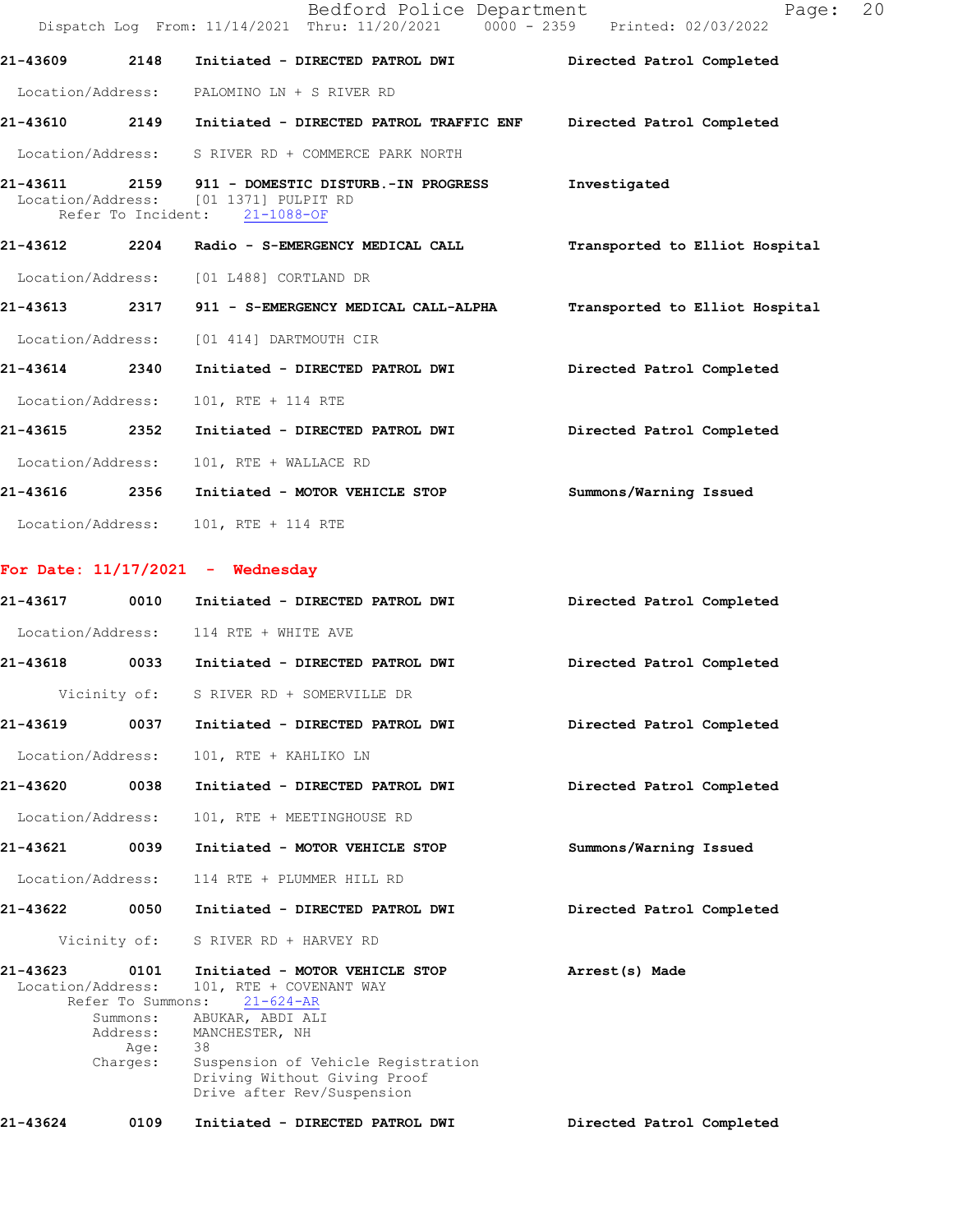21-43609 2148 Initiated - DIRECTED PATROL DWI Directed Patrol Completed

Location/Address: PALOMINO LN + S RIVER RD

21-43610 2149 Initiated - DIRECTED PATROL TRAFFIC ENF Directed Patrol Completed

Location/Address: S RIVER RD + COMMERCE PARK NORTH

21-43611 2159 911 - DOMESTIC DISTURB.-IN PROGRESS Investigated
Location/Address: [01 1371] PULPIT RD
Refer To Incident: 21-1088-OF

21-43612 2204 Radio - S-EMERGENCY MEDICAL CALL Transported to Elliot Hospital

Location/Address: [01 L488] CORTLAND DR

21-43613 2317 911 - S-EMERGENCY MEDICAL CALL-ALPHA Transported to Elliot Hospital

Location/Address: [01 414] DARTMOUTH CIR

21-43614 2340 Initiated - DIRECTED PATROL DWI Directed Patrol Completed

Location/Address: 101, RTE + 114 RTE

21-43615 2352 Initiated - DIRECTED PATROL DWI Directed Patrol Completed

Location/Address: 101, RTE + WALLACE RD

21-43616 2356 Initiated - MOTOR VEHICLE STOP Summons/Warning Issued

Location/Address: 101, RTE + 114 RTE

## For Date: 11/17/2021 - Wednesday

21-43617 0010 Initiated - DIRECTED PATROL DWI Directed Patrol Completed

Location/Address: 114 RTE + WHITE AVE

21-43618 0033 Initiated - DIRECTED PATROL DWI Directed Patrol Completed

Vicinity of: S RIVER RD + SOMERVILLE DR

21-43619 0037 Initiated - DIRECTED PATROL DWI Directed Patrol Completed

Location/Address: 101, RTE + KAHLIKO LN

21-43620 0038 Initiated - DIRECTED PATROL DWI Directed Patrol Completed

Location/Address: 101, RTE + MEETINGHOUSE RD

21-43621 0039 Initiated - MOTOR VEHICLE STOP Summons/Warning Issued

Location/Address: 114 RTE + PLUMMER HILL RD

21-43622 0050 Initiated - DIRECTED PATROL DWI Directed Patrol Completed

Vicinity of: S RIVER RD + HARVEY RD

21-43623 0101 Initiated - MOTOR VEHICLE STOP Arrest(s) Made
Location/Address: 101, RTE + COVENANT WAY
Refer To Summons: 21-624-AR
Summons: ABUKAR, ABDI ALI
Address: MANCHESTER, NH
Age: 38
Charges: Suspension of Vehicle Registration
Driving Without Giving Proof
Drive after Rev/Suspension

21-43624 0109 Initiated - DIRECTED PATROL DWI Directed Patrol Completed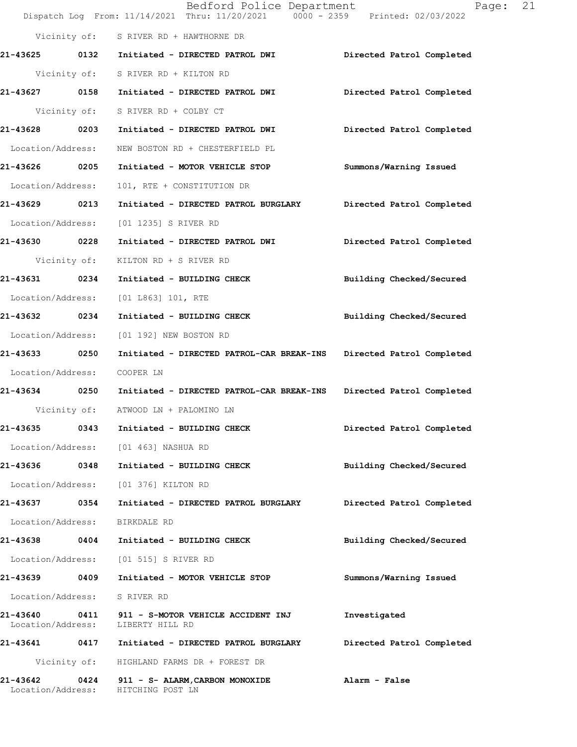Vicinity of: S RIVER RD + HAWTHORNE DR

**21-43625 0132 Initiated - DIRECTED PATROL DWI** Directed Patrol Completed

Vicinity of: S RIVER RD + KILTON RD

**21-43627 0158 Initiated - DIRECTED PATROL DWI** Directed Patrol Completed

Vicinity of: S RIVER RD + COLBY CT

**21-43628 0203 Initiated - DIRECTED PATROL DWI** Directed Patrol Completed

Location/Address: NEW BOSTON RD + CHESTERFIELD PL

**21-43626 0205 Initiated - MOTOR VEHICLE STOP** Summons/Warning Issued

Location/Address: 101, RTE + CONSTITUTION DR

**21-43629 0213 Initiated - DIRECTED PATROL BURGLARY** Directed Patrol Completed

Location/Address: [01 1235] S RIVER RD

**21-43630 0228 Initiated - DIRECTED PATROL DWI** Directed Patrol Completed

Vicinity of: KILTON RD + S RIVER RD

**21-43631 0234 Initiated - BUILDING CHECK** Building Checked/Secured

Location/Address: [01 L863] 101, RTE

**21-43632 0234 Initiated - BUILDING CHECK** Building Checked/Secured

Location/Address: [01 192] NEW BOSTON RD

**21-43633 0250 Initiated - DIRECTED PATROL-CAR BREAK-INS** Directed Patrol Completed

Location/Address: COOPER LN

**21-43634 0250 Initiated - DIRECTED PATROL-CAR BREAK-INS** Directed Patrol Completed

Vicinity of: ATWOOD LN + PALOMINO LN

**21-43635 0343 Initiated - BUILDING CHECK** Directed Patrol Completed

Location/Address: [01 463] NASHUA RD

**21-43636 0348 Initiated - BUILDING CHECK** Building Checked/Secured

Location/Address: [01 376] KILTON RD

**21-43637 0354 Initiated - DIRECTED PATROL BURGLARY** Directed Patrol Completed

Location/Address: BIRKDALE RD

**21-43638 0404 Initiated - BUILDING CHECK** Building Checked/Secured

Location/Address: [01 515] S RIVER RD

**21-43639 0409 Initiated - MOTOR VEHICLE STOP** Summons/Warning Issued

Location/Address: S RIVER RD

**21-43640 0411 911 - S-MOTOR VEHICLE ACCIDENT INJ** Investigated

Location/Address: LIBERTY HILL RD

**21-43641 0417 Initiated - DIRECTED PATROL BURGLARY** Directed Patrol Completed

Vicinity of: HIGHLAND FARMS DR + FOREST DR

**21-43642 0424 911 - S- ALARM,CARBON MONOXIDE** Alarm - False

Location/Address: HITCHING POST LN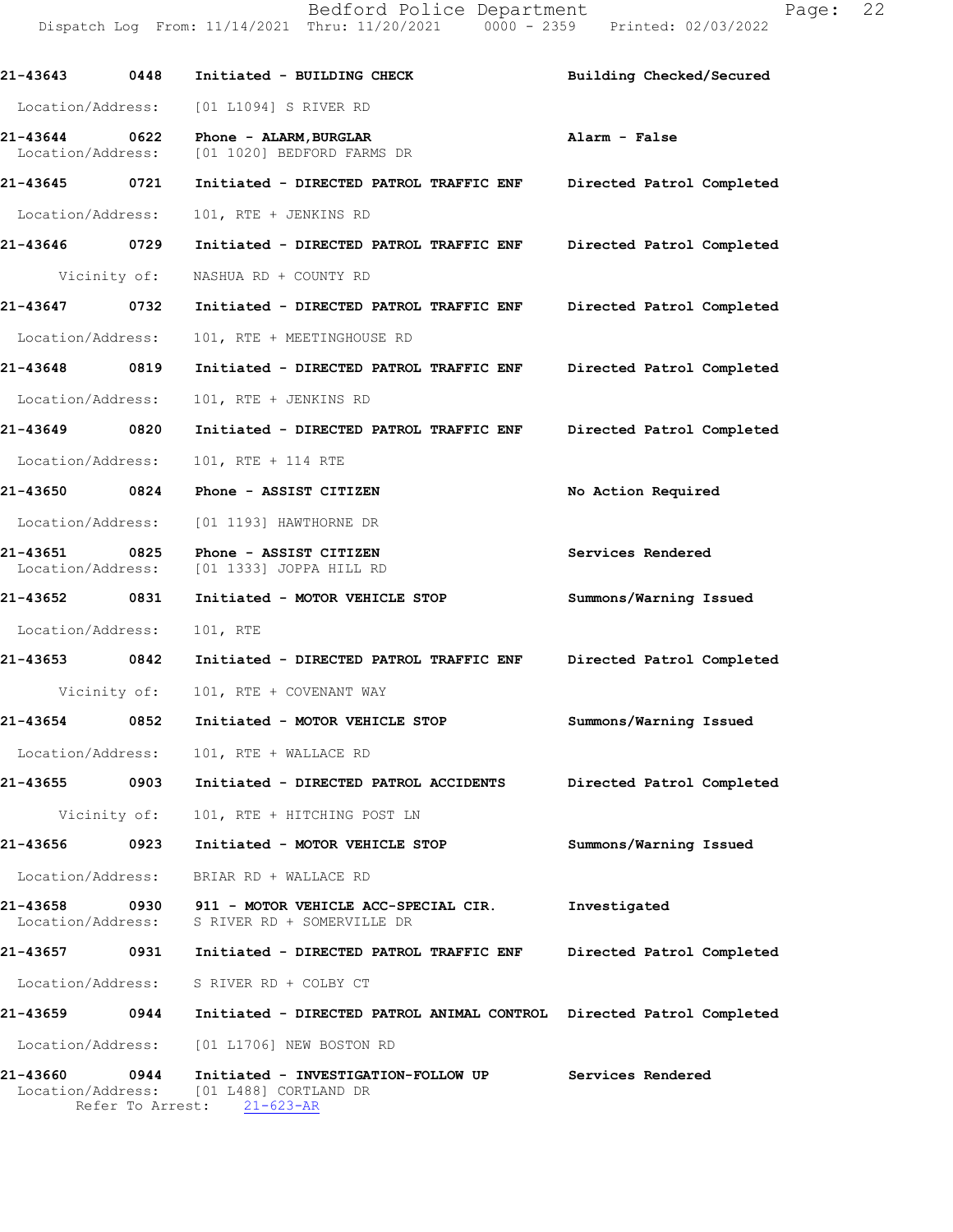**21-43643 0448 Initiated - BUILDING CHECK** Building Checked/Secured

Location/Address: [01 L1094] S RIVER RD

**21-43644 0622 Phone - ALARM,BURGLAR** Alarm - False

Location/Address: [01 1020] BEDFORD FARMS DR

**21-43645 0721 Initiated - DIRECTED PATROL TRAFFIC ENF** Directed Patrol Completed

Location/Address: 101, RTE + JENKINS RD

**21-43646 0729 Initiated - DIRECTED PATROL TRAFFIC ENF** Directed Patrol Completed

Vicinity of: NASHUA RD + COUNTY RD

**21-43647 0732 Initiated - DIRECTED PATROL TRAFFIC ENF** Directed Patrol Completed

Location/Address: 101, RTE + MEETINGHOUSE RD

**21-43648 0819 Initiated - DIRECTED PATROL TRAFFIC ENF** Directed Patrol Completed

Location/Address: 101, RTE + JENKINS RD

**21-43649 0820 Initiated - DIRECTED PATROL TRAFFIC ENF** Directed Patrol Completed

Location/Address: 101, RTE + 114 RTE

**21-43650 0824 Phone - ASSIST CITIZEN** No Action Required

Location/Address: [01 1193] HAWTHORNE DR

**21-43651 0825 Phone - ASSIST CITIZEN** Services Rendered

Location/Address: [01 1333] JOPPA HILL RD

**21-43652 0831 Initiated - MOTOR VEHICLE STOP** Summons/Warning Issued

Location/Address: 101, RTE

**21-43653 0842 Initiated - DIRECTED PATROL TRAFFIC ENF** Directed Patrol Completed

Vicinity of: 101, RTE + COVENANT WAY

**21-43654 0852 Initiated - MOTOR VEHICLE STOP** Summons/Warning Issued

Location/Address: 101, RTE + WALLACE RD

**21-43655 0903 Initiated - DIRECTED PATROL ACCIDENTS** Directed Patrol Completed

Vicinity of: 101, RTE + HITCHING POST LN

**21-43656 0923 Initiated - MOTOR VEHICLE STOP** Summons/Warning Issued

Location/Address: BRIAR RD + WALLACE RD

**21-43658 0930 911 - MOTOR VEHICLE ACC-SPECIAL CIR.** Investigated

Location/Address: S RIVER RD + SOMERVILLE DR

**21-43657 0931 Initiated - DIRECTED PATROL TRAFFIC ENF** Directed Patrol Completed

Location/Address: S RIVER RD + COLBY CT

**21-43659 0944 Initiated - DIRECTED PATROL ANIMAL CONTROL** Directed Patrol Completed

Location/Address: [01 L1706] NEW BOSTON RD

**21-43660 0944 Initiated - INVESTIGATION-FOLLOW UP** Services Rendered

Location/Address: [01 L488] CORTLAND DR

Refer To Arrest: 21-623-AR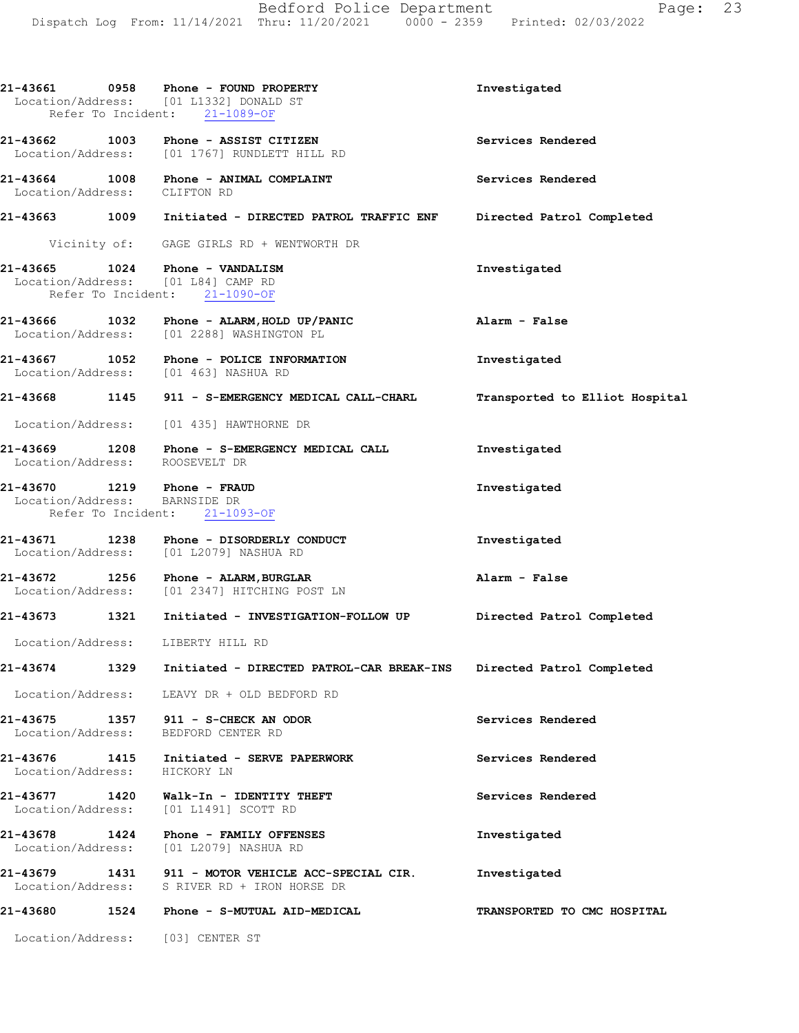21-43661 0958 Phone - FOUND PROPERTY Investigated
Location/Address: [01 L1332] DONALD ST
Refer To Incident: 21-1089-OF

21-43662 1003 Phone - ASSIST CITIZEN Services Rendered
Location/Address: [01 1767] RUNDLETT HILL RD

21-43664 1008 Phone - ANIMAL COMPLAINT Services Rendered
Location/Address: CLIFTON RD

21-43663 1009 Initiated - DIRECTED PATROL TRAFFIC ENF Directed Patrol Completed
Vicinity of: GAGE GIRLS RD + WENTWORTH DR

21-43665 1024 Phone - VANDALISM Investigated
Location/Address: [01 L84] CAMP RD
Refer To Incident: 21-1090-OF

21-43666 1032 Phone - ALARM,HOLD UP/PANIC Alarm - False
Location/Address: [01 2288] WASHINGTON PL

21-43667 1052 Phone - POLICE INFORMATION Investigated
Location/Address: [01 463] NASHUA RD

21-43668 1145 911 - S-EMERGENCY MEDICAL CALL-CHARL Transported to Elliot Hospital
Location/Address: [01 435] HAWTHORNE DR

21-43669 1208 Phone - S-EMERGENCY MEDICAL CALL Investigated
Location/Address: ROOSEVELT DR

21-43670 1219 Phone - FRAUD Investigated
Location/Address: BARNSIDE DR
Refer To Incident: 21-1093-OF

21-43671 1238 Phone - DISORDERLY CONDUCT Investigated
Location/Address: [01 L2079] NASHUA RD

21-43672 1256 Phone - ALARM,BURGLAR Alarm - False
Location/Address: [01 2347] HITCHING POST LN

21-43673 1321 Initiated - INVESTIGATION-FOLLOW UP Directed Patrol Completed
Location/Address: LIBERTY HILL RD

21-43674 1329 Initiated - DIRECTED PATROL-CAR BREAK-INS Directed Patrol Completed
Location/Address: LEAVY DR + OLD BEDFORD RD

21-43675 1357 911 - S-CHECK AN ODOR Services Rendered
Location/Address: BEDFORD CENTER RD

21-43676 1415 Initiated - SERVE PAPERWORK Services Rendered
Location/Address: HICKORY LN

21-43677 1420 Walk-In - IDENTITY THEFT Services Rendered
Location/Address: [01 L1491] SCOTT RD

21-43678 1424 Phone - FAMILY OFFENSES Investigated
Location/Address: [01 L2079] NASHUA RD

21-43679 1431 911 - MOTOR VEHICLE ACC-SPECIAL CIR. Investigated
Location/Address: S RIVER RD + IRON HORSE DR

21-43680 1524 Phone - S-MUTUAL AID-MEDICAL TRANSPORTED TO CMC HOSPITAL
Location/Address: [03] CENTER ST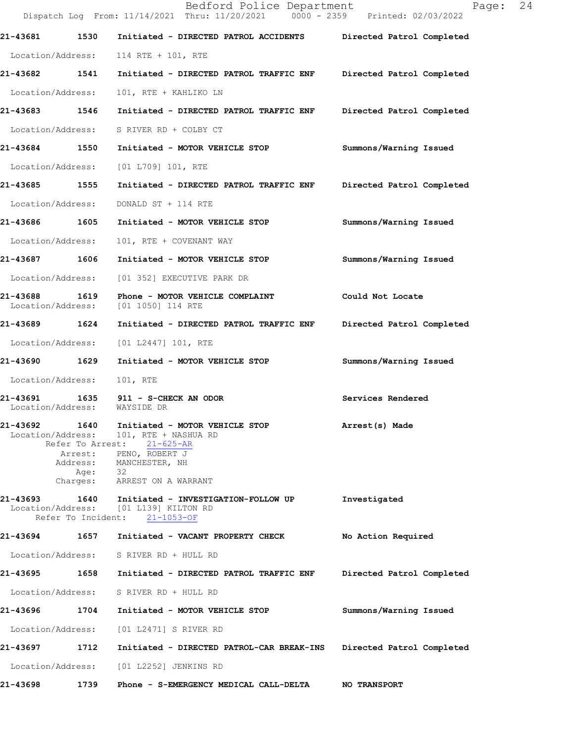21-43681 1530 Initiated - DIRECTED PATROL ACCIDENTS Directed Patrol Completed

Location/Address: 114 RTE + 101, RTE

21-43682 1541 Initiated - DIRECTED PATROL TRAFFIC ENF Directed Patrol Completed

Location/Address: 101, RTE + KAHLIKO LN

21-43683 1546 Initiated - DIRECTED PATROL TRAFFIC ENF Directed Patrol Completed

Location/Address: S RIVER RD + COLBY CT

21-43684 1550 Initiated - MOTOR VEHICLE STOP Summons/Warning Issued

Location/Address: [01 L709] 101, RTE

21-43685 1555 Initiated - DIRECTED PATROL TRAFFIC ENF Directed Patrol Completed

Location/Address: DONALD ST + 114 RTE

21-43686 1605 Initiated - MOTOR VEHICLE STOP Summons/Warning Issued

Location/Address: 101, RTE + COVENANT WAY

21-43687 1606 Initiated - MOTOR VEHICLE STOP Summons/Warning Issued

Location/Address: [01 352] EXECUTIVE PARK DR

21-43688 1619 Phone - MOTOR VEHICLE COMPLAINT Could Not Locate
Location/Address: [01 1050] 114 RTE

21-43689 1624 Initiated - DIRECTED PATROL TRAFFIC ENF Directed Patrol Completed

Location/Address: [01 L2447] 101, RTE

21-43690 1629 Initiated - MOTOR VEHICLE STOP Summons/Warning Issued

Location/Address: 101, RTE

21-43691 1635 911 - S-CHECK AN ODOR Services Rendered
Location/Address: WAYSIDE DR

21-43692 1640 Initiated - MOTOR VEHICLE STOP Arrest(s) Made
Location/Address: 101, RTE + NASHUA RD
Refer To Arrest: 21-625-AR
Arrest: PENO, ROBERT J
Address: MANCHESTER, NH
Age: 32
Charges: ARREST ON A WARRANT

21-43693 1640 Initiated - INVESTIGATION-FOLLOW UP Investigated
Location/Address: [01 L139] KILTON RD
Refer To Incident: 21-1053-OF

21-43694 1657 Initiated - VACANT PROPERTY CHECK No Action Required

Location/Address: S RIVER RD + HULL RD

21-43695 1658 Initiated - DIRECTED PATROL TRAFFIC ENF Directed Patrol Completed

Location/Address: S RIVER RD + HULL RD

21-43696 1704 Initiated - MOTOR VEHICLE STOP Summons/Warning Issued

Location/Address: [01 L2471] S RIVER RD

21-43697 1712 Initiated - DIRECTED PATROL-CAR BREAK-INS Directed Patrol Completed

Location/Address: [01 L2252] JENKINS RD

21-43698 1739 Phone - S-EMERGENCY MEDICAL CALL-DELTA NO TRANSPORT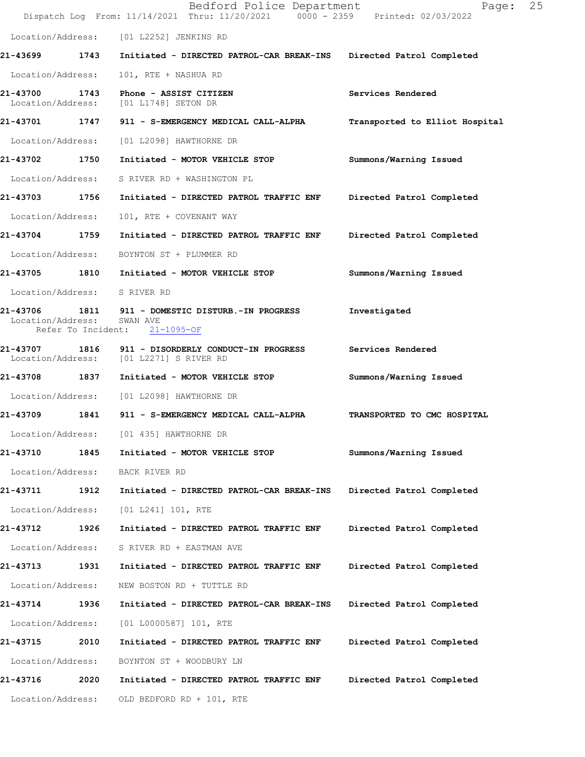Location/Address: [01 L2252] JENKINS RD

**21-43699 1743 Initiated - DIRECTED PATROL-CAR BREAK-INS Directed Patrol Completed**

Location/Address: 101, RTE + NASHUA RD

**21-43700 1743 Phone - ASSIST CITIZEN Services Rendered**

Location/Address: [01 L1748] SETON DR

**21-43701 1747 911 - S-EMERGENCY MEDICAL CALL-ALPHA Transported to Elliot Hospital**

Location/Address: [01 L2098] HAWTHORNE DR

**21-43702 1750 Initiated - MOTOR VEHICLE STOP Summons/Warning Issued**

Location/Address: S RIVER RD + WASHINGTON PL

**21-43703 1756 Initiated - DIRECTED PATROL TRAFFIC ENF Directed Patrol Completed**

Location/Address: 101, RTE + COVENANT WAY

**21-43704 1759 Initiated - DIRECTED PATROL TRAFFIC ENF Directed Patrol Completed**

Location/Address: BOYNTON ST + PLUMMER RD

**21-43705 1810 Initiated - MOTOR VEHICLE STOP Summons/Warning Issued**

Location/Address: S RIVER RD

**21-43706 1811 911 - DOMESTIC DISTURB.-IN PROGRESS Investigated**

Location/Address: SWAN AVE
Refer To Incident: 21-1095-OF

**21-43707 1816 911 - DISORDERLY CONDUCT-IN PROGRESS Services Rendered**

Location/Address: [01 L2271] S RIVER RD

**21-43708 1837 Initiated - MOTOR VEHICLE STOP Summons/Warning Issued**

Location/Address: [01 L2098] HAWTHORNE DR

**21-43709 1841 911 - S-EMERGENCY MEDICAL CALL-ALPHA TRANSPORTED TO CMC HOSPITAL**

Location/Address: [01 435] HAWTHORNE DR

**21-43710 1845 Initiated - MOTOR VEHICLE STOP Summons/Warning Issued**

Location/Address: BACK RIVER RD

**21-43711 1912 Initiated - DIRECTED PATROL-CAR BREAK-INS Directed Patrol Completed**

Location/Address: [01 L241] 101, RTE

**21-43712 1926 Initiated - DIRECTED PATROL TRAFFIC ENF Directed Patrol Completed**

Location/Address: S RIVER RD + EASTMAN AVE

**21-43713 1931 Initiated - DIRECTED PATROL TRAFFIC ENF Directed Patrol Completed**

Location/Address: NEW BOSTON RD + TUTTLE RD

**21-43714 1936 Initiated - DIRECTED PATROL-CAR BREAK-INS Directed Patrol Completed**

Location/Address: [01 L0000587] 101, RTE

**21-43715 2010 Initiated - DIRECTED PATROL TRAFFIC ENF Directed Patrol Completed**

Location/Address: BOYNTON ST + WOODBURY LN

**21-43716 2020 Initiated - DIRECTED PATROL TRAFFIC ENF Directed Patrol Completed**

Location/Address: OLD BEDFORD RD + 101, RTE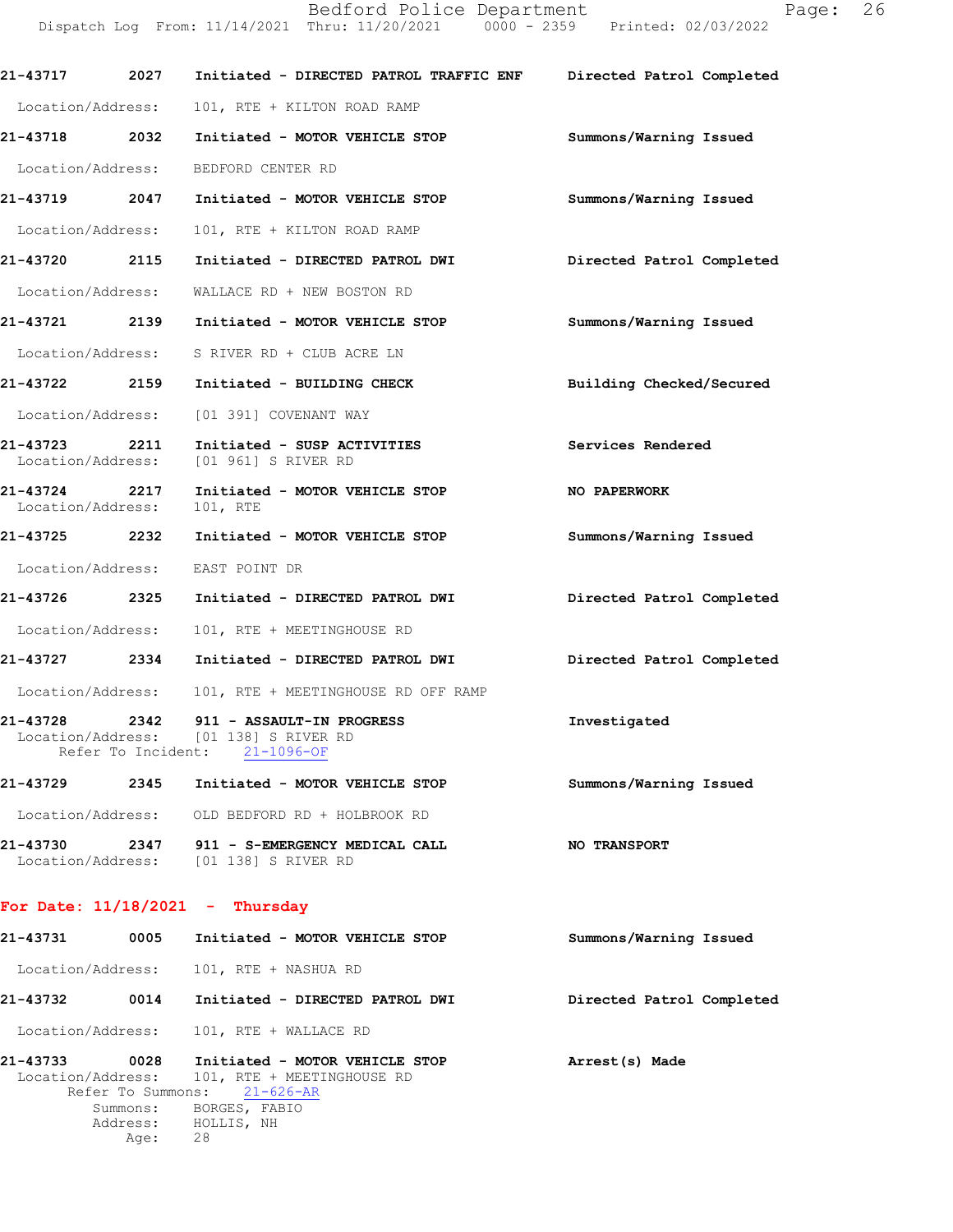21-43717 2027 Initiated - DIRECTED PATROL TRAFFIC ENF Directed Patrol Completed

Location/Address: 101, RTE + KILTON ROAD RAMP

21-43718 2032 Initiated - MOTOR VEHICLE STOP Summons/Warning Issued

Location/Address: BEDFORD CENTER RD

21-43719 2047 Initiated - MOTOR VEHICLE STOP Summons/Warning Issued

Location/Address: 101, RTE + KILTON ROAD RAMP

21-43720 2115 Initiated - DIRECTED PATROL DWI Directed Patrol Completed

Location/Address: WALLACE RD + NEW BOSTON RD

21-43721 2139 Initiated - MOTOR VEHICLE STOP Summons/Warning Issued

Location/Address: S RIVER RD + CLUB ACRE LN

21-43722 2159 Initiated - BUILDING CHECK Building Checked/Secured

Location/Address: [01 391] COVENANT WAY

21-43723 2211 Initiated - SUSP ACTIVITIES Services Rendered
Location/Address: [01 961] S RIVER RD

21-43724 2217 Initiated - MOTOR VEHICLE STOP NO PAPERWORK
Location/Address: 101, RTE

21-43725 2232 Initiated - MOTOR VEHICLE STOP Summons/Warning Issued

Location/Address: EAST POINT DR

21-43726 2325 Initiated - DIRECTED PATROL DWI Directed Patrol Completed

Location/Address: 101, RTE + MEETINGHOUSE RD

21-43727 2334 Initiated - DIRECTED PATROL DWI Directed Patrol Completed

Location/Address: 101, RTE + MEETINGHOUSE RD OFF RAMP

21-43728 2342 911 - ASSAULT-IN PROGRESS Investigated
Location/Address: [01 138] S RIVER RD
Refer To Incident: 21-1096-OF

21-43729 2345 Initiated - MOTOR VEHICLE STOP Summons/Warning Issued

Location/Address: OLD BEDFORD RD + HOLBROOK RD

21-43730 2347 911 - S-EMERGENCY MEDICAL CALL NO TRANSPORT
Location/Address: [01 138] S RIVER RD

**For Date: 11/18/2021 - Thursday**

21-43731 0005 Initiated - MOTOR VEHICLE STOP Summons/Warning Issued

Location/Address: 101, RTE + NASHUA RD

21-43732 0014 Initiated - DIRECTED PATROL DWI Directed Patrol Completed

Location/Address: 101, RTE + WALLACE RD

21-43733 0028 Initiated - MOTOR VEHICLE STOP Arrest(s) Made
Location/Address: 101, RTE + MEETINGHOUSE RD
Refer To Summons: 21-626-AR
Summons: BORGES, FABIO
Address: HOLLIS, NH
Age: 28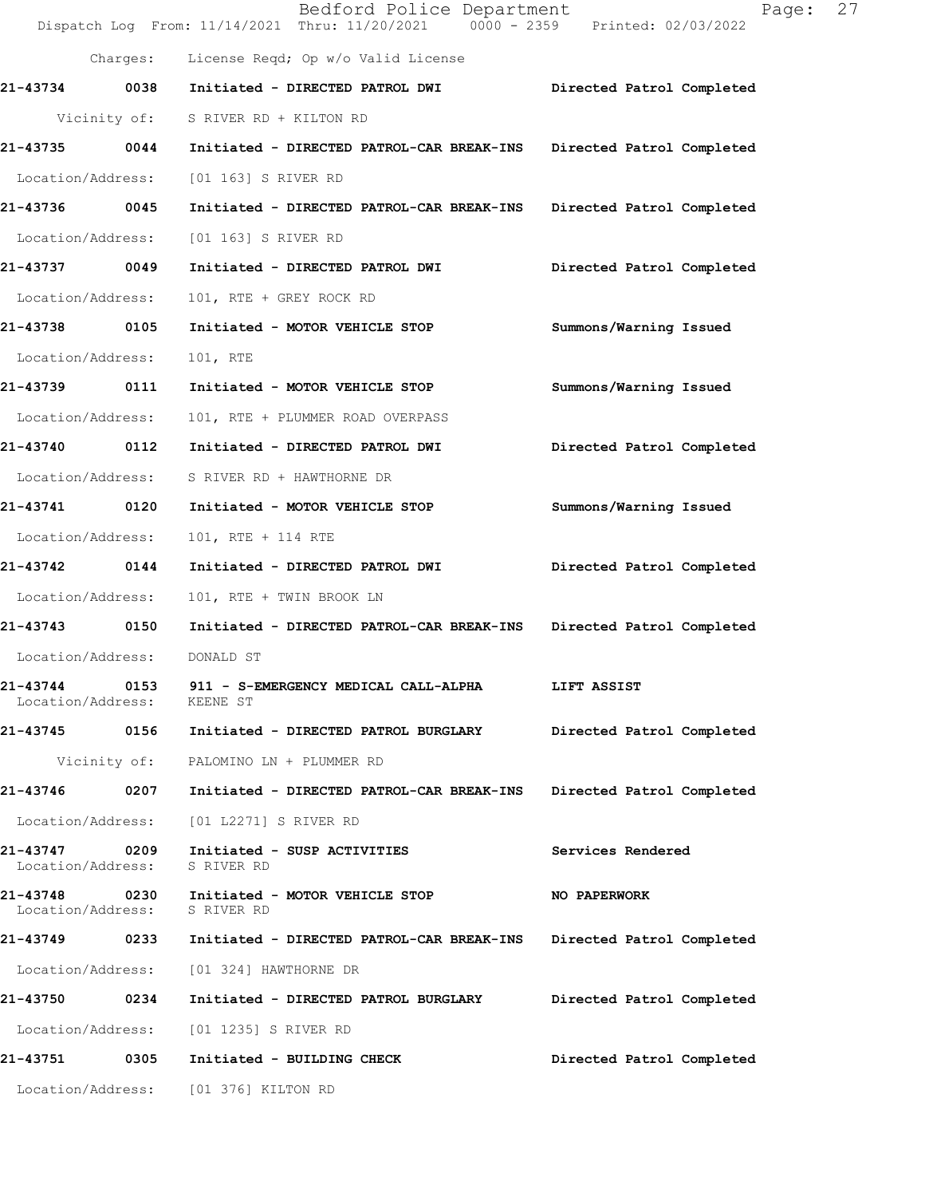Charges: License Reqd; Op w/o Valid License

**21-43734 0038 Initiated - DIRECTED PATROL DWI** Directed Patrol Completed

Vicinity of: S RIVER RD + KILTON RD

**21-43735 0044 Initiated - DIRECTED PATROL-CAR BREAK-INS** Directed Patrol Completed

Location/Address: [01 163] S RIVER RD

**21-43736 0045 Initiated - DIRECTED PATROL-CAR BREAK-INS** Directed Patrol Completed

Location/Address: [01 163] S RIVER RD

**21-43737 0049 Initiated - DIRECTED PATROL DWI** Directed Patrol Completed

Location/Address: 101, RTE + GREY ROCK RD

**21-43738 0105 Initiated - MOTOR VEHICLE STOP** Summons/Warning Issued

Location/Address: 101, RTE

**21-43739 0111 Initiated - MOTOR VEHICLE STOP** Summons/Warning Issued

Location/Address: 101, RTE + PLUMMER ROAD OVERPASS

**21-43740 0112 Initiated - DIRECTED PATROL DWI** Directed Patrol Completed

Location/Address: S RIVER RD + HAWTHORNE DR

**21-43741 0120 Initiated - MOTOR VEHICLE STOP** Summons/Warning Issued

Location/Address: 101, RTE + 114 RTE

**21-43742 0144 Initiated - DIRECTED PATROL DWI** Directed Patrol Completed

Location/Address: 101, RTE + TWIN BROOK LN

**21-43743 0150 Initiated - DIRECTED PATROL-CAR BREAK-INS** Directed Patrol Completed

Location/Address: DONALD ST

**21-43744 0153 911 - S-EMERGENCY MEDICAL CALL-ALPHA** LIFT ASSIST
Location/Address: KEENE ST

**21-43745 0156 Initiated - DIRECTED PATROL BURGLARY** Directed Patrol Completed

Vicinity of: PALOMINO LN + PLUMMER RD

**21-43746 0207 Initiated - DIRECTED PATROL-CAR BREAK-INS** Directed Patrol Completed

Location/Address: [01 L2271] S RIVER RD

**21-43747 0209 Initiated - SUSP ACTIVITIES** Services Rendered
Location/Address: S RIVER RD

**21-43748 0230 Initiated - MOTOR VEHICLE STOP** NO PAPERWORK
Location/Address: S RIVER RD

**21-43749 0233 Initiated - DIRECTED PATROL-CAR BREAK-INS** Directed Patrol Completed

Location/Address: [01 324] HAWTHORNE DR

**21-43750 0234 Initiated - DIRECTED PATROL BURGLARY** Directed Patrol Completed

Location/Address: [01 1235] S RIVER RD

**21-43751 0305 Initiated - BUILDING CHECK** Directed Patrol Completed

Location/Address: [01 376] KILTON RD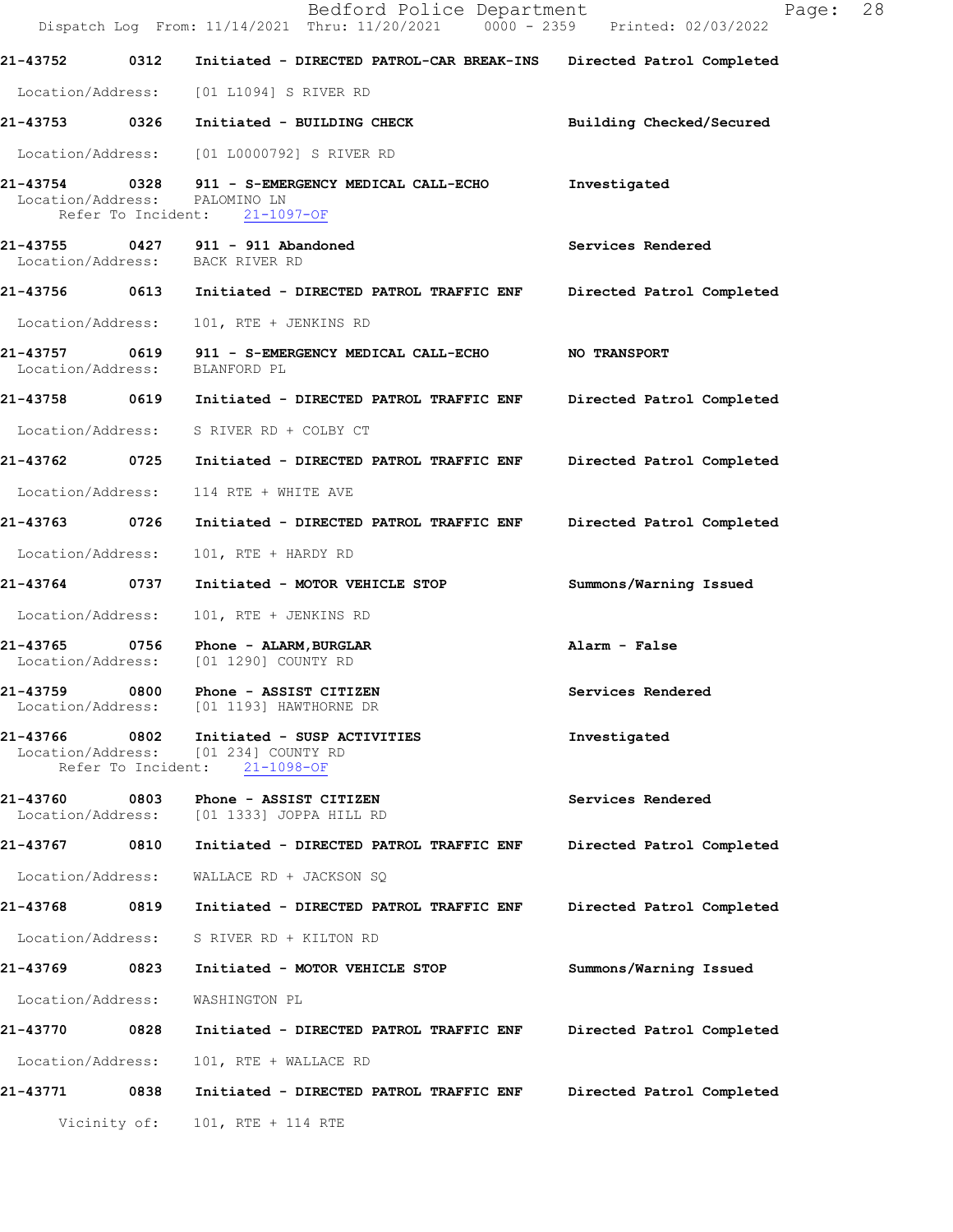21-43752 0312 Initiated - DIRECTED PATROL-CAR BREAK-INS Directed Patrol Completed

Location/Address: [01 L1094] S RIVER RD

21-43753 0326 Initiated - BUILDING CHECK Building Checked/Secured

Location/Address: [01 L0000792] S RIVER RD

21-43754 0328 911 - S-EMERGENCY MEDICAL CALL-ECHO Investigated
Location/Address: PALOMINO LN
Refer To Incident: 21-1097-OF

21-43755 0427 911 - 911 Abandoned Services Rendered
Location/Address: BACK RIVER RD

21-43756 0613 Initiated - DIRECTED PATROL TRAFFIC ENF Directed Patrol Completed

Location/Address: 101, RTE + JENKINS RD

21-43757 0619 911 - S-EMERGENCY MEDICAL CALL-ECHO NO TRANSPORT
Location/Address: BLANFORD PL

21-43758 0619 Initiated - DIRECTED PATROL TRAFFIC ENF Directed Patrol Completed

Location/Address: S RIVER RD + COLBY CT

21-43762 0725 Initiated - DIRECTED PATROL TRAFFIC ENF Directed Patrol Completed

Location/Address: 114 RTE + WHITE AVE

21-43763 0726 Initiated - DIRECTED PATROL TRAFFIC ENF Directed Patrol Completed

Location/Address: 101, RTE + HARDY RD

21-43764 0737 Initiated - MOTOR VEHICLE STOP Summons/Warning Issued

Location/Address: 101, RTE + JENKINS RD

21-43765 0756 Phone - ALARM,BURGLAR Alarm - False
Location/Address: [01 1290] COUNTY RD

21-43759 0800 Phone - ASSIST CITIZEN Services Rendered
Location/Address: [01 1193] HAWTHORNE DR

21-43766 0802 Initiated - SUSP ACTIVITIES Investigated
Location/Address: [01 234] COUNTY RD
Refer To Incident: 21-1098-OF

21-43760 0803 Phone - ASSIST CITIZEN Services Rendered
Location/Address: [01 1333] JOPPA HILL RD

21-43767 0810 Initiated - DIRECTED PATROL TRAFFIC ENF Directed Patrol Completed

Location/Address: WALLACE RD + JACKSON SQ

21-43768 0819 Initiated - DIRECTED PATROL TRAFFIC ENF Directed Patrol Completed

Location/Address: S RIVER RD + KILTON RD

21-43769 0823 Initiated - MOTOR VEHICLE STOP Summons/Warning Issued

Location/Address: WASHINGTON PL

21-43770 0828 Initiated - DIRECTED PATROL TRAFFIC ENF Directed Patrol Completed

Location/Address: 101, RTE + WALLACE RD

21-43771 0838 Initiated - DIRECTED PATROL TRAFFIC ENF Directed Patrol Completed

Vicinity of: 101, RTE + 114 RTE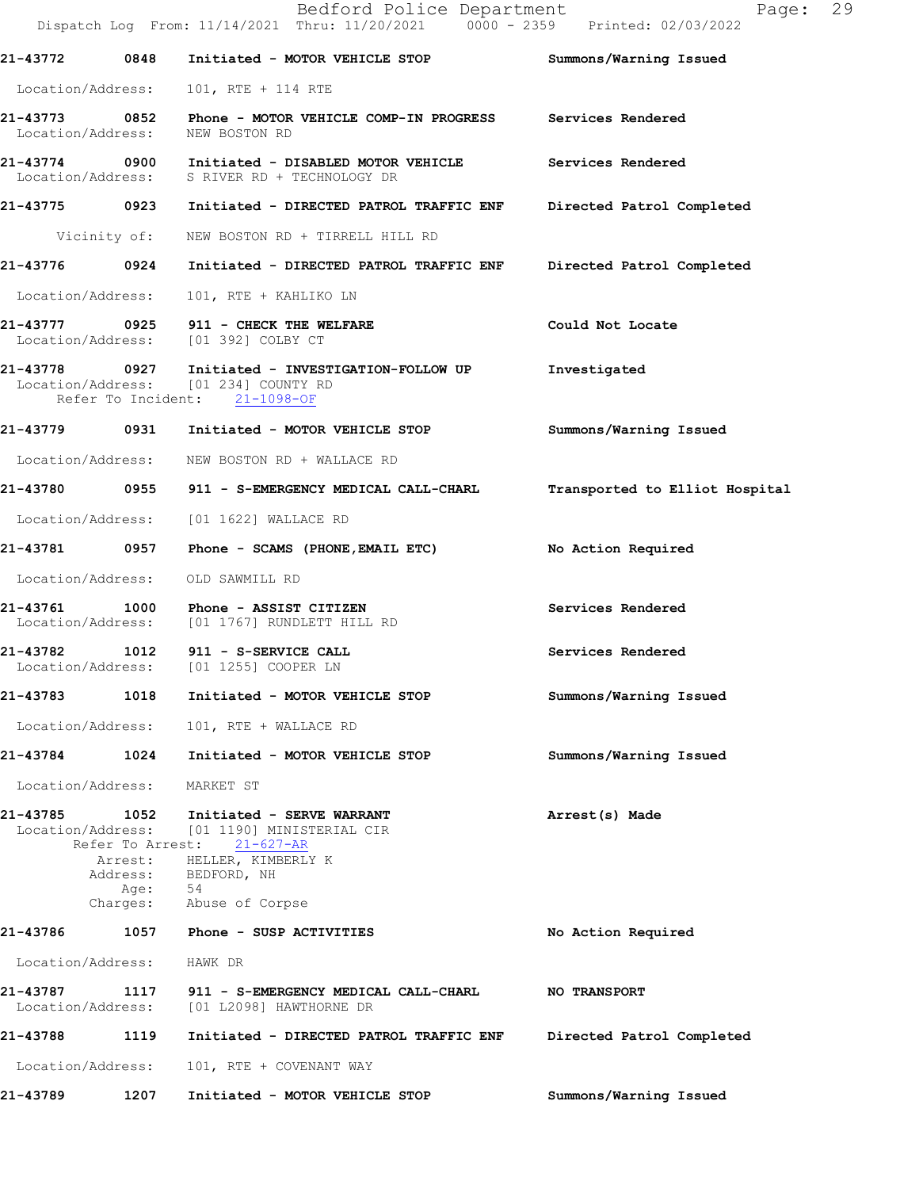| Call # | Time | Call Type | Disposition |
|---|---|---|---|
| 21-43772 | 0848 | Initiated - MOTOR VEHICLE STOP | Summons/Warning Issued |

Location/Address: 101, RTE + 114 RTE

| Call # | Time | Call Type | Disposition |
|---|---|---|---|
| 21-43773 | 0852 | Phone - MOTOR VEHICLE COMP-IN PROGRESS | Services Rendered |

Location/Address: NEW BOSTON RD

| Call # | Time | Call Type | Disposition |
|---|---|---|---|
| 21-43774 | 0900 | Initiated - DISABLED MOTOR VEHICLE | Services Rendered |

Location/Address: S RIVER RD + TECHNOLOGY DR

| Call # | Time | Call Type | Disposition |
|---|---|---|---|
| 21-43775 | 0923 | Initiated - DIRECTED PATROL TRAFFIC ENF | Directed Patrol Completed |

Vicinity of: NEW BOSTON RD + TIRRELL HILL RD

| Call # | Time | Call Type | Disposition |
|---|---|---|---|
| 21-43776 | 0924 | Initiated - DIRECTED PATROL TRAFFIC ENF | Directed Patrol Completed |

Location/Address: 101, RTE + KAHLIKO LN

| Call # | Time | Call Type | Disposition |
|---|---|---|---|
| 21-43777 | 0925 | 911 - CHECK THE WELFARE | Could Not Locate |

Location/Address: [01 392] COLBY CT

| Call # | Time | Call Type | Disposition |
|---|---|---|---|
| 21-43778 | 0927 | Initiated - INVESTIGATION-FOLLOW UP | Investigated |

Location/Address: [01 234] COUNTY RD
Refer To Incident: 21-1098-OF

| Call # | Time | Call Type | Disposition |
|---|---|---|---|
| 21-43779 | 0931 | Initiated - MOTOR VEHICLE STOP | Summons/Warning Issued |

Location/Address: NEW BOSTON RD + WALLACE RD

| Call # | Time | Call Type | Disposition |
|---|---|---|---|
| 21-43780 | 0955 | 911 - S-EMERGENCY MEDICAL CALL-CHARL | Transported to Elliot Hospital |

Location/Address: [01 1622] WALLACE RD

| Call # | Time | Call Type | Disposition |
|---|---|---|---|
| 21-43781 | 0957 | Phone - SCAMS (PHONE,EMAIL ETC) | No Action Required |

Location/Address: OLD SAWMILL RD

| Call # | Time | Call Type | Disposition |
|---|---|---|---|
| 21-43761 | 1000 | Phone - ASSIST CITIZEN | Services Rendered |

Location/Address: [01 1767] RUNDLETT HILL RD

| Call # | Time | Call Type | Disposition |
|---|---|---|---|
| 21-43782 | 1012 | 911 - S-SERVICE CALL | Services Rendered |

Location/Address: [01 1255] COOPER LN

| Call # | Time | Call Type | Disposition |
|---|---|---|---|
| 21-43783 | 1018 | Initiated - MOTOR VEHICLE STOP | Summons/Warning Issued |

Location/Address: 101, RTE + WALLACE RD

| Call # | Time | Call Type | Disposition |
|---|---|---|---|
| 21-43784 | 1024 | Initiated - MOTOR VEHICLE STOP | Summons/Warning Issued |

Location/Address: MARKET ST

| Call # | Time | Call Type | Disposition |
|---|---|---|---|
| 21-43785 | 1052 | Initiated - SERVE WARRANT | Arrest(s) Made |

Location/Address: [01 1190] MINISTERIAL CIR
Refer To Arrest: 21-627-AR
Arrest: HELLER, KIMBERLY K
Address: BEDFORD, NH
Age: 54
Charges: Abuse of Corpse

| Call # | Time | Call Type | Disposition |
|---|---|---|---|
| 21-43786 | 1057 | Phone - SUSP ACTIVITIES | No Action Required |

Location/Address: HAWK DR

| Call # | Time | Call Type | Disposition |
|---|---|---|---|
| 21-43787 | 1117 | 911 - S-EMERGENCY MEDICAL CALL-CHARL | NO TRANSPORT |

Location/Address: [01 L2098] HAWTHORNE DR

| Call # | Time | Call Type | Disposition |
|---|---|---|---|
| 21-43788 | 1119 | Initiated - DIRECTED PATROL TRAFFIC ENF | Directed Patrol Completed |

Location/Address: 101, RTE + COVENANT WAY

| Call # | Time | Call Type | Disposition |
|---|---|---|---|
| 21-43789 | 1207 | Initiated - MOTOR VEHICLE STOP | Summons/Warning Issued |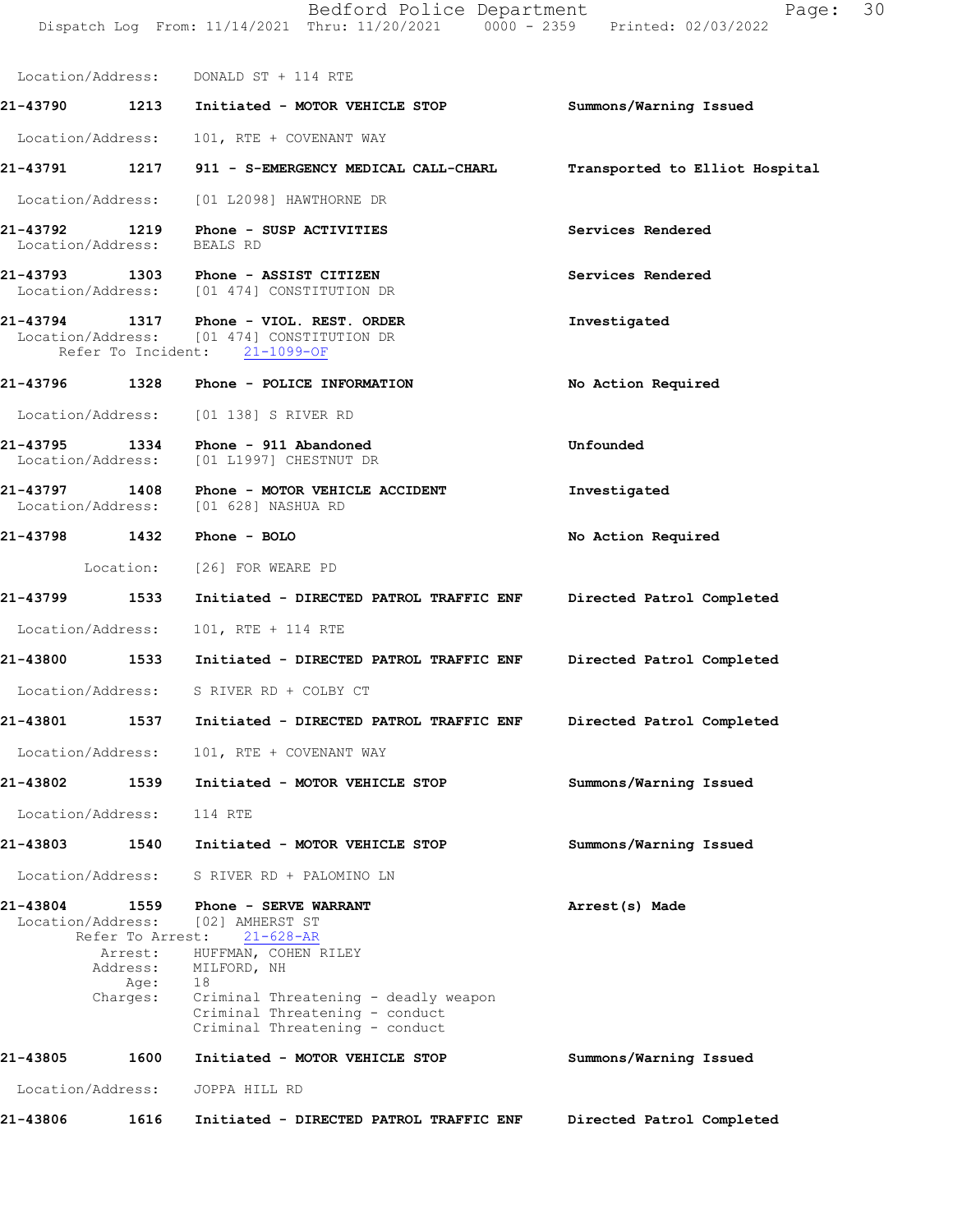Location/Address: DONALD ST + 114 RTE

**21-43790** 1213 **Initiated - MOTOR VEHICLE STOP** **Summons/Warning Issued**

Location/Address: 101, RTE + COVENANT WAY

**21-43791** 1217 **911 - S-EMERGENCY MEDICAL CALL-CHARL** **Transported to Elliot Hospital**

Location/Address: [01 L2098] HAWTHORNE DR

**21-43792** 1219 **Phone - SUSP ACTIVITIES** **Services Rendered**
Location/Address: BEALS RD

**21-43793** 1303 **Phone - ASSIST CITIZEN** **Services Rendered**
Location/Address: [01 474] CONSTITUTION DR

**21-43794** 1317 **Phone - VIOL. REST. ORDER** **Investigated**
Location/Address: [01 474] CONSTITUTION DR
Refer To Incident: 21-1099-OF

**21-43796** 1328 **Phone - POLICE INFORMATION** **No Action Required**

Location/Address: [01 138] S RIVER RD

**21-43795** 1334 **Phone - 911 Abandoned** **Unfounded**
Location/Address: [01 L1997] CHESTNUT DR

**21-43797** 1408 **Phone - MOTOR VEHICLE ACCIDENT** **Investigated**
Location/Address: [01 628] NASHUA RD

**21-43798** 1432 **Phone - BOLO** **No Action Required**

Location: [26] FOR WEARE PD

**21-43799** 1533 **Initiated - DIRECTED PATROL TRAFFIC ENF** **Directed Patrol Completed**

Location/Address: 101, RTE + 114 RTE

**21-43800** 1533 **Initiated - DIRECTED PATROL TRAFFIC ENF** **Directed Patrol Completed**

Location/Address: S RIVER RD + COLBY CT

**21-43801** 1537 **Initiated - DIRECTED PATROL TRAFFIC ENF** **Directed Patrol Completed**

Location/Address: 101, RTE + COVENANT WAY

**21-43802** 1539 **Initiated - MOTOR VEHICLE STOP** **Summons/Warning Issued**

Location/Address: 114 RTE

**21-43803** 1540 **Initiated - MOTOR VEHICLE STOP** **Summons/Warning Issued**

Location/Address: S RIVER RD + PALOMINO LN

**21-43804** 1559 **Phone - SERVE WARRANT** **Arrest(s) Made**
Location/Address: [02] AMHERST ST
Refer To Arrest: 21-628-AR
Arrest: HUFFMAN, COHEN RILEY
Address: MILFORD, NH
Age: 18
Charges: Criminal Threatening - deadly weapon
Criminal Threatening - conduct
Criminal Threatening - conduct

**21-43805** 1600 **Initiated - MOTOR VEHICLE STOP** **Summons/Warning Issued**

Location/Address: JOPPA HILL RD

**21-43806** 1616 **Initiated - DIRECTED PATROL TRAFFIC ENF** **Directed Patrol Completed**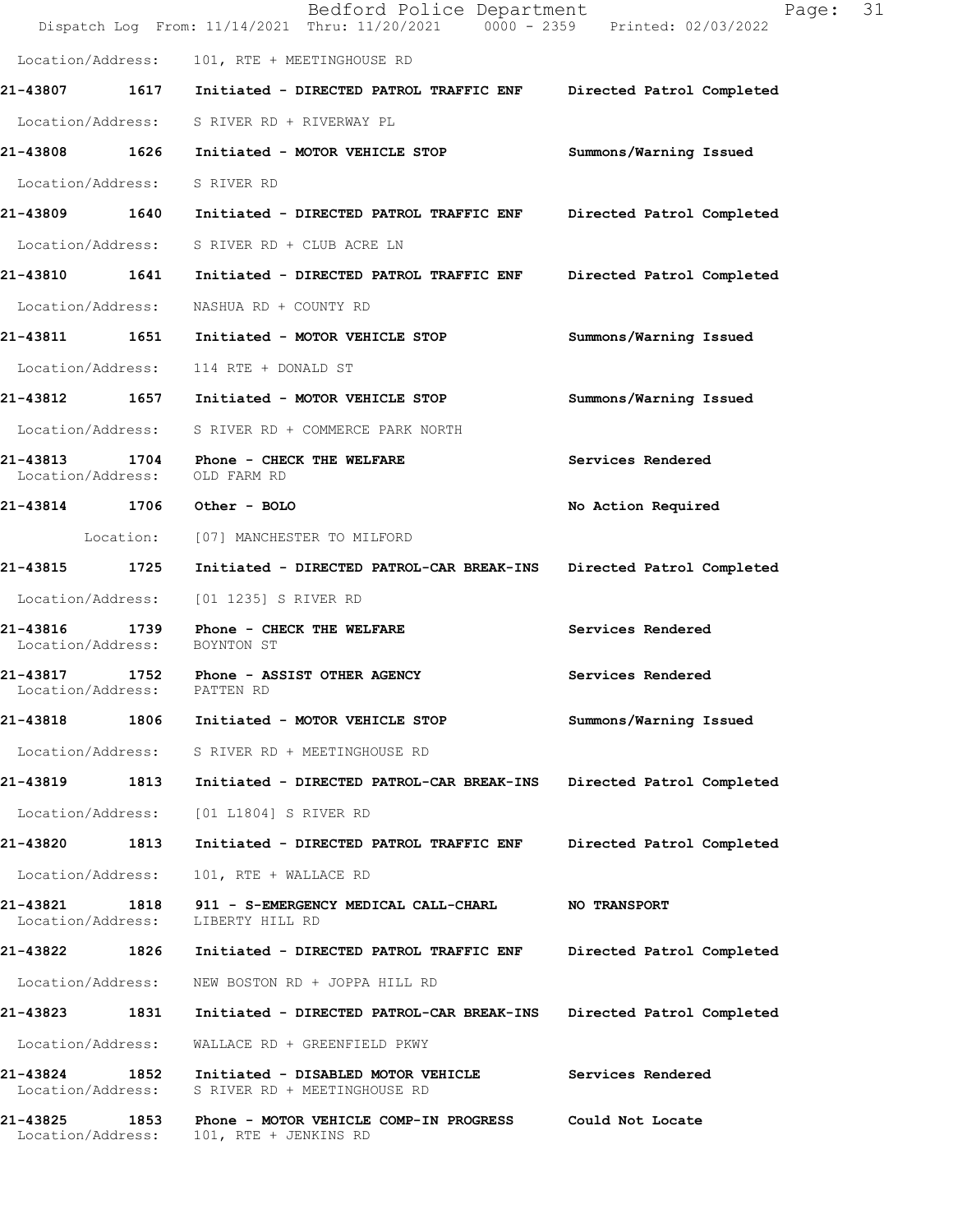Location/Address: 101, RTE + MEETINGHOUSE RD

**21-43807 1617 Initiated - DIRECTED PATROL TRAFFIC ENF — Directed Patrol Completed**

Location/Address: S RIVER RD + RIVERWAY PL

**21-43808 1626 Initiated - MOTOR VEHICLE STOP — Summons/Warning Issued**

Location/Address: S RIVER RD

**21-43809 1640 Initiated - DIRECTED PATROL TRAFFIC ENF — Directed Patrol Completed**

Location/Address: S RIVER RD + CLUB ACRE LN

**21-43810 1641 Initiated - DIRECTED PATROL TRAFFIC ENF — Directed Patrol Completed**

Location/Address: NASHUA RD + COUNTY RD

**21-43811 1651 Initiated - MOTOR VEHICLE STOP — Summons/Warning Issued**

Location/Address: 114 RTE + DONALD ST

**21-43812 1657 Initiated - MOTOR VEHICLE STOP — Summons/Warning Issued**

Location/Address: S RIVER RD + COMMERCE PARK NORTH

**21-43813 1704 Phone - CHECK THE WELFARE — Services Rendered**
Location/Address: OLD FARM RD

**21-43814 1706 Other - BOLO — No Action Required**

Location: [07] MANCHESTER TO MILFORD

**21-43815 1725 Initiated - DIRECTED PATROL-CAR BREAK-INS — Directed Patrol Completed**

Location/Address: [01 1235] S RIVER RD

**21-43816 1739 Phone - CHECK THE WELFARE — Services Rendered**
Location/Address: BOYNTON ST

**21-43817 1752 Phone - ASSIST OTHER AGENCY — Services Rendered**
Location/Address: PATTEN RD

**21-43818 1806 Initiated - MOTOR VEHICLE STOP — Summons/Warning Issued**

Location/Address: S RIVER RD + MEETINGHOUSE RD

**21-43819 1813 Initiated - DIRECTED PATROL-CAR BREAK-INS — Directed Patrol Completed**

Location/Address: [01 L1804] S RIVER RD

**21-43820 1813 Initiated - DIRECTED PATROL TRAFFIC ENF — Directed Patrol Completed**

Location/Address: 101, RTE + WALLACE RD

**21-43821 1818 911 - S-EMERGENCY MEDICAL CALL-CHARL — NO TRANSPORT**
Location/Address: LIBERTY HILL RD

**21-43822 1826 Initiated - DIRECTED PATROL TRAFFIC ENF — Directed Patrol Completed**

Location/Address: NEW BOSTON RD + JOPPA HILL RD

**21-43823 1831 Initiated - DIRECTED PATROL-CAR BREAK-INS — Directed Patrol Completed**

Location/Address: WALLACE RD + GREENFIELD PKWY

**21-43824 1852 Initiated - DISABLED MOTOR VEHICLE — Services Rendered**
Location/Address: S RIVER RD + MEETINGHOUSE RD

**21-43825 1853 Phone - MOTOR VEHICLE COMP-IN PROGRESS — Could Not Locate**
Location/Address: 101, RTE + JENKINS RD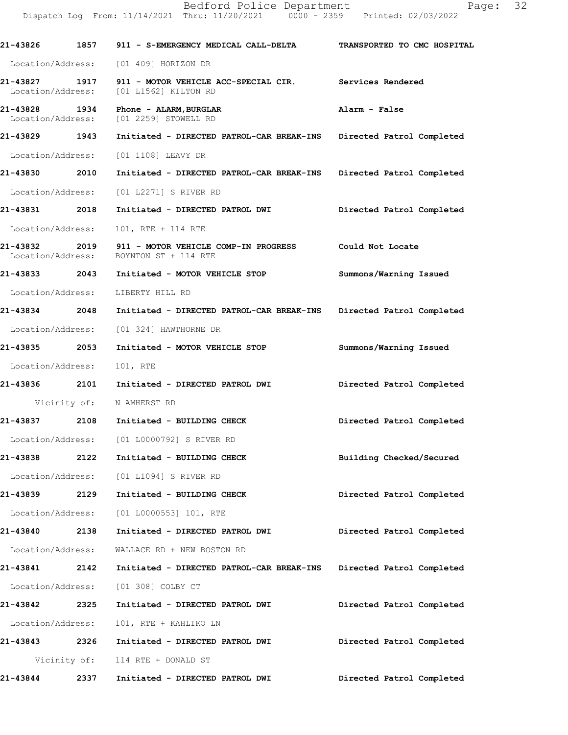| Call # | Time | Call Reason | Action |
|---|---|---|---|
| 21-43826 | 1857 | 911 - S-EMERGENCY MEDICAL CALL-DELTA | TRANSPORTED TO CMC HOSPITAL |
| Location/Address: | | [01 409] HORIZON DR | |
| 21-43827 | 1917 | 911 - MOTOR VEHICLE ACC-SPECIAL CIR. | Services Rendered |
| Location/Address: | | [01 L1562] KILTON RD | |
| 21-43828 | 1934 | Phone - ALARM,BURGLAR | Alarm - False |
| Location/Address: | | [01 2259] STOWELL RD | |
| 21-43829 | 1943 | Initiated - DIRECTED PATROL-CAR BREAK-INS | Directed Patrol Completed |
| Location/Address: | | [01 1108] LEAVY DR | |
| 21-43830 | 2010 | Initiated - DIRECTED PATROL-CAR BREAK-INS | Directed Patrol Completed |
| Location/Address: | | [01 L2271] S RIVER RD | |
| 21-43831 | 2018 | Initiated - DIRECTED PATROL DWI | Directed Patrol Completed |
| Location/Address: | | 101, RTE + 114 RTE | |
| 21-43832 | 2019 | 911 - MOTOR VEHICLE COMP-IN PROGRESS | Could Not Locate |
| Location/Address: | | BOYNTON ST + 114 RTE | |
| 21-43833 | 2043 | Initiated - MOTOR VEHICLE STOP | Summons/Warning Issued |
| Location/Address: | | LIBERTY HILL RD | |
| 21-43834 | 2048 | Initiated - DIRECTED PATROL-CAR BREAK-INS | Directed Patrol Completed |
| Location/Address: | | [01 324] HAWTHORNE DR | |
| 21-43835 | 2053 | Initiated - MOTOR VEHICLE STOP | Summons/Warning Issued |
| Location/Address: | | 101, RTE | |
| 21-43836 | 2101 | Initiated - DIRECTED PATROL DWI | Directed Patrol Completed |
| Vicinity of: | | N AMHERST RD | |
| 21-43837 | 2108 | Initiated - BUILDING CHECK | Directed Patrol Completed |
| Location/Address: | | [01 L0000792] S RIVER RD | |
| 21-43838 | 2122 | Initiated - BUILDING CHECK | Building Checked/Secured |
| Location/Address: | | [01 L1094] S RIVER RD | |
| 21-43839 | 2129 | Initiated - BUILDING CHECK | Directed Patrol Completed |
| Location/Address: | | [01 L0000553] 101, RTE | |
| 21-43840 | 2138 | Initiated - DIRECTED PATROL DWI | Directed Patrol Completed |
| Location/Address: | | WALLACE RD + NEW BOSTON RD | |
| 21-43841 | 2142 | Initiated - DIRECTED PATROL-CAR BREAK-INS | Directed Patrol Completed |
| Location/Address: | | [01 308] COLBY CT | |
| 21-43842 | 2325 | Initiated - DIRECTED PATROL DWI | Directed Patrol Completed |
| Location/Address: | | 101, RTE + KAHLIKO LN | |
| 21-43843 | 2326 | Initiated - DIRECTED PATROL DWI | Directed Patrol Completed |
| Vicinity of: | | 114 RTE + DONALD ST | |
| 21-43844 | 2337 | Initiated - DIRECTED PATROL DWI | Directed Patrol Completed |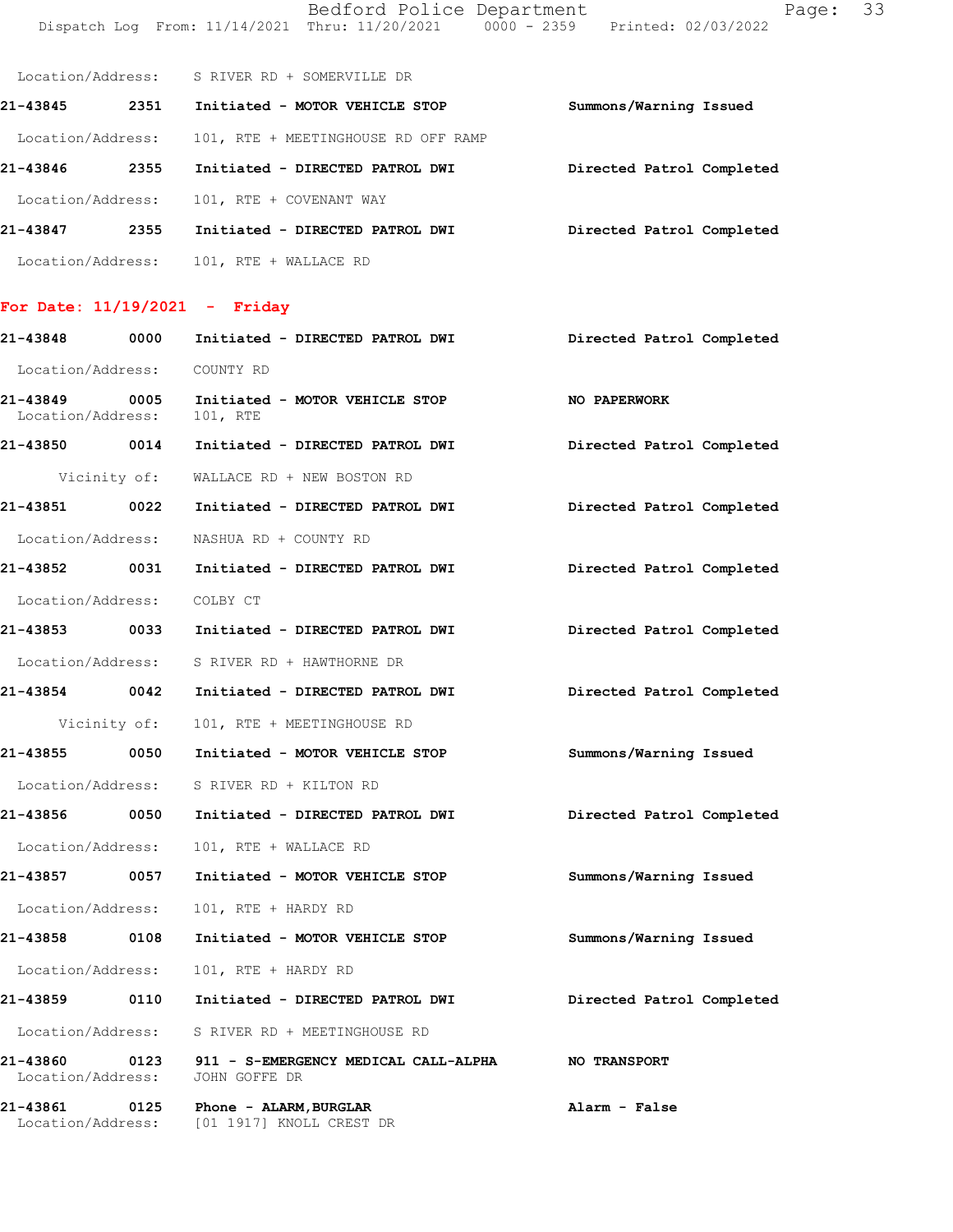Location/Address: S RIVER RD + SOMERVILLE DR

**21-43845 2351 Initiated - MOTOR VEHICLE STOP** — **Summons/Warning Issued**
Location/Address: 101, RTE + MEETINGHOUSE RD OFF RAMP

**21-43846 2355 Initiated - DIRECTED PATROL DWI** — **Directed Patrol Completed**
Location/Address: 101, RTE + COVENANT WAY

**21-43847 2355 Initiated - DIRECTED PATROL DWI** — **Directed Patrol Completed**
Location/Address: 101, RTE + WALLACE RD

## For Date: 11/19/2021 - Friday

**21-43848 0000 Initiated - DIRECTED PATROL DWI** — **Directed Patrol Completed**
Location/Address: COUNTY RD

**21-43849 0005 Initiated - MOTOR VEHICLE STOP** — **NO PAPERWORK**
Location/Address: 101, RTE

**21-43850 0014 Initiated - DIRECTED PATROL DWI** — **Directed Patrol Completed**
Vicinity of: WALLACE RD + NEW BOSTON RD

**21-43851 0022 Initiated - DIRECTED PATROL DWI** — **Directed Patrol Completed**
Location/Address: NASHUA RD + COUNTY RD

**21-43852 0031 Initiated - DIRECTED PATROL DWI** — **Directed Patrol Completed**
Location/Address: COLBY CT

**21-43853 0033 Initiated - DIRECTED PATROL DWI** — **Directed Patrol Completed**
Location/Address: S RIVER RD + HAWTHORNE DR

**21-43854 0042 Initiated - DIRECTED PATROL DWI** — **Directed Patrol Completed**
Vicinity of: 101, RTE + MEETINGHOUSE RD

**21-43855 0050 Initiated - MOTOR VEHICLE STOP** — **Summons/Warning Issued**
Location/Address: S RIVER RD + KILTON RD

**21-43856 0050 Initiated - DIRECTED PATROL DWI** — **Directed Patrol Completed**
Location/Address: 101, RTE + WALLACE RD

**21-43857 0057 Initiated - MOTOR VEHICLE STOP** — **Summons/Warning Issued**
Location/Address: 101, RTE + HARDY RD

**21-43858 0108 Initiated - MOTOR VEHICLE STOP** — **Summons/Warning Issued**
Location/Address: 101, RTE + HARDY RD

**21-43859 0110 Initiated - DIRECTED PATROL DWI** — **Directed Patrol Completed**
Location/Address: S RIVER RD + MEETINGHOUSE RD

**21-43860 0123 911 - S-EMERGENCY MEDICAL CALL-ALPHA** — **NO TRANSPORT**
Location/Address: JOHN GOFFE DR

**21-43861 0125 Phone - ALARM,BURGLAR** — **Alarm - False**
Location/Address: [01 1917] KNOLL CREST DR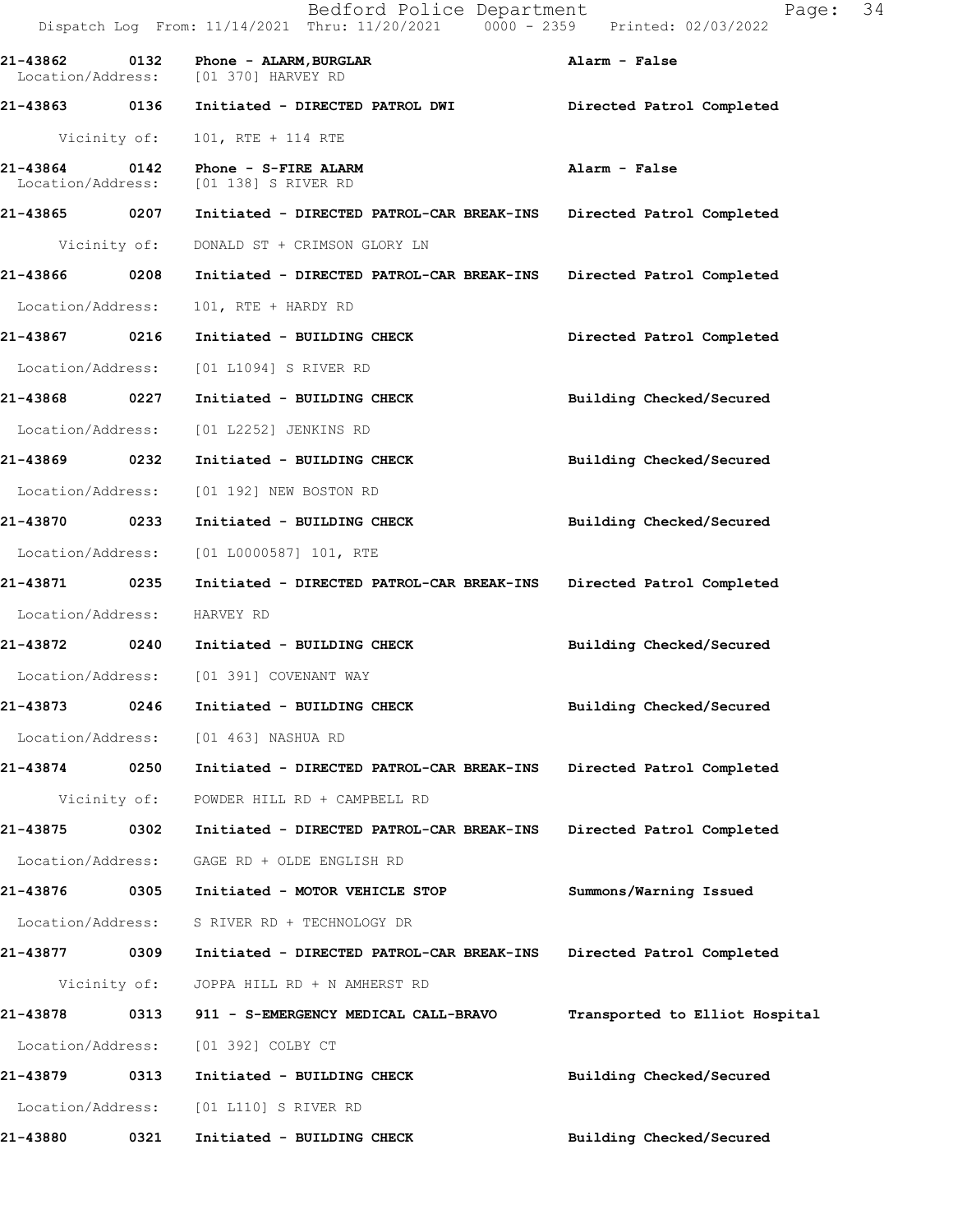Bedford Police Department
Dispatch Log From: 11/14/2021 Thru: 11/20/2021 0000 - 2359 Printed: 02/03/2022

**21-43862 0132 Phone - ALARM,BURGLAR** — Alarm - False
Location/Address: [01 370] HARVEY RD

**21-43863 0136 Initiated - DIRECTED PATROL DWI** — Directed Patrol Completed
Vicinity of: 101, RTE + 114 RTE

**21-43864 0142 Phone - S-FIRE ALARM** — Alarm - False
Location/Address: [01 138] S RIVER RD

**21-43865 0207 Initiated - DIRECTED PATROL-CAR BREAK-INS** — Directed Patrol Completed
Vicinity of: DONALD ST + CRIMSON GLORY LN

**21-43866 0208 Initiated - DIRECTED PATROL-CAR BREAK-INS** — Directed Patrol Completed
Location/Address: 101, RTE + HARDY RD

**21-43867 0216 Initiated - BUILDING CHECK** — Directed Patrol Completed
Location/Address: [01 L1094] S RIVER RD

**21-43868 0227 Initiated - BUILDING CHECK** — Building Checked/Secured
Location/Address: [01 L2252] JENKINS RD

**21-43869 0232 Initiated - BUILDING CHECK** — Building Checked/Secured
Location/Address: [01 192] NEW BOSTON RD

**21-43870 0233 Initiated - BUILDING CHECK** — Building Checked/Secured
Location/Address: [01 L0000587] 101, RTE

**21-43871 0235 Initiated - DIRECTED PATROL-CAR BREAK-INS** — Directed Patrol Completed
Location/Address: HARVEY RD

**21-43872 0240 Initiated - BUILDING CHECK** — Building Checked/Secured
Location/Address: [01 391] COVENANT WAY

**21-43873 0246 Initiated - BUILDING CHECK** — Building Checked/Secured
Location/Address: [01 463] NASHUA RD

**21-43874 0250 Initiated - DIRECTED PATROL-CAR BREAK-INS** — Directed Patrol Completed
Vicinity of: POWDER HILL RD + CAMPBELL RD

**21-43875 0302 Initiated - DIRECTED PATROL-CAR BREAK-INS** — Directed Patrol Completed
Location/Address: GAGE RD + OLDE ENGLISH RD

**21-43876 0305 Initiated - MOTOR VEHICLE STOP** — Summons/Warning Issued
Location/Address: S RIVER RD + TECHNOLOGY DR

**21-43877 0309 Initiated - DIRECTED PATROL-CAR BREAK-INS** — Directed Patrol Completed
Vicinity of: JOPPA HILL RD + N AMHERST RD

**21-43878 0313 911 - S-EMERGENCY MEDICAL CALL-BRAVO** — Transported to Elliot Hospital
Location/Address: [01 392] COLBY CT

**21-43879 0313 Initiated - BUILDING CHECK** — Building Checked/Secured
Location/Address: [01 L110] S RIVER RD

**21-43880 0321 Initiated - BUILDING CHECK** — Building Checked/Secured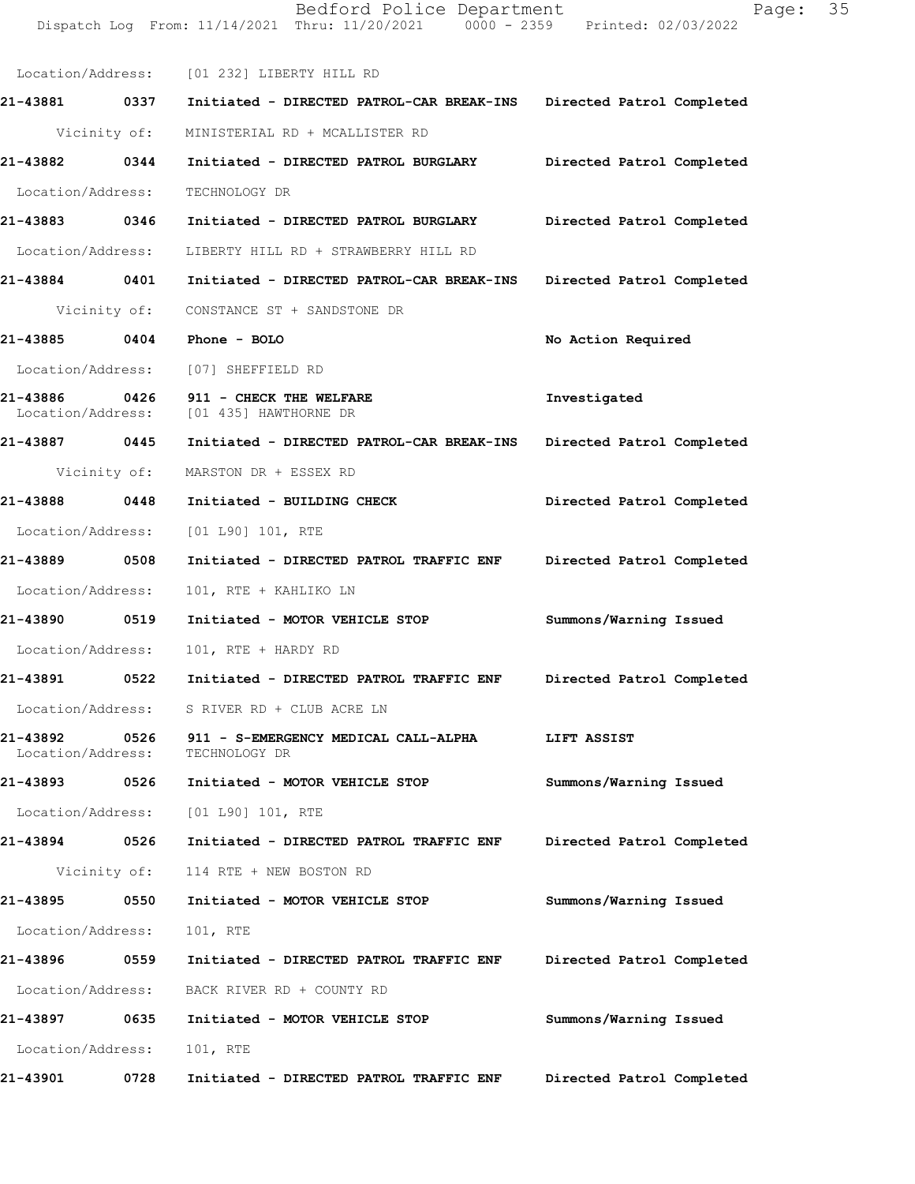Location/Address: [01 232] LIBERTY HILL RD

**21-43881 0337 Initiated - DIRECTED PATROL-CAR BREAK-INS Directed Patrol Completed**

Vicinity of: MINISTERIAL RD + MCALLISTER RD

**21-43882 0344 Initiated - DIRECTED PATROL BURGLARY Directed Patrol Completed**

Location/Address: TECHNOLOGY DR

**21-43883 0346 Initiated - DIRECTED PATROL BURGLARY Directed Patrol Completed**

Location/Address: LIBERTY HILL RD + STRAWBERRY HILL RD

**21-43884 0401 Initiated - DIRECTED PATROL-CAR BREAK-INS Directed Patrol Completed**

Vicinity of: CONSTANCE ST + SANDSTONE DR

**21-43885 0404 Phone - BOLO No Action Required**

Location/Address: [07] SHEFFIELD RD

**21-43886 0426 911 - CHECK THE WELFARE Investigated**
Location/Address: [01 435] HAWTHORNE DR

**21-43887 0445 Initiated - DIRECTED PATROL-CAR BREAK-INS Directed Patrol Completed**

Vicinity of: MARSTON DR + ESSEX RD

**21-43888 0448 Initiated - BUILDING CHECK Directed Patrol Completed**

Location/Address: [01 L90] 101, RTE

**21-43889 0508 Initiated - DIRECTED PATROL TRAFFIC ENF Directed Patrol Completed**

Location/Address: 101, RTE + KAHLIKO LN

**21-43890 0519 Initiated - MOTOR VEHICLE STOP Summons/Warning Issued**

Location/Address: 101, RTE + HARDY RD

**21-43891 0522 Initiated - DIRECTED PATROL TRAFFIC ENF Directed Patrol Completed**

Location/Address: S RIVER RD + CLUB ACRE LN

**21-43892 0526 911 - S-EMERGENCY MEDICAL CALL-ALPHA LIFT ASSIST**
Location/Address: TECHNOLOGY DR

**21-43893 0526 Initiated - MOTOR VEHICLE STOP Summons/Warning Issued**

Location/Address: [01 L90] 101, RTE

**21-43894 0526 Initiated - DIRECTED PATROL TRAFFIC ENF Directed Patrol Completed**

Vicinity of: 114 RTE + NEW BOSTON RD

**21-43895 0550 Initiated - MOTOR VEHICLE STOP Summons/Warning Issued**

Location/Address: 101, RTE

**21-43896 0559 Initiated - DIRECTED PATROL TRAFFIC ENF Directed Patrol Completed**

Location/Address: BACK RIVER RD + COUNTY RD

**21-43897 0635 Initiated - MOTOR VEHICLE STOP Summons/Warning Issued**

Location/Address: 101, RTE

**21-43901 0728 Initiated - DIRECTED PATROL TRAFFIC ENF Directed Patrol Completed**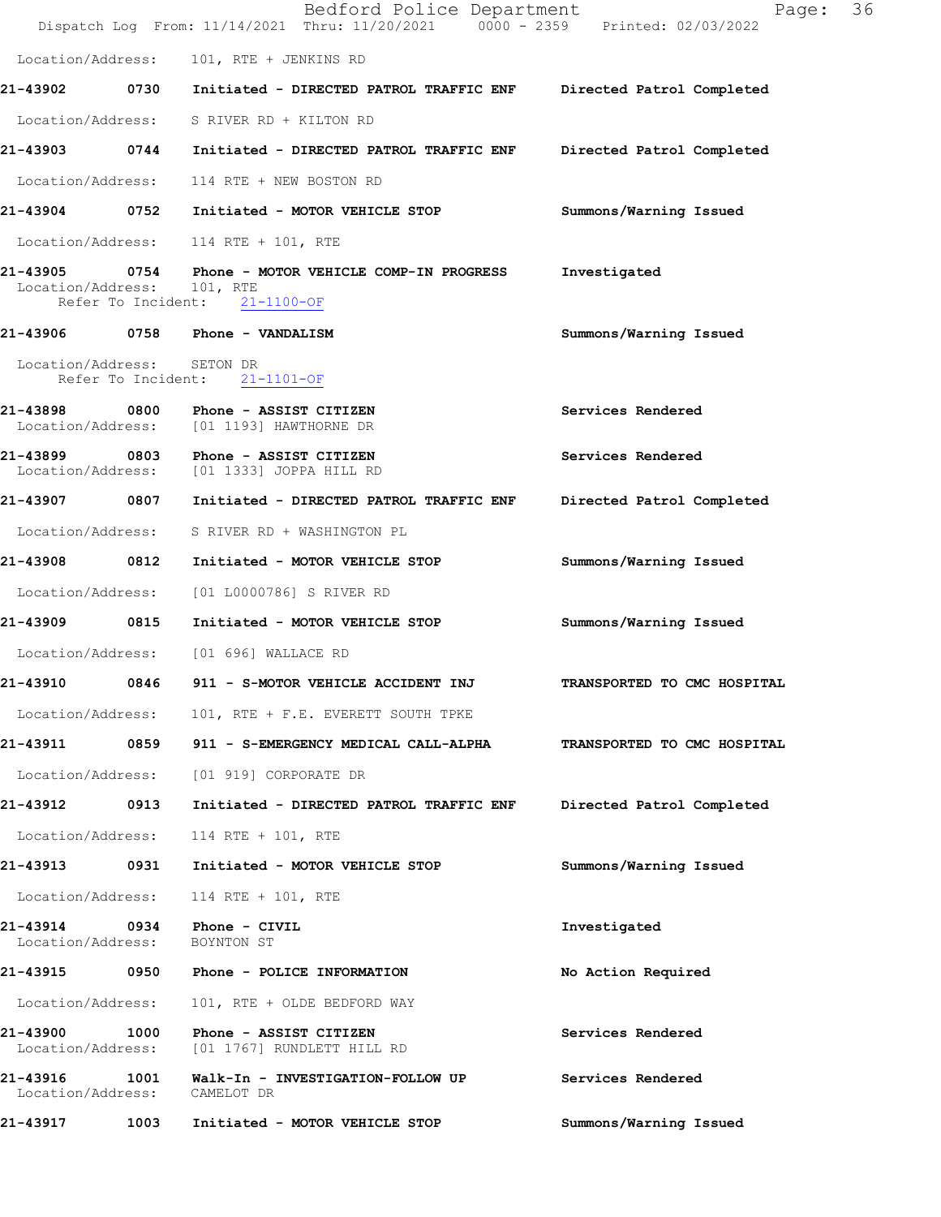Location/Address: 101, RTE + JENKINS RD

**21-43902 0730 Initiated - DIRECTED PATROL TRAFFIC ENF — Directed Patrol Completed**

Location/Address: S RIVER RD + KILTON RD

**21-43903 0744 Initiated - DIRECTED PATROL TRAFFIC ENF — Directed Patrol Completed**

Location/Address: 114 RTE + NEW BOSTON RD

**21-43904 0752 Initiated - MOTOR VEHICLE STOP — Summons/Warning Issued**

Location/Address: 114 RTE + 101, RTE

**21-43905 0754 Phone - MOTOR VEHICLE COMP-IN PROGRESS — Investigated**

Location/Address: 101, RTE
Refer To Incident: 21-1100-OF

**21-43906 0758 Phone - VANDALISM — Summons/Warning Issued**

Location/Address: SETON DR
Refer To Incident: 21-1101-OF

**21-43898 0800 Phone - ASSIST CITIZEN — Services Rendered**

Location/Address: [01 1193] HAWTHORNE DR

**21-43899 0803 Phone - ASSIST CITIZEN — Services Rendered**

Location/Address: [01 1333] JOPPA HILL RD

**21-43907 0807 Initiated - DIRECTED PATROL TRAFFIC ENF — Directed Patrol Completed**

Location/Address: S RIVER RD + WASHINGTON PL

**21-43908 0812 Initiated - MOTOR VEHICLE STOP — Summons/Warning Issued**

Location/Address: [01 L0000786] S RIVER RD

**21-43909 0815 Initiated - MOTOR VEHICLE STOP — Summons/Warning Issued**

Location/Address: [01 696] WALLACE RD

**21-43910 0846 911 - S-MOTOR VEHICLE ACCIDENT INJ — TRANSPORTED TO CMC HOSPITAL**

Location/Address: 101, RTE + F.E. EVERETT SOUTH TPKE

**21-43911 0859 911 - S-EMERGENCY MEDICAL CALL-ALPHA — TRANSPORTED TO CMC HOSPITAL**

Location/Address: [01 919] CORPORATE DR

**21-43912 0913 Initiated - DIRECTED PATROL TRAFFIC ENF — Directed Patrol Completed**

Location/Address: 114 RTE + 101, RTE

**21-43913 0931 Initiated - MOTOR VEHICLE STOP — Summons/Warning Issued**

Location/Address: 114 RTE + 101, RTE

**21-43914 0934 Phone - CIVIL — Investigated**

Location/Address: BOYNTON ST

**21-43915 0950 Phone - POLICE INFORMATION — No Action Required**

Location/Address: 101, RTE + OLDE BEDFORD WAY

**21-43900 1000 Phone - ASSIST CITIZEN — Services Rendered**

Location/Address: [01 1767] RUNDLETT HILL RD

**21-43916 1001 Walk-In - INVESTIGATION-FOLLOW UP — Services Rendered**

Location/Address: CAMELOT DR

**21-43917 1003 Initiated - MOTOR VEHICLE STOP — Summons/Warning Issued**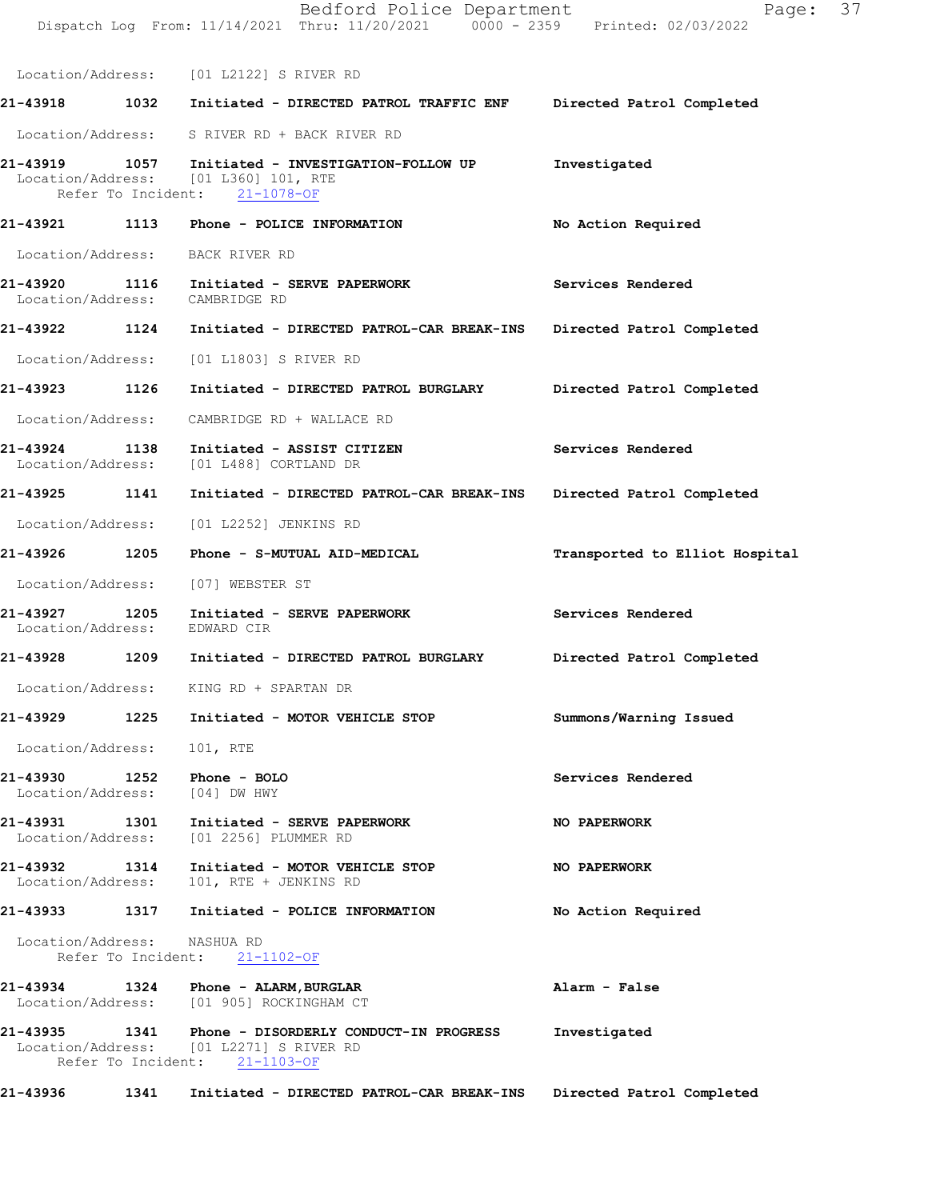Location/Address: [01 L2122] S RIVER RD

**21-43918 1032 Initiated - DIRECTED PATROL TRAFFIC ENF — Directed Patrol Completed**

Location/Address: S RIVER RD + BACK RIVER RD

**21-43919 1057 Initiated - INVESTIGATION-FOLLOW UP — Investigated**
Location/Address: [01 L360] 101, RTE
Refer To Incident: 21-1078-OF

**21-43921 1113 Phone - POLICE INFORMATION — No Action Required**

Location/Address: BACK RIVER RD

**21-43920 1116 Initiated - SERVE PAPERWORK — Services Rendered**
Location/Address: CAMBRIDGE RD

**21-43922 1124 Initiated - DIRECTED PATROL-CAR BREAK-INS — Directed Patrol Completed**

Location/Address: [01 L1803] S RIVER RD

**21-43923 1126 Initiated - DIRECTED PATROL BURGLARY — Directed Patrol Completed**

Location/Address: CAMBRIDGE RD + WALLACE RD

**21-43924 1138 Initiated - ASSIST CITIZEN — Services Rendered**
Location/Address: [01 L488] CORTLAND DR

**21-43925 1141 Initiated - DIRECTED PATROL-CAR BREAK-INS — Directed Patrol Completed**

Location/Address: [01 L2252] JENKINS RD

**21-43926 1205 Phone - S-MUTUAL AID-MEDICAL — Transported to Elliot Hospital**

Location/Address: [07] WEBSTER ST

**21-43927 1205 Initiated - SERVE PAPERWORK — Services Rendered**
Location/Address: EDWARD CIR

**21-43928 1209 Initiated - DIRECTED PATROL BURGLARY — Directed Patrol Completed**

Location/Address: KING RD + SPARTAN DR

**21-43929 1225 Initiated - MOTOR VEHICLE STOP — Summons/Warning Issued**

Location/Address: 101, RTE

**21-43930 1252 Phone - BOLO — Services Rendered**
Location/Address: [04] DW HWY

**21-43931 1301 Initiated - SERVE PAPERWORK — NO PAPERWORK**
Location/Address: [01 2256] PLUMMER RD

**21-43932 1314 Initiated - MOTOR VEHICLE STOP — NO PAPERWORK**
Location/Address: 101, RTE + JENKINS RD

**21-43933 1317 Initiated - POLICE INFORMATION — No Action Required**

Location/Address: NASHUA RD
Refer To Incident: 21-1102-OF

**21-43934 1324 Phone - ALARM,BURGLAR — Alarm - False**
Location/Address: [01 905] ROCKINGHAM CT

**21-43935 1341 Phone - DISORDERLY CONDUCT-IN PROGRESS — Investigated**
Location/Address: [01 L2271] S RIVER RD
Refer To Incident: 21-1103-OF

**21-43936 1341 Initiated - DIRECTED PATROL-CAR BREAK-INS — Directed Patrol Completed**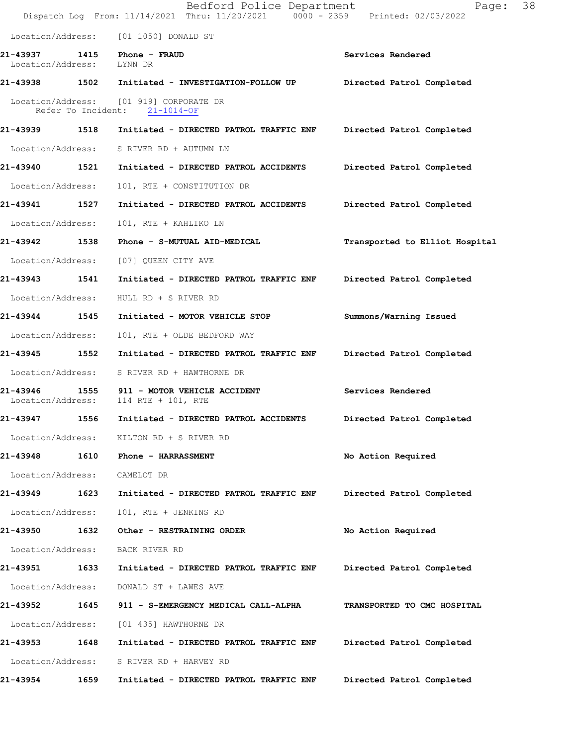Location/Address: [01 1050] DONALD ST

**21-43937** 1415 **Phone - FRAUD** **Services Rendered**
Location/Address: LYNN DR

**21-43938** 1502 **Initiated - INVESTIGATION-FOLLOW UP** **Directed Patrol Completed**
Location/Address: [01 919] CORPORATE DR
Refer To Incident: 21-1014-OF

**21-43939** 1518 **Initiated - DIRECTED PATROL TRAFFIC ENF** **Directed Patrol Completed**
Location/Address: S RIVER RD + AUTUMN LN

**21-43940** 1521 **Initiated - DIRECTED PATROL ACCIDENTS** **Directed Patrol Completed**
Location/Address: 101, RTE + CONSTITUTION DR

**21-43941** 1527 **Initiated - DIRECTED PATROL ACCIDENTS** **Directed Patrol Completed**
Location/Address: 101, RTE + KAHLIKO LN

**21-43942** 1538 **Phone - S-MUTUAL AID-MEDICAL** **Transported to Elliot Hospital**
Location/Address: [07] QUEEN CITY AVE

**21-43943** 1541 **Initiated - DIRECTED PATROL TRAFFIC ENF** **Directed Patrol Completed**
Location/Address: HULL RD + S RIVER RD

**21-43944** 1545 **Initiated - MOTOR VEHICLE STOP** **Summons/Warning Issued**
Location/Address: 101, RTE + OLDE BEDFORD WAY

**21-43945** 1552 **Initiated - DIRECTED PATROL TRAFFIC ENF** **Directed Patrol Completed**
Location/Address: S RIVER RD + HAWTHORNE DR

**21-43946** 1555 **911 - MOTOR VEHICLE ACCIDENT** **Services Rendered**
Location/Address: 114 RTE + 101, RTE

**21-43947** 1556 **Initiated - DIRECTED PATROL ACCIDENTS** **Directed Patrol Completed**
Location/Address: KILTON RD + S RIVER RD

**21-43948** 1610 **Phone - HARRASSMENT** **No Action Required**
Location/Address: CAMELOT DR

**21-43949** 1623 **Initiated - DIRECTED PATROL TRAFFIC ENF** **Directed Patrol Completed**
Location/Address: 101, RTE + JENKINS RD

**21-43950** 1632 **Other - RESTRAINING ORDER** **No Action Required**
Location/Address: BACK RIVER RD

**21-43951** 1633 **Initiated - DIRECTED PATROL TRAFFIC ENF** **Directed Patrol Completed**
Location/Address: DONALD ST + LAWES AVE

**21-43952** 1645 **911 - S-EMERGENCY MEDICAL CALL-ALPHA** **TRANSPORTED TO CMC HOSPITAL**
Location/Address: [01 435] HAWTHORNE DR

**21-43953** 1648 **Initiated - DIRECTED PATROL TRAFFIC ENF** **Directed Patrol Completed**
Location/Address: S RIVER RD + HARVEY RD

**21-43954** 1659 **Initiated - DIRECTED PATROL TRAFFIC ENF** **Directed Patrol Completed**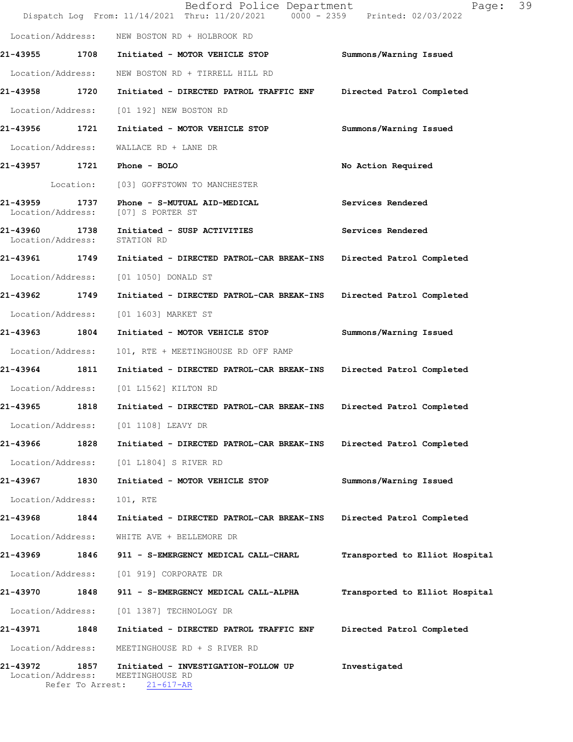Location/Address: NEW BOSTON RD + HOLBROOK RD

**21-43955 1708 Initiated - MOTOR VEHICLE STOP** Summons/Warning Issued

Location/Address: NEW BOSTON RD + TIRRELL HILL RD

**21-43958 1720 Initiated - DIRECTED PATROL TRAFFIC ENF** Directed Patrol Completed

Location/Address: [01 192] NEW BOSTON RD

**21-43956 1721 Initiated - MOTOR VEHICLE STOP** Summons/Warning Issued

Location/Address: WALLACE RD + LANE DR

**21-43957 1721 Phone - BOLO** No Action Required

Location: [03] GOFFSTOWN TO MANCHESTER

**21-43959 1737 Phone - S-MUTUAL AID-MEDICAL** Services Rendered
Location/Address: [07] S PORTER ST

**21-43960 1738 Initiated - SUSP ACTIVITIES** Services Rendered
Location/Address: STATION RD

**21-43961 1749 Initiated - DIRECTED PATROL-CAR BREAK-INS** Directed Patrol Completed

Location/Address: [01 1050] DONALD ST

**21-43962 1749 Initiated - DIRECTED PATROL-CAR BREAK-INS** Directed Patrol Completed

Location/Address: [01 1603] MARKET ST

**21-43963 1804 Initiated - MOTOR VEHICLE STOP** Summons/Warning Issued

Location/Address: 101, RTE + MEETINGHOUSE RD OFF RAMP

**21-43964 1811 Initiated - DIRECTED PATROL-CAR BREAK-INS** Directed Patrol Completed

Location/Address: [01 L1562] KILTON RD

**21-43965 1818 Initiated - DIRECTED PATROL-CAR BREAK-INS** Directed Patrol Completed

Location/Address: [01 1108] LEAVY DR

**21-43966 1828 Initiated - DIRECTED PATROL-CAR BREAK-INS** Directed Patrol Completed

Location/Address: [01 L1804] S RIVER RD

**21-43967 1830 Initiated - MOTOR VEHICLE STOP** Summons/Warning Issued

Location/Address: 101, RTE

**21-43968 1844 Initiated - DIRECTED PATROL-CAR BREAK-INS** Directed Patrol Completed

Location/Address: WHITE AVE + BELLEMORE DR

**21-43969 1846 911 - S-EMERGENCY MEDICAL CALL-CHARL** Transported to Elliot Hospital

Location/Address: [01 919] CORPORATE DR

**21-43970 1848 911 - S-EMERGENCY MEDICAL CALL-ALPHA** Transported to Elliot Hospital

Location/Address: [01 1387] TECHNOLOGY DR

**21-43971 1848 Initiated - DIRECTED PATROL TRAFFIC ENF** Directed Patrol Completed

Location/Address: MEETINGHOUSE RD + S RIVER RD

**21-43972 1857 Initiated - INVESTIGATION-FOLLOW UP** Investigated
Location/Address: MEETINGHOUSE RD
Refer To Arrest: 21-617-AR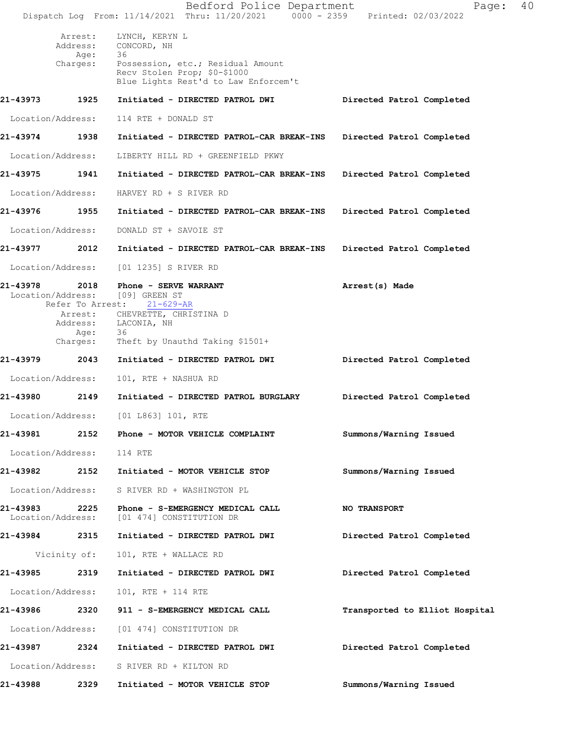Arrest: LYNCH, KERYN L
Address: CONCORD, NH
Age: 36
Charges: Possession, etc.; Residual Amount
Recv Stolen Prop; $0-$1000
Blue Lights Rest'd to Law Enforcem't

**21-43973 1925 Initiated - DIRECTED PATROL DWI** — **Directed Patrol Completed**

Location/Address: 114 RTE + DONALD ST

**21-43974 1938 Initiated - DIRECTED PATROL-CAR BREAK-INS** — **Directed Patrol Completed**

Location/Address: LIBERTY HILL RD + GREENFIELD PKWY

**21-43975 1941 Initiated - DIRECTED PATROL-CAR BREAK-INS** — **Directed Patrol Completed**

Location/Address: HARVEY RD + S RIVER RD

**21-43976 1955 Initiated - DIRECTED PATROL-CAR BREAK-INS** — **Directed Patrol Completed**

Location/Address: DONALD ST + SAVOIE ST

**21-43977 2012 Initiated - DIRECTED PATROL-CAR BREAK-INS** — **Directed Patrol Completed**

Location/Address: [01 1235] S RIVER RD

**21-43978 2018 Phone - SERVE WARRANT** — **Arrest(s) Made**

Location/Address: [09] GREEN ST
Refer To Arrest: 21-629-AR
Arrest: CHEVRETTE, CHRISTINA D
Address: LACONIA, NH
Age: 36
Charges: Theft by Unauthd Taking $1501+

**21-43979 2043 Initiated - DIRECTED PATROL DWI** — **Directed Patrol Completed**

Location/Address: 101, RTE + NASHUA RD

**21-43980 2149 Initiated - DIRECTED PATROL BURGLARY** — **Directed Patrol Completed**

Location/Address: [01 L863] 101, RTE

**21-43981 2152 Phone - MOTOR VEHICLE COMPLAINT** — **Summons/Warning Issued**

Location/Address: 114 RTE

**21-43982 2152 Initiated - MOTOR VEHICLE STOP** — **Summons/Warning Issued**

Location/Address: S RIVER RD + WASHINGTON PL

**21-43983 2225 Phone - S-EMERGENCY MEDICAL CALL** — **NO TRANSPORT**

Location/Address: [01 474] CONSTITUTION DR

**21-43984 2315 Initiated - DIRECTED PATROL DWI** — **Directed Patrol Completed**

Vicinity of: 101, RTE + WALLACE RD

**21-43985 2319 Initiated - DIRECTED PATROL DWI** — **Directed Patrol Completed**

Location/Address: 101, RTE + 114 RTE

**21-43986 2320 911 - S-EMERGENCY MEDICAL CALL** — **Transported to Elliot Hospital**

Location/Address: [01 474] CONSTITUTION DR

**21-43987 2324 Initiated - DIRECTED PATROL DWI** — **Directed Patrol Completed**

Location/Address: S RIVER RD + KILTON RD

**21-43988 2329 Initiated - MOTOR VEHICLE STOP** — **Summons/Warning Issued**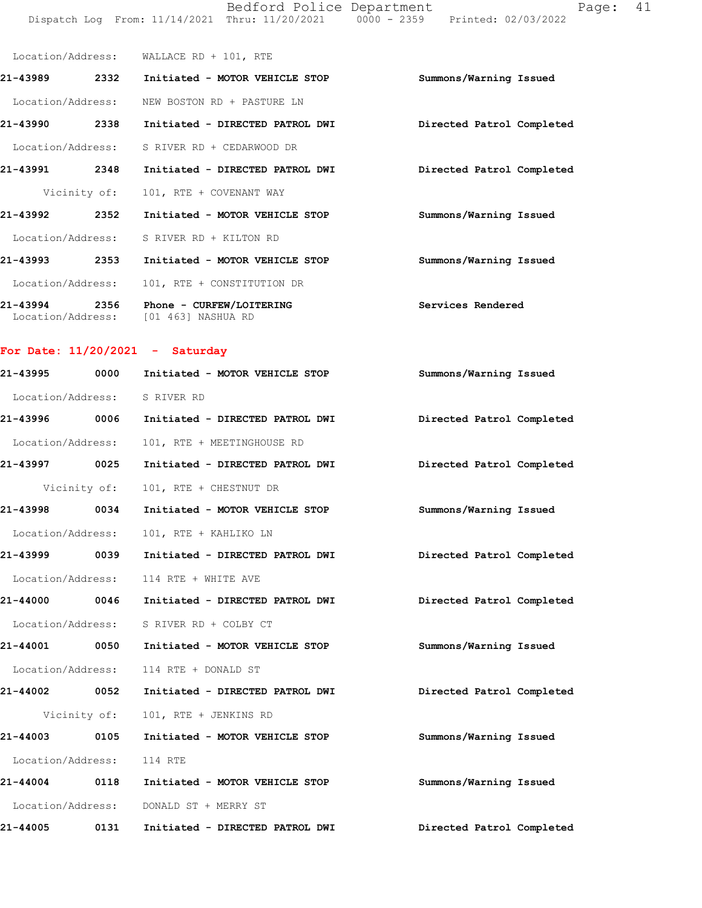Location/Address: WALLACE RD + 101, RTE

**21-43989** 2332 **Initiated - MOTOR VEHICLE STOP** **Summons/Warning Issued**

Location/Address: NEW BOSTON RD + PASTURE LN

**21-43990** 2338 **Initiated - DIRECTED PATROL DWI** **Directed Patrol Completed**

Location/Address: S RIVER RD + CEDARWOOD DR

**21-43991** 2348 **Initiated - DIRECTED PATROL DWI** **Directed Patrol Completed**

Vicinity of: 101, RTE + COVENANT WAY

**21-43992** 2352 **Initiated - MOTOR VEHICLE STOP** **Summons/Warning Issued**

Location/Address: S RIVER RD + KILTON RD

**21-43993** 2353 **Initiated - MOTOR VEHICLE STOP** **Summons/Warning Issued**

Location/Address: 101, RTE + CONSTITUTION DR

**21-43994** 2356 **Phone - CURFEW/LOITERING** **Services Rendered**
Location/Address: [01 463] NASHUA RD

## For Date: 11/20/2021 - Saturday

**21-43995** 0000 **Initiated - MOTOR VEHICLE STOP** **Summons/Warning Issued**

Location/Address: S RIVER RD

**21-43996** 0006 **Initiated - DIRECTED PATROL DWI** **Directed Patrol Completed**

Location/Address: 101, RTE + MEETINGHOUSE RD

**21-43997** 0025 **Initiated - DIRECTED PATROL DWI** **Directed Patrol Completed**

Vicinity of: 101, RTE + CHESTNUT DR

**21-43998** 0034 **Initiated - MOTOR VEHICLE STOP** **Summons/Warning Issued**

Location/Address: 101, RTE + KAHLIKO LN

**21-43999** 0039 **Initiated - DIRECTED PATROL DWI** **Directed Patrol Completed**

Location/Address: 114 RTE + WHITE AVE

**21-44000** 0046 **Initiated - DIRECTED PATROL DWI** **Directed Patrol Completed**

Location/Address: S RIVER RD + COLBY CT

**21-44001** 0050 **Initiated - MOTOR VEHICLE STOP** **Summons/Warning Issued**

Location/Address: 114 RTE + DONALD ST

**21-44002** 0052 **Initiated - DIRECTED PATROL DWI** **Directed Patrol Completed**

Vicinity of: 101, RTE + JENKINS RD

**21-44003** 0105 **Initiated - MOTOR VEHICLE STOP** **Summons/Warning Issued**

Location/Address: 114 RTE

**21-44004** 0118 **Initiated - MOTOR VEHICLE STOP** **Summons/Warning Issued**

Location/Address: DONALD ST + MERRY ST

**21-44005** 0131 **Initiated - DIRECTED PATROL DWI** **Directed Patrol Completed**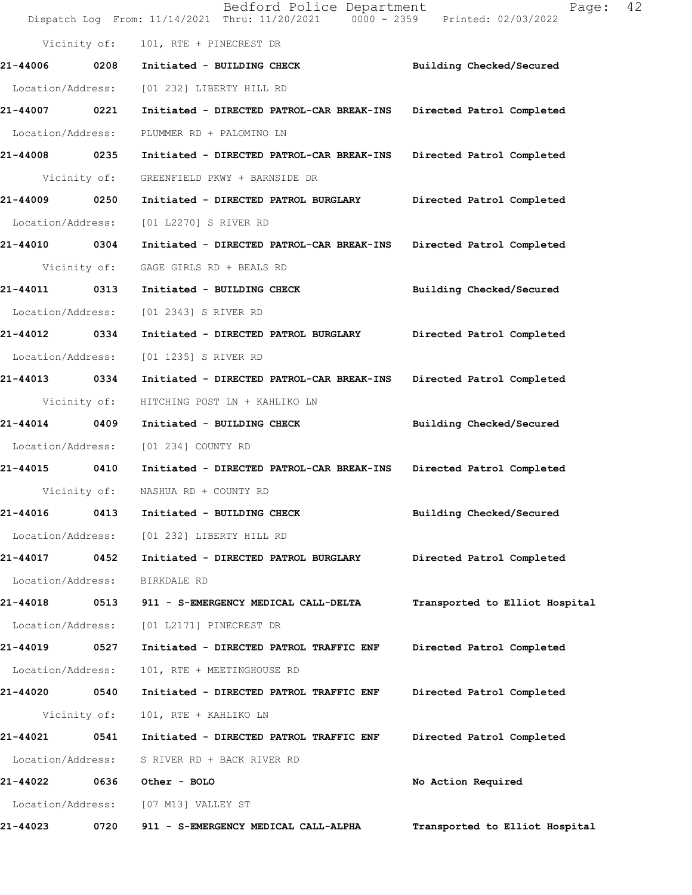Vicinity of: 101, RTE + PINECREST DR

**21-44006 0208 Initiated - BUILDING CHECK** Building Checked/Secured

Location/Address: [01 232] LIBERTY HILL RD

**21-44007 0221 Initiated - DIRECTED PATROL-CAR BREAK-INS** Directed Patrol Completed

Location/Address: PLUMMER RD + PALOMINO LN

**21-44008 0235 Initiated - DIRECTED PATROL-CAR BREAK-INS** Directed Patrol Completed

Vicinity of: GREENFIELD PKWY + BARNSIDE DR

**21-44009 0250 Initiated - DIRECTED PATROL BURGLARY** Directed Patrol Completed

Location/Address: [01 L2270] S RIVER RD

**21-44010 0304 Initiated - DIRECTED PATROL-CAR BREAK-INS** Directed Patrol Completed

Vicinity of: GAGE GIRLS RD + BEALS RD

**21-44011 0313 Initiated - BUILDING CHECK** Building Checked/Secured

Location/Address: [01 2343] S RIVER RD

**21-44012 0334 Initiated - DIRECTED PATROL BURGLARY** Directed Patrol Completed

Location/Address: [01 1235] S RIVER RD

**21-44013 0334 Initiated - DIRECTED PATROL-CAR BREAK-INS** Directed Patrol Completed

Vicinity of: HITCHING POST LN + KAHLIKO LN

**21-44014 0409 Initiated - BUILDING CHECK** Building Checked/Secured

Location/Address: [01 234] COUNTY RD

**21-44015 0410 Initiated - DIRECTED PATROL-CAR BREAK-INS** Directed Patrol Completed

Vicinity of: NASHUA RD + COUNTY RD

**21-44016 0413 Initiated - BUILDING CHECK** Building Checked/Secured

Location/Address: [01 232] LIBERTY HILL RD

**21-44017 0452 Initiated - DIRECTED PATROL BURGLARY** Directed Patrol Completed

Location/Address: BIRKDALE RD

**21-44018 0513 911 - S-EMERGENCY MEDICAL CALL-DELTA** Transported to Elliot Hospital

Location/Address: [01 L2171] PINECREST DR

**21-44019 0527 Initiated - DIRECTED PATROL TRAFFIC ENF** Directed Patrol Completed

Location/Address: 101, RTE + MEETINGHOUSE RD

**21-44020 0540 Initiated - DIRECTED PATROL TRAFFIC ENF** Directed Patrol Completed

Vicinity of: 101, RTE + KAHLIKO LN

**21-44021 0541 Initiated - DIRECTED PATROL TRAFFIC ENF** Directed Patrol Completed

Location/Address: S RIVER RD + BACK RIVER RD

**21-44022 0636 Other - BOLO** No Action Required

Location/Address: [07 M13] VALLEY ST

**21-44023 0720 911 - S-EMERGENCY MEDICAL CALL-ALPHA** Transported to Elliot Hospital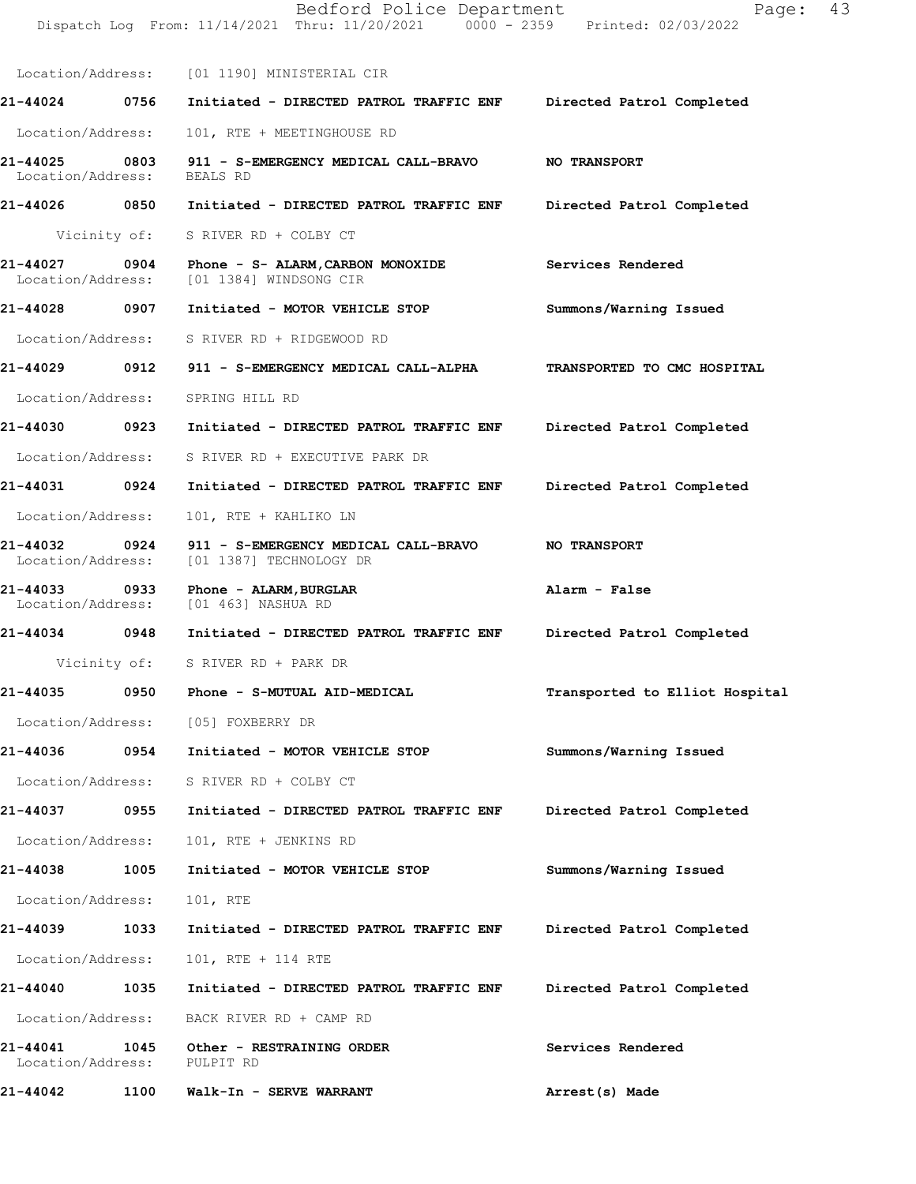Location/Address: [01 1190] MINISTERIAL CIR

**21-44024 0756 Initiated - DIRECTED PATROL TRAFFIC ENF Directed Patrol Completed**

Location/Address: 101, RTE + MEETINGHOUSE RD

**21-44025 0803 911 - S-EMERGENCY MEDICAL CALL-BRAVO NO TRANSPORT**
Location/Address: BEALS RD

**21-44026 0850 Initiated - DIRECTED PATROL TRAFFIC ENF Directed Patrol Completed**

Vicinity of: S RIVER RD + COLBY CT

**21-44027 0904 Phone - S- ALARM,CARBON MONOXIDE Services Rendered**
Location/Address: [01 1384] WINDSONG CIR

**21-44028 0907 Initiated - MOTOR VEHICLE STOP Summons/Warning Issued**

Location/Address: S RIVER RD + RIDGEWOOD RD

**21-44029 0912 911 - S-EMERGENCY MEDICAL CALL-ALPHA TRANSPORTED TO CMC HOSPITAL**

Location/Address: SPRING HILL RD

**21-44030 0923 Initiated - DIRECTED PATROL TRAFFIC ENF Directed Patrol Completed**

Location/Address: S RIVER RD + EXECUTIVE PARK DR

**21-44031 0924 Initiated - DIRECTED PATROL TRAFFIC ENF Directed Patrol Completed**

Location/Address: 101, RTE + KAHLIKO LN

**21-44032 0924 911 - S-EMERGENCY MEDICAL CALL-BRAVO NO TRANSPORT**
Location/Address: [01 1387] TECHNOLOGY DR

**21-44033 0933 Phone - ALARM,BURGLAR Alarm - False**
Location/Address: [01 463] NASHUA RD

**21-44034 0948 Initiated - DIRECTED PATROL TRAFFIC ENF Directed Patrol Completed**

Vicinity of: S RIVER RD + PARK DR

**21-44035 0950 Phone - S-MUTUAL AID-MEDICAL Transported to Elliot Hospital**

Location/Address: [05] FOXBERRY DR

**21-44036 0954 Initiated - MOTOR VEHICLE STOP Summons/Warning Issued**

Location/Address: S RIVER RD + COLBY CT

**21-44037 0955 Initiated - DIRECTED PATROL TRAFFIC ENF Directed Patrol Completed**

Location/Address: 101, RTE + JENKINS RD

**21-44038 1005 Initiated - MOTOR VEHICLE STOP Summons/Warning Issued**

Location/Address: 101, RTE

**21-44039 1033 Initiated - DIRECTED PATROL TRAFFIC ENF Directed Patrol Completed**

Location/Address: 101, RTE + 114 RTE

**21-44040 1035 Initiated - DIRECTED PATROL TRAFFIC ENF Directed Patrol Completed**

Location/Address: BACK RIVER RD + CAMP RD

**21-44041 1045 Other - RESTRAINING ORDER Services Rendered**
Location/Address: PULPIT RD

**21-44042 1100 Walk-In - SERVE WARRANT Arrest(s) Made**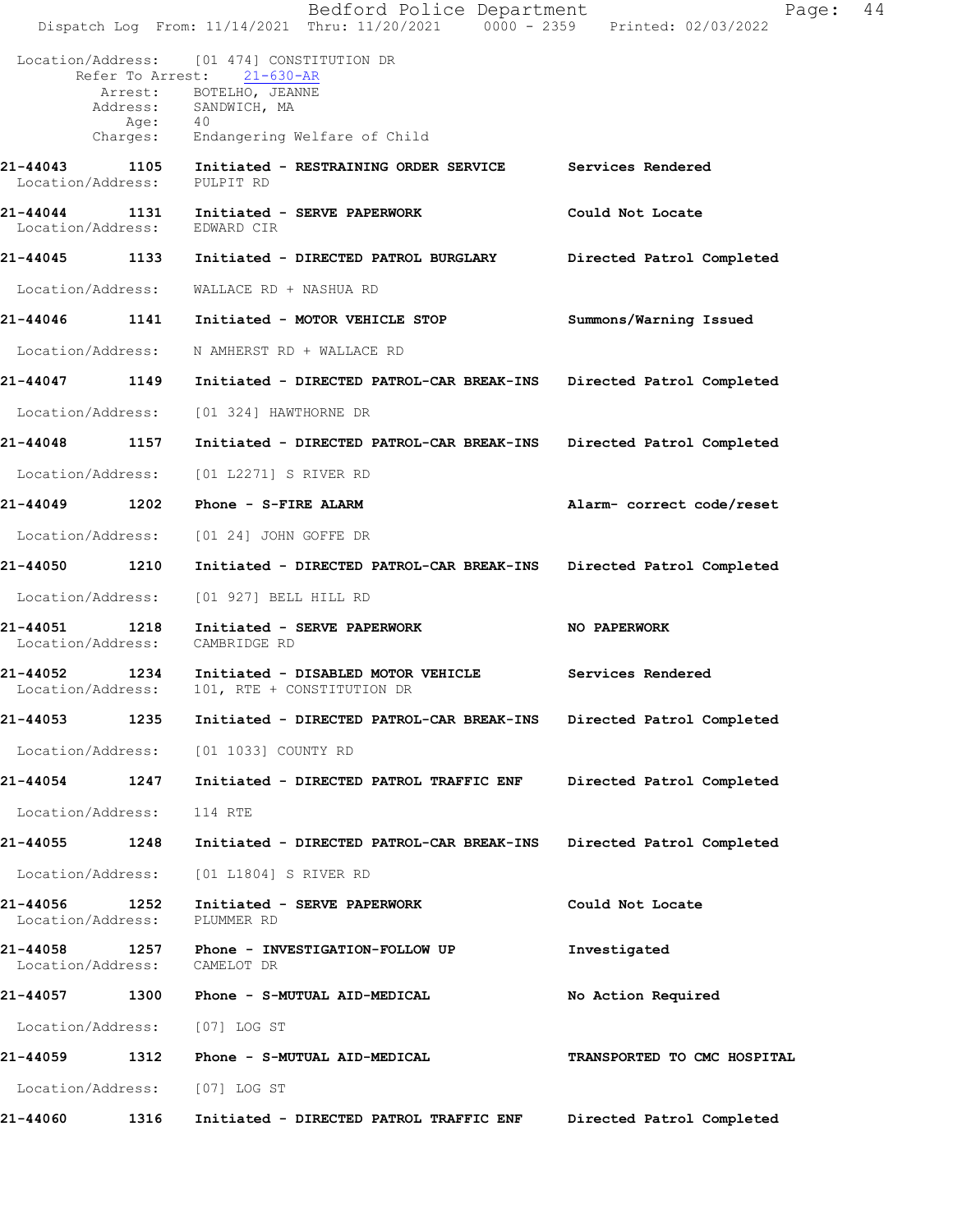Location/Address: [01 474] CONSTITUTION DR
Refer To Arrest: 21-630-AR
Arrest: BOTELHO, JEANNE
Address: SANDWICH, MA
Age: 40
Charges: Endangering Welfare of Child

**21-44043 1105 Initiated - RESTRAINING ORDER SERVICE** — Services Rendered
Location/Address: PULPIT RD

**21-44044 1131 Initiated - SERVE PAPERWORK** — Could Not Locate
Location/Address: EDWARD CIR

**21-44045 1133 Initiated - DIRECTED PATROL BURGLARY** — Directed Patrol Completed
Location/Address: WALLACE RD + NASHUA RD

**21-44046 1141 Initiated - MOTOR VEHICLE STOP** — Summons/Warning Issued
Location/Address: N AMHERST RD + WALLACE RD

**21-44047 1149 Initiated - DIRECTED PATROL-CAR BREAK-INS** — Directed Patrol Completed
Location/Address: [01 324] HAWTHORNE DR

**21-44048 1157 Initiated - DIRECTED PATROL-CAR BREAK-INS** — Directed Patrol Completed
Location/Address: [01 L2271] S RIVER RD

**21-44049 1202 Phone - S-FIRE ALARM** — Alarm- correct code/reset
Location/Address: [01 24] JOHN GOFFE DR

**21-44050 1210 Initiated - DIRECTED PATROL-CAR BREAK-INS** — Directed Patrol Completed
Location/Address: [01 927] BELL HILL RD

**21-44051 1218 Initiated - SERVE PAPERWORK** — NO PAPERWORK
Location/Address: CAMBRIDGE RD

**21-44052 1234 Initiated - DISABLED MOTOR VEHICLE** — Services Rendered
Location/Address: 101, RTE + CONSTITUTION DR

**21-44053 1235 Initiated - DIRECTED PATROL-CAR BREAK-INS** — Directed Patrol Completed
Location/Address: [01 1033] COUNTY RD

**21-44054 1247 Initiated - DIRECTED PATROL TRAFFIC ENF** — Directed Patrol Completed
Location/Address: 114 RTE

**21-44055 1248 Initiated - DIRECTED PATROL-CAR BREAK-INS** — Directed Patrol Completed
Location/Address: [01 L1804] S RIVER RD

**21-44056 1252 Initiated - SERVE PAPERWORK** — Could Not Locate
Location/Address: PLUMMER RD

**21-44058 1257 Phone - INVESTIGATION-FOLLOW UP** — Investigated
Location/Address: CAMELOT DR

**21-44057 1300 Phone - S-MUTUAL AID-MEDICAL** — No Action Required
Location/Address: [07] LOG ST

**21-44059 1312 Phone - S-MUTUAL AID-MEDICAL** — TRANSPORTED TO CMC HOSPITAL
Location/Address: [07] LOG ST

**21-44060 1316 Initiated - DIRECTED PATROL TRAFFIC ENF** — Directed Patrol Completed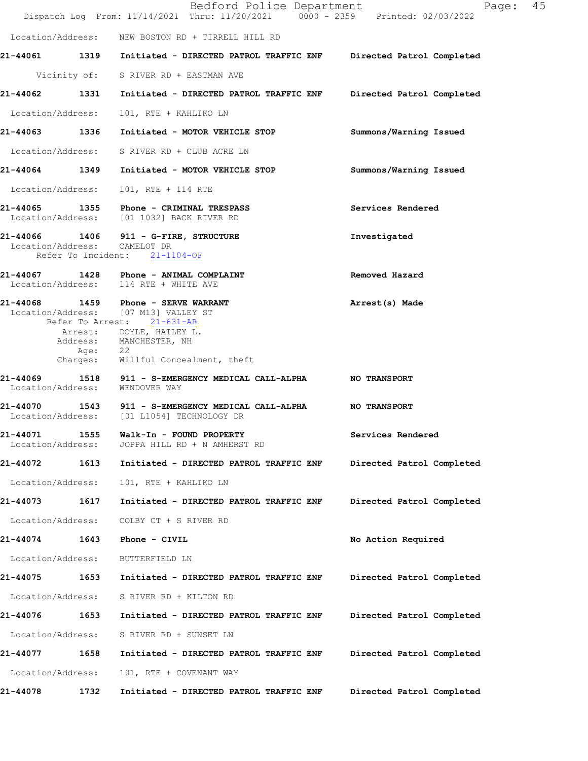Location/Address: NEW BOSTON RD + TIRRELL HILL RD

**21-44061 1319 Initiated - DIRECTED PATROL TRAFFIC ENF Directed Patrol Completed**

Vicinity of: S RIVER RD + EASTMAN AVE

**21-44062 1331 Initiated - DIRECTED PATROL TRAFFIC ENF Directed Patrol Completed**

Location/Address: 101, RTE + KAHLIKO LN

**21-44063 1336 Initiated - MOTOR VEHICLE STOP Summons/Warning Issued**

Location/Address: S RIVER RD + CLUB ACRE LN

**21-44064 1349 Initiated - MOTOR VEHICLE STOP Summons/Warning Issued**

Location/Address: 101, RTE + 114 RTE

**21-44065 1355 Phone - CRIMINAL TRESPASS Services Rendered**
Location/Address: [01 1032] BACK RIVER RD

**21-44066 1406 911 - G-FIRE, STRUCTURE Investigated**
Location/Address: CAMELOT DR
Refer To Incident: 21-1104-OF

**21-44067 1428 Phone - ANIMAL COMPLAINT Removed Hazard**
Location/Address: 114 RTE + WHITE AVE

**21-44068 1459 Phone - SERVE WARRANT Arrest(s) Made**
Location/Address: [07 M13] VALLEY ST
Refer To Arrest: 21-631-AR
Arrest: DOYLE, HAILEY L.
Address: MANCHESTER, NH
Age: 22
Charges: Willful Concealment, theft

**21-44069 1518 911 - S-EMERGENCY MEDICAL CALL-ALPHA NO TRANSPORT**
Location/Address: WENDOVER WAY

**21-44070 1543 911 - S-EMERGENCY MEDICAL CALL-ALPHA NO TRANSPORT**
Location/Address: [01 L1054] TECHNOLOGY DR

**21-44071 1555 Walk-In - FOUND PROPERTY Services Rendered**
Location/Address: JOPPA HILL RD + N AMHERST RD

**21-44072 1613 Initiated - DIRECTED PATROL TRAFFIC ENF Directed Patrol Completed**

Location/Address: 101, RTE + KAHLIKO LN

**21-44073 1617 Initiated - DIRECTED PATROL TRAFFIC ENF Directed Patrol Completed**

Location/Address: COLBY CT + S RIVER RD

**21-44074 1643 Phone - CIVIL No Action Required**

Location/Address: BUTTERFIELD LN

**21-44075 1653 Initiated - DIRECTED PATROL TRAFFIC ENF Directed Patrol Completed**

Location/Address: S RIVER RD + KILTON RD

**21-44076 1653 Initiated - DIRECTED PATROL TRAFFIC ENF Directed Patrol Completed**

Location/Address: S RIVER RD + SUNSET LN

**21-44077 1658 Initiated - DIRECTED PATROL TRAFFIC ENF Directed Patrol Completed**

Location/Address: 101, RTE + COVENANT WAY

**21-44078 1732 Initiated - DIRECTED PATROL TRAFFIC ENF Directed Patrol Completed**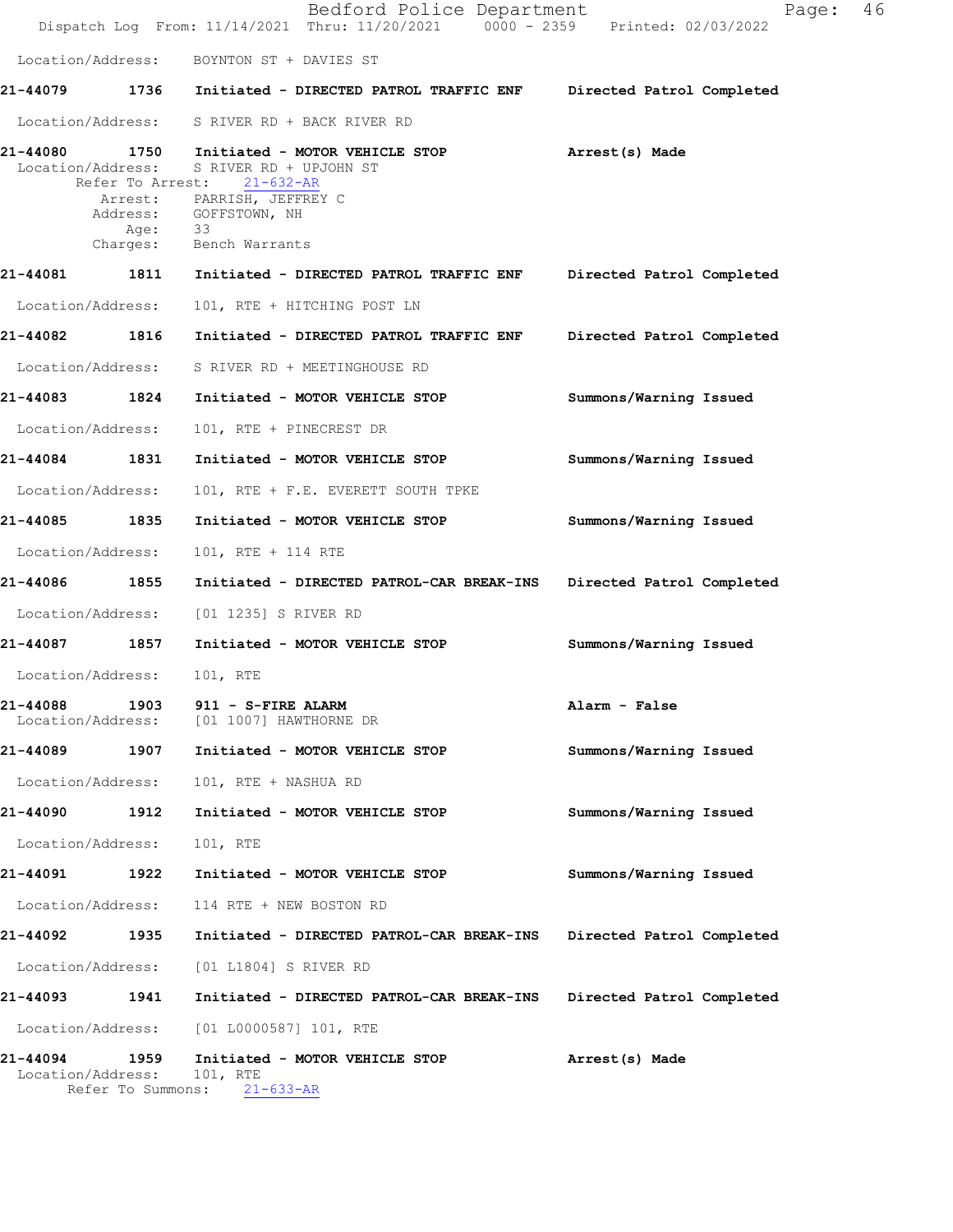Location/Address: BOYNTON ST + DAVIES ST

**21-44079** 1736 **Initiated - DIRECTED PATROL TRAFFIC ENF** **Directed Patrol Completed**

Location/Address: S RIVER RD + BACK RIVER RD

**21-44080** 1750 **Initiated - MOTOR VEHICLE STOP** **Arrest(s) Made**
Location/Address: S RIVER RD + UPJOHN ST
Refer To Arrest: 21-632-AR
Arrest: PARRISH, JEFFREY C
Address: GOFFSTOWN, NH
Age: 33
Charges: Bench Warrants

**21-44081** 1811 **Initiated - DIRECTED PATROL TRAFFIC ENF** **Directed Patrol Completed**

Location/Address: 101, RTE + HITCHING POST LN

**21-44082** 1816 **Initiated - DIRECTED PATROL TRAFFIC ENF** **Directed Patrol Completed**

Location/Address: S RIVER RD + MEETINGHOUSE RD

**21-44083** 1824 **Initiated - MOTOR VEHICLE STOP** **Summons/Warning Issued**

Location/Address: 101, RTE + PINECREST DR

**21-44084** 1831 **Initiated - MOTOR VEHICLE STOP** **Summons/Warning Issued**

Location/Address: 101, RTE + F.E. EVERETT SOUTH TPKE

**21-44085** 1835 **Initiated - MOTOR VEHICLE STOP** **Summons/Warning Issued**

Location/Address: 101, RTE + 114 RTE

**21-44086** 1855 **Initiated - DIRECTED PATROL-CAR BREAK-INS** **Directed Patrol Completed**

Location/Address: [01 1235] S RIVER RD

**21-44087** 1857 **Initiated - MOTOR VEHICLE STOP** **Summons/Warning Issued**

Location/Address: 101, RTE

**21-44088** 1903 **911 - S-FIRE ALARM** **Alarm - False**
Location/Address: [01 1007] HAWTHORNE DR

**21-44089** 1907 **Initiated - MOTOR VEHICLE STOP** **Summons/Warning Issued**

Location/Address: 101, RTE + NASHUA RD

**21-44090** 1912 **Initiated - MOTOR VEHICLE STOP** **Summons/Warning Issued**

Location/Address: 101, RTE

**21-44091** 1922 **Initiated - MOTOR VEHICLE STOP** **Summons/Warning Issued**

Location/Address: 114 RTE + NEW BOSTON RD

**21-44092** 1935 **Initiated - DIRECTED PATROL-CAR BREAK-INS** **Directed Patrol Completed**

Location/Address: [01 L1804] S RIVER RD

**21-44093** 1941 **Initiated - DIRECTED PATROL-CAR BREAK-INS** **Directed Patrol Completed**

Location/Address: [01 L0000587] 101, RTE

**21-44094** 1959 **Initiated - MOTOR VEHICLE STOP** **Arrest(s) Made**
Location/Address: 101, RTE
Refer To Summons: 21-633-AR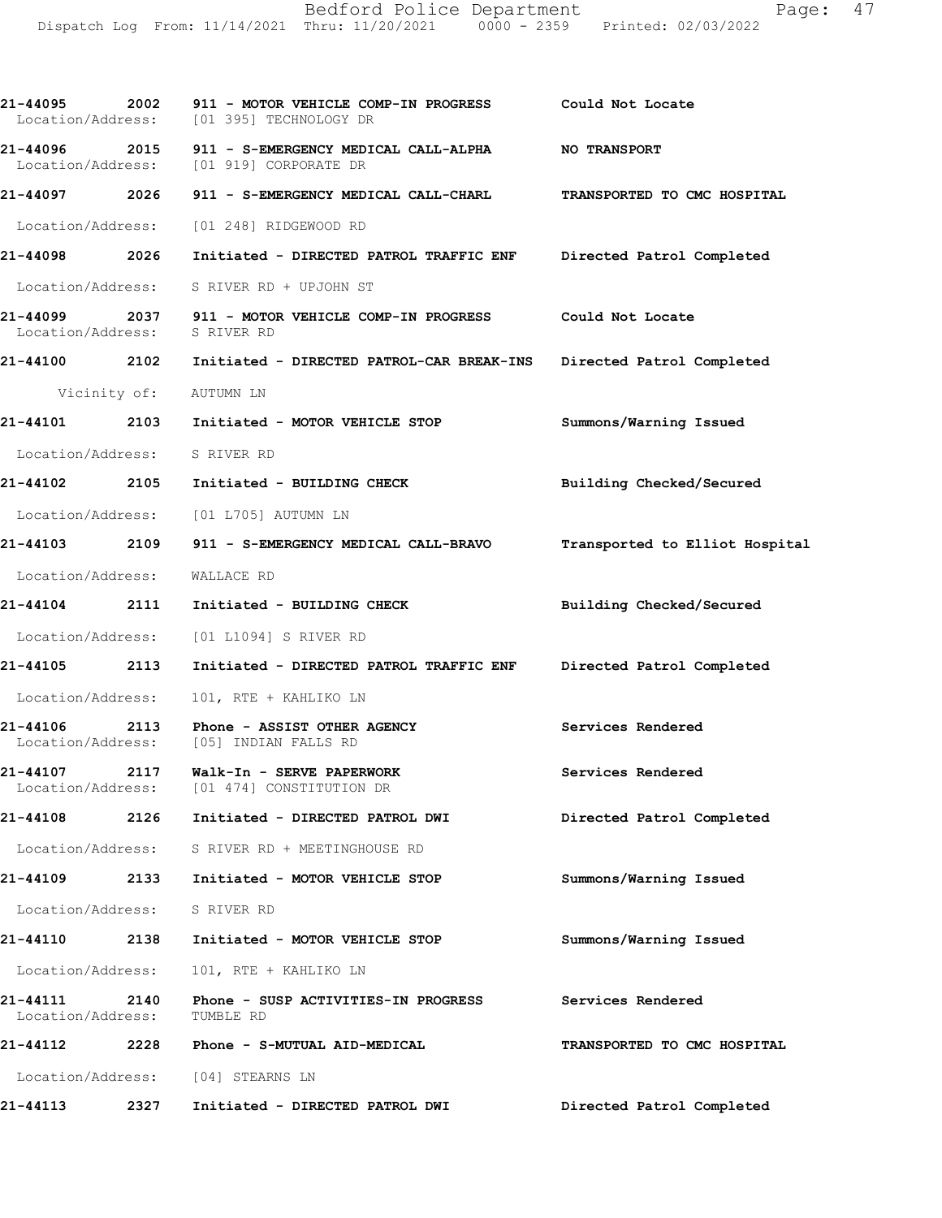**21-44095 2002 911 - MOTOR VEHICLE COMP-IN PROGRESS Could Not Locate**
Location/Address: [01 395] TECHNOLOGY DR

**21-44096 2015 911 - S-EMERGENCY MEDICAL CALL-ALPHA NO TRANSPORT**
Location/Address: [01 919] CORPORATE DR

**21-44097 2026 911 - S-EMERGENCY MEDICAL CALL-CHARL TRANSPORTED TO CMC HOSPITAL**
Location/Address: [01 248] RIDGEWOOD RD

**21-44098 2026 Initiated - DIRECTED PATROL TRAFFIC ENF Directed Patrol Completed**
Location/Address: S RIVER RD + UPJOHN ST

**21-44099 2037 911 - MOTOR VEHICLE COMP-IN PROGRESS Could Not Locate**
Location/Address: S RIVER RD

**21-44100 2102 Initiated - DIRECTED PATROL-CAR BREAK-INS Directed Patrol Completed**
Vicinity of: AUTUMN LN

**21-44101 2103 Initiated - MOTOR VEHICLE STOP Summons/Warning Issued**
Location/Address: S RIVER RD

**21-44102 2105 Initiated - BUILDING CHECK Building Checked/Secured**
Location/Address: [01 L705] AUTUMN LN

**21-44103 2109 911 - S-EMERGENCY MEDICAL CALL-BRAVO Transported to Elliot Hospital**
Location/Address: WALLACE RD

**21-44104 2111 Initiated - BUILDING CHECK Building Checked/Secured**
Location/Address: [01 L1094] S RIVER RD

**21-44105 2113 Initiated - DIRECTED PATROL TRAFFIC ENF Directed Patrol Completed**
Location/Address: 101, RTE + KAHLIKO LN

**21-44106 2113 Phone - ASSIST OTHER AGENCY Services Rendered**
Location/Address: [05] INDIAN FALLS RD

**21-44107 2117 Walk-In - SERVE PAPERWORK Services Rendered**
Location/Address: [01 474] CONSTITUTION DR

**21-44108 2126 Initiated - DIRECTED PATROL DWI Directed Patrol Completed**
Location/Address: S RIVER RD + MEETINGHOUSE RD

**21-44109 2133 Initiated - MOTOR VEHICLE STOP Summons/Warning Issued**
Location/Address: S RIVER RD

**21-44110 2138 Initiated - MOTOR VEHICLE STOP Summons/Warning Issued**
Location/Address: 101, RTE + KAHLIKO LN

**21-44111 2140 Phone - SUSP ACTIVITIES-IN PROGRESS Services Rendered**
Location/Address: TUMBLE RD

**21-44112 2228 Phone - S-MUTUAL AID-MEDICAL TRANSPORTED TO CMC HOSPITAL**
Location/Address: [04] STEARNS LN

**21-44113 2327 Initiated - DIRECTED PATROL DWI Directed Patrol Completed**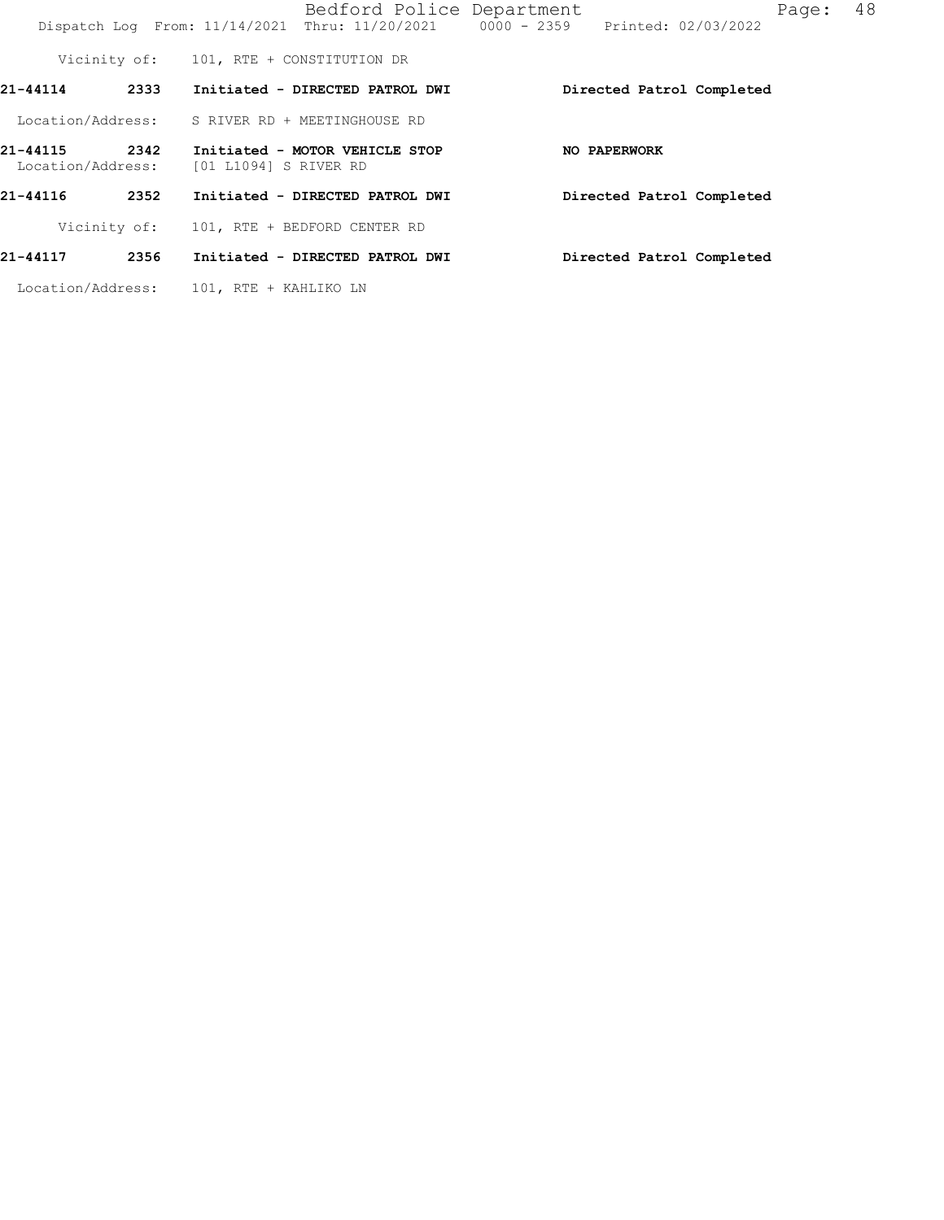Vicinity of: 101, RTE + CONSTITUTION DR

**21-44114 2333 Initiated - DIRECTED PATROL DWI Directed Patrol Completed**

Location/Address: S RIVER RD + MEETINGHOUSE RD

**21-44115 2342 Initiated - MOTOR VEHICLE STOP NO PAPERWORK**

Location/Address: [01 L1094] S RIVER RD

**21-44116 2352 Initiated - DIRECTED PATROL DWI Directed Patrol Completed**

Vicinity of: 101, RTE + BEDFORD CENTER RD

**21-44117 2356 Initiated - DIRECTED PATROL DWI Directed Patrol Completed**

Location/Address: 101, RTE + KAHLIKO LN